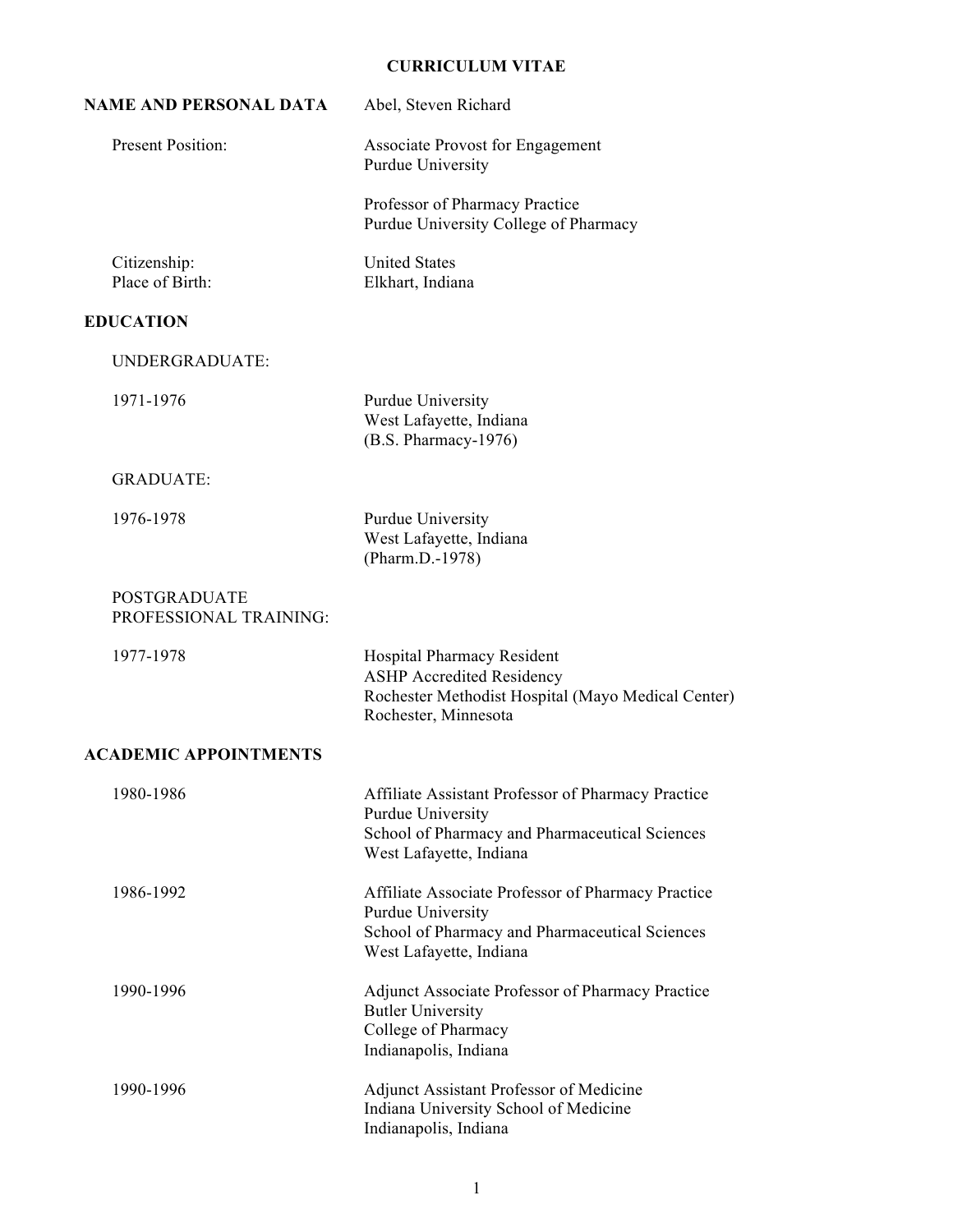# CURRICULUM VITAE

## NAME AND PERSONAL DATA

Abel, Steven Richard

| | |
|---|---|
| Present Position: | Associate Provost for Engagement<br>Purdue University<br><br>Professor of Pharmacy Practice<br>Purdue University College of Pharmacy |
| Citizenship: | United States |
| Place of Birth: | Elkhart, Indiana |

## EDUCATION

### UNDERGRADUATE:

| | |
|---|---|
| 1971-1976 | Purdue University<br>West Lafayette, Indiana<br>(B.S. Pharmacy-1976) |

### GRADUATE:

| | |
|---|---|
| 1976-1978 | Purdue University<br>West Lafayette, Indiana<br>(Pharm.D.-1978) |

### POSTGRADUATE PROFESSIONAL TRAINING:

| | |
|---|---|
| 1977-1978 | Hospital Pharmacy Resident<br>ASHP Accredited Residency<br>Rochester Methodist Hospital (Mayo Medical Center)<br>Rochester, Minnesota |

## ACADEMIC APPOINTMENTS

| | |
|---|---|
| 1980-1986 | Affiliate Assistant Professor of Pharmacy Practice<br>Purdue University<br>School of Pharmacy and Pharmaceutical Sciences<br>West Lafayette, Indiana |
| 1986-1992 | Affiliate Associate Professor of Pharmacy Practice<br>Purdue University<br>School of Pharmacy and Pharmaceutical Sciences<br>West Lafayette, Indiana |
| 1990-1996 | Adjunct Associate Professor of Pharmacy Practice<br>Butler University<br>College of Pharmacy<br>Indianapolis, Indiana |
| 1990-1996 | Adjunct Assistant Professor of Medicine<br>Indiana University School of Medicine<br>Indianapolis, Indiana |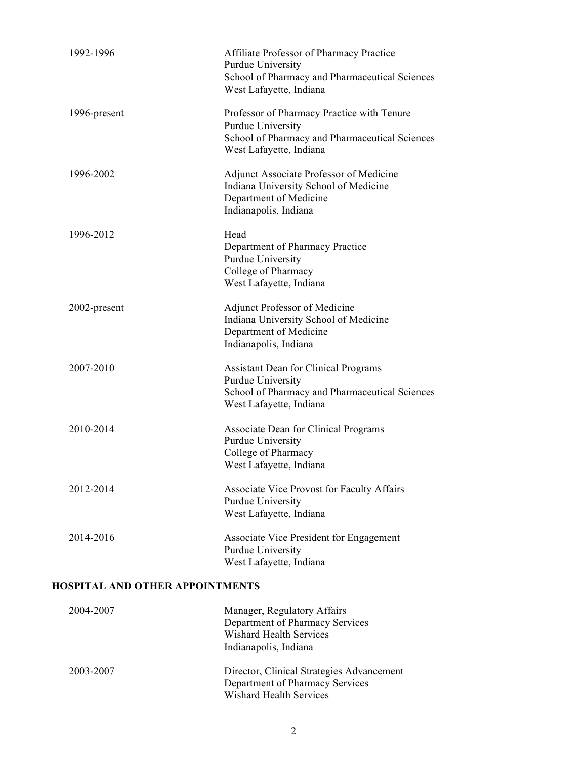1992-1996 — Affiliate Professor of Pharmacy Practice
Purdue University
School of Pharmacy and Pharmaceutical Sciences
West Lafayette, Indiana

1996-present — Professor of Pharmacy Practice with Tenure
Purdue University
School of Pharmacy and Pharmaceutical Sciences
West Lafayette, Indiana

1996-2002 — Adjunct Associate Professor of Medicine
Indiana University School of Medicine
Department of Medicine
Indianapolis, Indiana

1996-2012 — Head
Department of Pharmacy Practice
Purdue University
College of Pharmacy
West Lafayette, Indiana

2002-present — Adjunct Professor of Medicine
Indiana University School of Medicine
Department of Medicine
Indianapolis, Indiana

2007-2010 — Assistant Dean for Clinical Programs
Purdue University
School of Pharmacy and Pharmaceutical Sciences
West Lafayette, Indiana

2010-2014 — Associate Dean for Clinical Programs
Purdue University
College of Pharmacy
West Lafayette, Indiana

2012-2014 — Associate Vice Provost for Faculty Affairs
Purdue University
West Lafayette, Indiana

2014-2016 — Associate Vice President for Engagement
Purdue University
West Lafayette, Indiana

## HOSPITAL AND OTHER APPOINTMENTS

2004-2007 — Manager, Regulatory Affairs
Department of Pharmacy Services
Wishard Health Services
Indianapolis, Indiana

2003-2007 — Director, Clinical Strategies Advancement
Department of Pharmacy Services
Wishard Health Services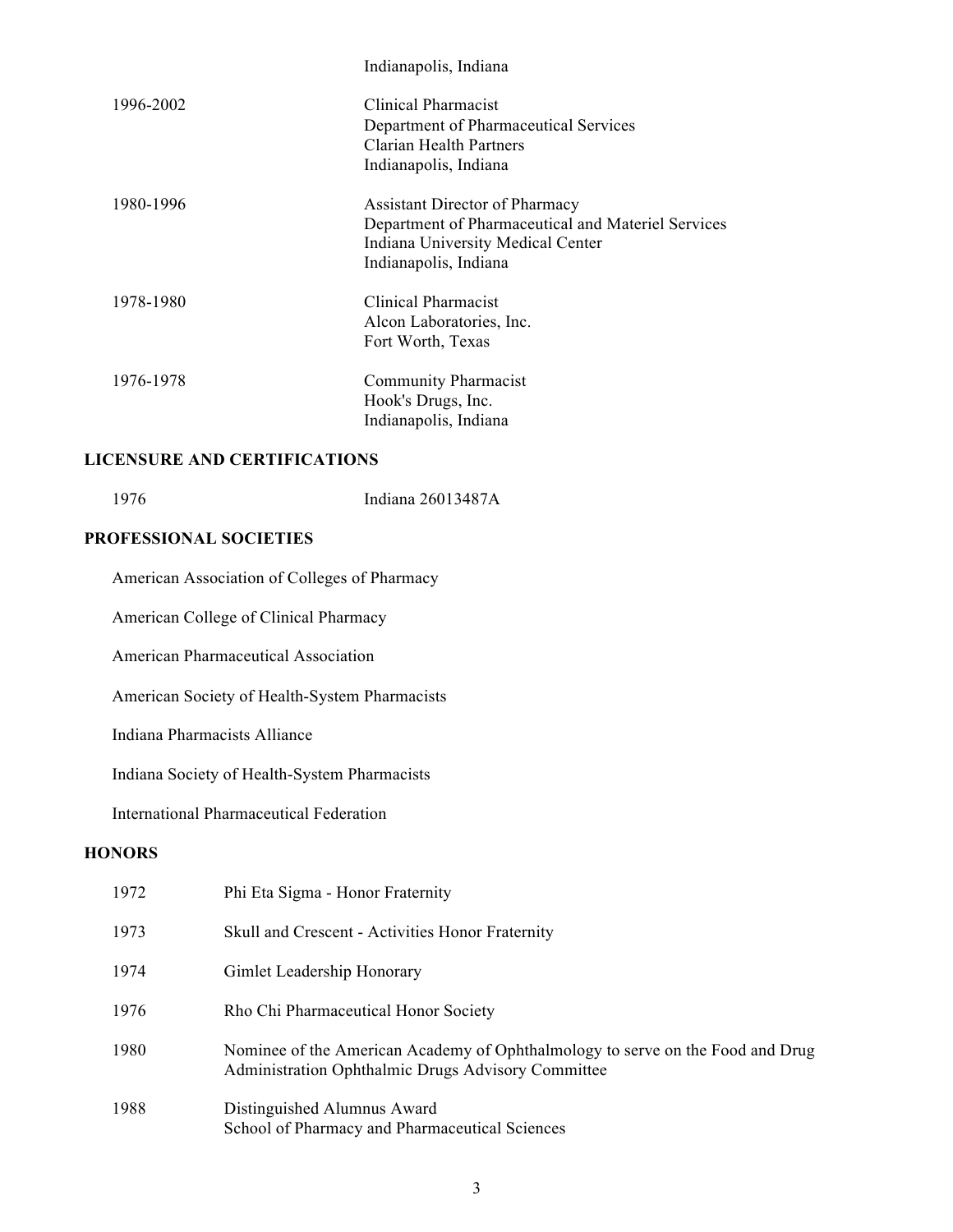| | |
|---|---|
| | Indianapolis, Indiana |
| 1996-2002 | Clinical Pharmacist<br>Department of Pharmaceutical Services<br>Clarian Health Partners<br>Indianapolis, Indiana |
| 1980-1996 | Assistant Director of Pharmacy<br>Department of Pharmaceutical and Materiel Services<br>Indiana University Medical Center<br>Indianapolis, Indiana |
| 1978-1980 | Clinical Pharmacist<br>Alcon Laboratories, Inc.<br>Fort Worth, Texas |
| 1976-1978 | Community Pharmacist<br>Hook's Drugs, Inc.<br>Indianapolis, Indiana |

## LICENSURE AND CERTIFICATIONS

| | |
|---|---|
| 1976 | Indiana 26013487A |

## PROFESSIONAL SOCIETIES

American Association of Colleges of Pharmacy

American College of Clinical Pharmacy

American Pharmaceutical Association

American Society of Health-System Pharmacists

Indiana Pharmacists Alliance

Indiana Society of Health-System Pharmacists

International Pharmaceutical Federation

## HONORS

| | |
|---|---|
| 1972 | Phi Eta Sigma - Honor Fraternity |
| 1973 | Skull and Crescent - Activities Honor Fraternity |
| 1974 | Gimlet Leadership Honorary |
| 1976 | Rho Chi Pharmaceutical Honor Society |
| 1980 | Nominee of the American Academy of Ophthalmology to serve on the Food and Drug Administration Ophthalmic Drugs Advisory Committee |
| 1988 | Distinguished Alumnus Award<br>School of Pharmacy and Pharmaceutical Sciences |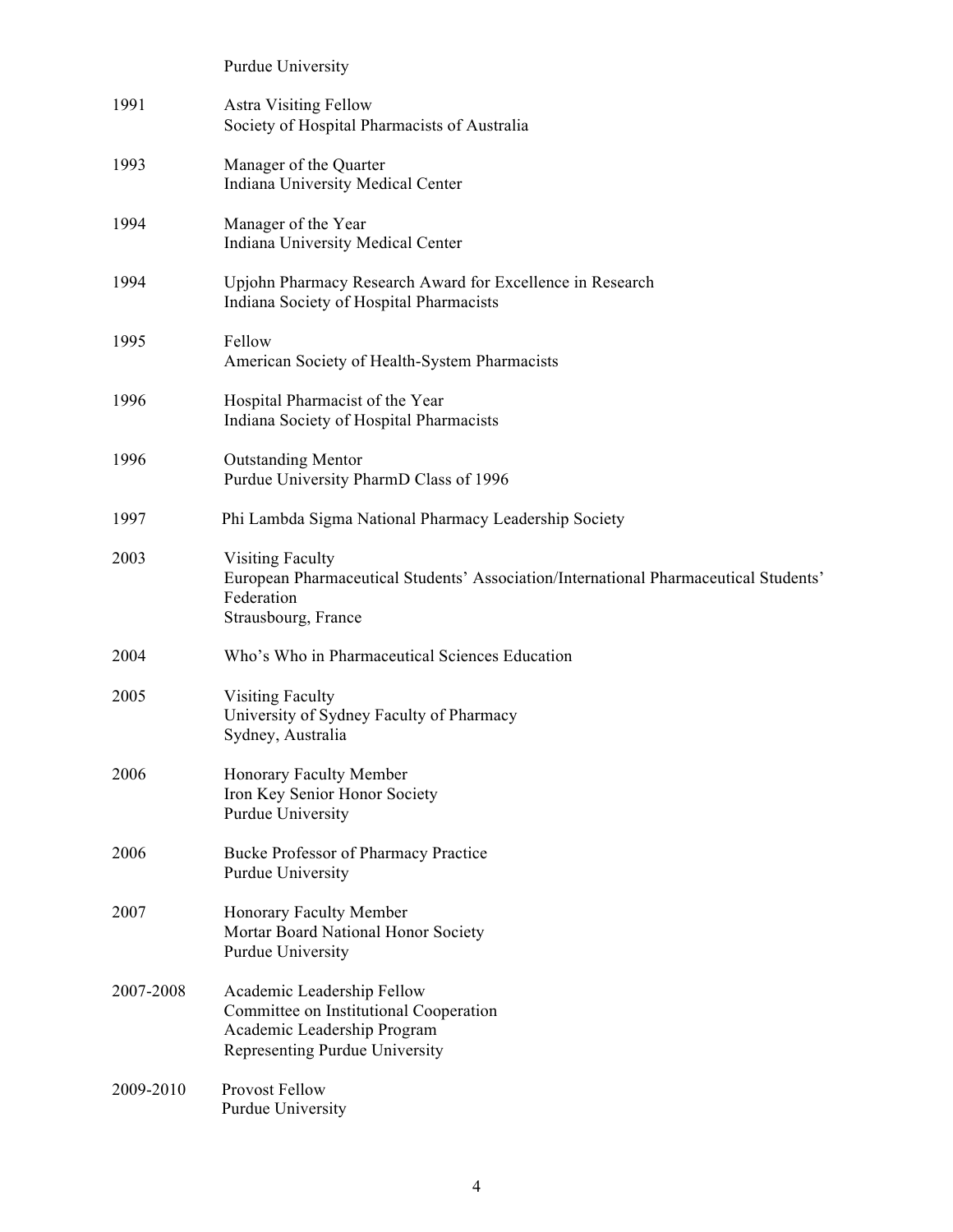| | |
|---|---|
| | Purdue University |
| 1991 | Astra Visiting Fellow<br>Society of Hospital Pharmacists of Australia |
| 1993 | Manager of the Quarter<br>Indiana University Medical Center |
| 1994 | Manager of the Year<br>Indiana University Medical Center |
| 1994 | Upjohn Pharmacy Research Award for Excellence in Research<br>Indiana Society of Hospital Pharmacists |
| 1995 | Fellow<br>American Society of Health-System Pharmacists |
| 1996 | Hospital Pharmacist of the Year<br>Indiana Society of Hospital Pharmacists |
| 1996 | Outstanding Mentor<br>Purdue University PharmD Class of 1996 |
| 1997 | Phi Lambda Sigma National Pharmacy Leadership Society |
| 2003 | Visiting Faculty<br>European Pharmaceutical Students' Association/International Pharmaceutical Students' Federation<br>Strausbourg, France |
| 2004 | Who's Who in Pharmaceutical Sciences Education |
| 2005 | Visiting Faculty<br>University of Sydney Faculty of Pharmacy<br>Sydney, Australia |
| 2006 | Honorary Faculty Member<br>Iron Key Senior Honor Society<br>Purdue University |
| 2006 | Bucke Professor of Pharmacy Practice<br>Purdue University |
| 2007 | Honorary Faculty Member<br>Mortar Board National Honor Society<br>Purdue University |
| 2007-2008 | Academic Leadership Fellow<br>Committee on Institutional Cooperation<br>Academic Leadership Program<br>Representing Purdue University |
| 2009-2010 | Provost Fellow<br>Purdue University |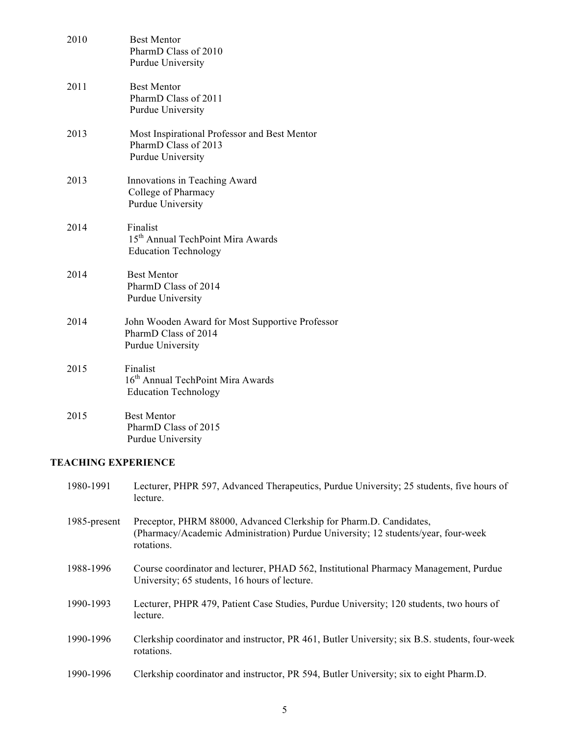2010 Best Mentor
PharmD Class of 2010
Purdue University

2011 Best Mentor
PharmD Class of 2011
Purdue University

2013 Most Inspirational Professor and Best Mentor
PharmD Class of 2013
Purdue University

2013 Innovations in Teaching Award
College of Pharmacy
Purdue University

2014 Finalist
15th Annual TechPoint Mira Awards
Education Technology

2014 Best Mentor
PharmD Class of 2014
Purdue University

2014 John Wooden Award for Most Supportive Professor
PharmD Class of 2014
Purdue University

2015 Finalist
16th Annual TechPoint Mira Awards
Education Technology

2015 Best Mentor
PharmD Class of 2015
Purdue University

## TEACHING EXPERIENCE

1980-1991 Lecturer, PHPR 597, Advanced Therapeutics, Purdue University; 25 students, five hours of lecture.

1985-present Preceptor, PHRM 88000, Advanced Clerkship for Pharm.D. Candidates, (Pharmacy/Academic Administration) Purdue University; 12 students/year, four-week rotations.

1988-1996 Course coordinator and lecturer, PHAD 562, Institutional Pharmacy Management, Purdue University; 65 students, 16 hours of lecture.

1990-1993 Lecturer, PHPR 479, Patient Case Studies, Purdue University; 120 students, two hours of lecture.

1990-1996 Clerkship coordinator and instructor, PR 461, Butler University; six B.S. students, four-week rotations.

1990-1996 Clerkship coordinator and instructor, PR 594, Butler University; six to eight Pharm.D.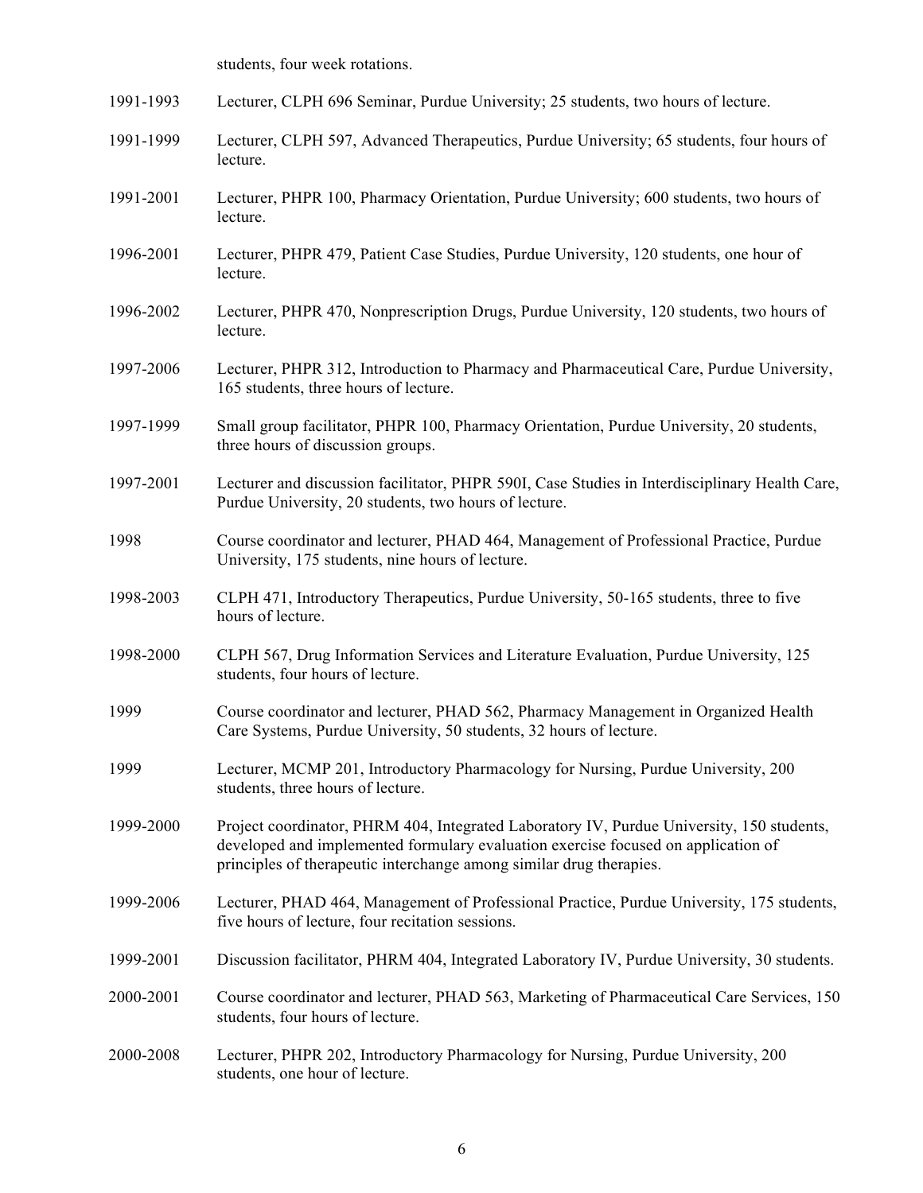students, four week rotations.

1991-1993 Lecturer, CLPH 696 Seminar, Purdue University; 25 students, two hours of lecture.

1991-1999 Lecturer, CLPH 597, Advanced Therapeutics, Purdue University; 65 students, four hours of lecture.

1991-2001 Lecturer, PHPR 100, Pharmacy Orientation, Purdue University; 600 students, two hours of lecture.

1996-2001 Lecturer, PHPR 479, Patient Case Studies, Purdue University, 120 students, one hour of lecture.

1996-2002 Lecturer, PHPR 470, Nonprescription Drugs, Purdue University, 120 students, two hours of lecture.

1997-2006 Lecturer, PHPR 312, Introduction to Pharmacy and Pharmaceutical Care, Purdue University, 165 students, three hours of lecture.

1997-1999 Small group facilitator, PHPR 100, Pharmacy Orientation, Purdue University, 20 students, three hours of discussion groups.

1997-2001 Lecturer and discussion facilitator, PHPR 590I, Case Studies in Interdisciplinary Health Care, Purdue University, 20 students, two hours of lecture.

1998 Course coordinator and lecturer, PHAD 464, Management of Professional Practice, Purdue University, 175 students, nine hours of lecture.

1998-2003 CLPH 471, Introductory Therapeutics, Purdue University, 50-165 students, three to five hours of lecture.

1998-2000 CLPH 567, Drug Information Services and Literature Evaluation, Purdue University, 125 students, four hours of lecture.

1999 Course coordinator and lecturer, PHAD 562, Pharmacy Management in Organized Health Care Systems, Purdue University, 50 students, 32 hours of lecture.

1999 Lecturer, MCMP 201, Introductory Pharmacology for Nursing, Purdue University, 200 students, three hours of lecture.

1999-2000 Project coordinator, PHRM 404, Integrated Laboratory IV, Purdue University, 150 students, developed and implemented formulary evaluation exercise focused on application of principles of therapeutic interchange among similar drug therapies.

1999-2006 Lecturer, PHAD 464, Management of Professional Practice, Purdue University, 175 students, five hours of lecture, four recitation sessions.

1999-2001 Discussion facilitator, PHRM 404, Integrated Laboratory IV, Purdue University, 30 students.

2000-2001 Course coordinator and lecturer, PHAD 563, Marketing of Pharmaceutical Care Services, 150 students, four hours of lecture.

2000-2008 Lecturer, PHPR 202, Introductory Pharmacology for Nursing, Purdue University, 200 students, one hour of lecture.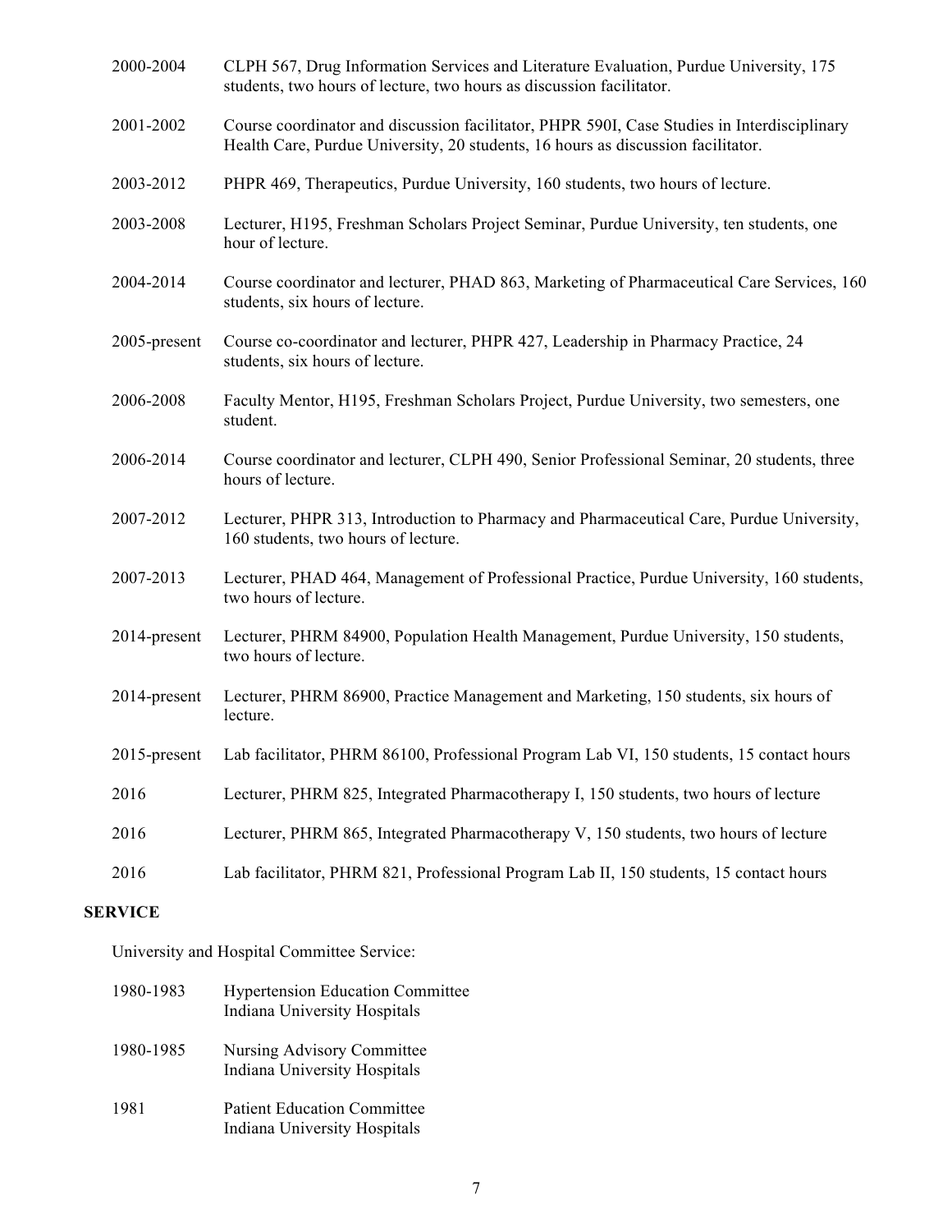2000-2004 CLPH 567, Drug Information Services and Literature Evaluation, Purdue University, 175 students, two hours of lecture, two hours as discussion facilitator.

2001-2002 Course coordinator and discussion facilitator, PHPR 590I, Case Studies in Interdisciplinary Health Care, Purdue University, 20 students, 16 hours as discussion facilitator.

2003-2012 PHPR 469, Therapeutics, Purdue University, 160 students, two hours of lecture.

2003-2008 Lecturer, H195, Freshman Scholars Project Seminar, Purdue University, ten students, one hour of lecture.

2004-2014 Course coordinator and lecturer, PHAD 863, Marketing of Pharmaceutical Care Services, 160 students, six hours of lecture.

2005-present Course co-coordinator and lecturer, PHPR 427, Leadership in Pharmacy Practice, 24 students, six hours of lecture.

2006-2008 Faculty Mentor, H195, Freshman Scholars Project, Purdue University, two semesters, one student.

2006-2014 Course coordinator and lecturer, CLPH 490, Senior Professional Seminar, 20 students, three hours of lecture.

2007-2012 Lecturer, PHPR 313, Introduction to Pharmacy and Pharmaceutical Care, Purdue University, 160 students, two hours of lecture.

2007-2013 Lecturer, PHAD 464, Management of Professional Practice, Purdue University, 160 students, two hours of lecture.

2014-present Lecturer, PHRM 84900, Population Health Management, Purdue University, 150 students, two hours of lecture.

2014-present Lecturer, PHRM 86900, Practice Management and Marketing, 150 students, six hours of lecture.

2015-present Lab facilitator, PHRM 86100, Professional Program Lab VI, 150 students, 15 contact hours

2016 Lecturer, PHRM 825, Integrated Pharmacotherapy I, 150 students, two hours of lecture

2016 Lecturer, PHRM 865, Integrated Pharmacotherapy V, 150 students, two hours of lecture

2016 Lab facilitator, PHRM 821, Professional Program Lab II, 150 students, 15 contact hours

## SERVICE

University and Hospital Committee Service:

1980-1983 Hypertension Education Committee
Indiana University Hospitals

1980-1985 Nursing Advisory Committee
Indiana University Hospitals

1981 Patient Education Committee
Indiana University Hospitals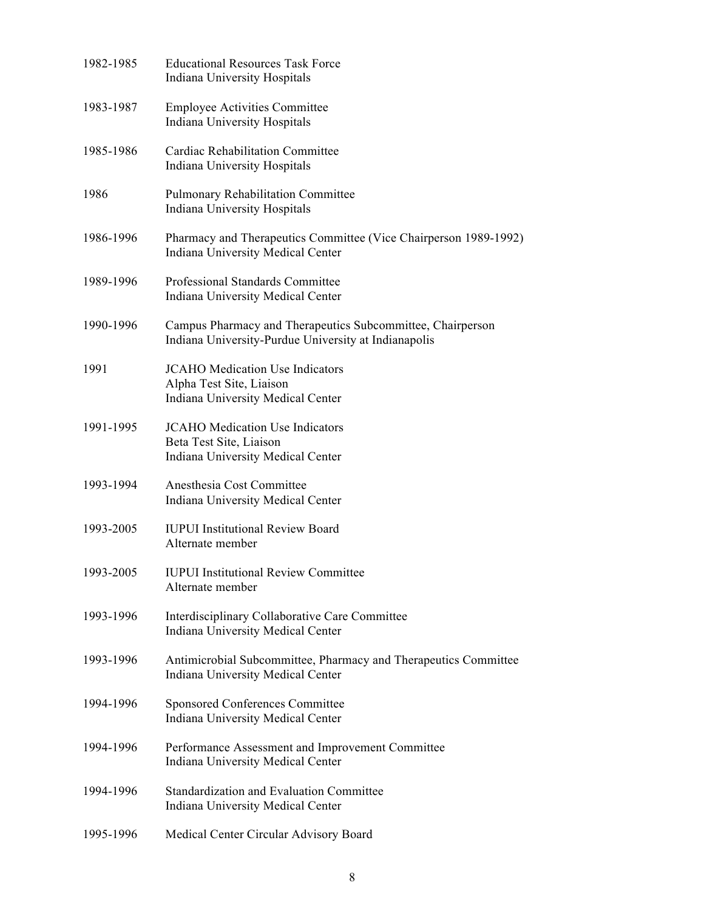| | |
|---|---|
| 1982-1985 | Educational Resources Task Force<br>Indiana University Hospitals |
| 1983-1987 | Employee Activities Committee<br>Indiana University Hospitals |
| 1985-1986 | Cardiac Rehabilitation Committee<br>Indiana University Hospitals |
| 1986 | Pulmonary Rehabilitation Committee<br>Indiana University Hospitals |
| 1986-1996 | Pharmacy and Therapeutics Committee (Vice Chairperson 1989-1992)<br>Indiana University Medical Center |
| 1989-1996 | Professional Standards Committee<br>Indiana University Medical Center |
| 1990-1996 | Campus Pharmacy and Therapeutics Subcommittee, Chairperson<br>Indiana University-Purdue University at Indianapolis |
| 1991 | JCAHO Medication Use Indicators<br>Alpha Test Site, Liaison<br>Indiana University Medical Center |
| 1991-1995 | JCAHO Medication Use Indicators<br>Beta Test Site, Liaison<br>Indiana University Medical Center |
| 1993-1994 | Anesthesia Cost Committee<br>Indiana University Medical Center |
| 1993-2005 | IUPUI Institutional Review Board<br>Alternate member |
| 1993-2005 | IUPUI Institutional Review Committee<br>Alternate member |
| 1993-1996 | Interdisciplinary Collaborative Care Committee<br>Indiana University Medical Center |
| 1993-1996 | Antimicrobial Subcommittee, Pharmacy and Therapeutics Committee<br>Indiana University Medical Center |
| 1994-1996 | Sponsored Conferences Committee<br>Indiana University Medical Center |
| 1994-1996 | Performance Assessment and Improvement Committee<br>Indiana University Medical Center |
| 1994-1996 | Standardization and Evaluation Committee<br>Indiana University Medical Center |
| 1995-1996 | Medical Center Circular Advisory Board |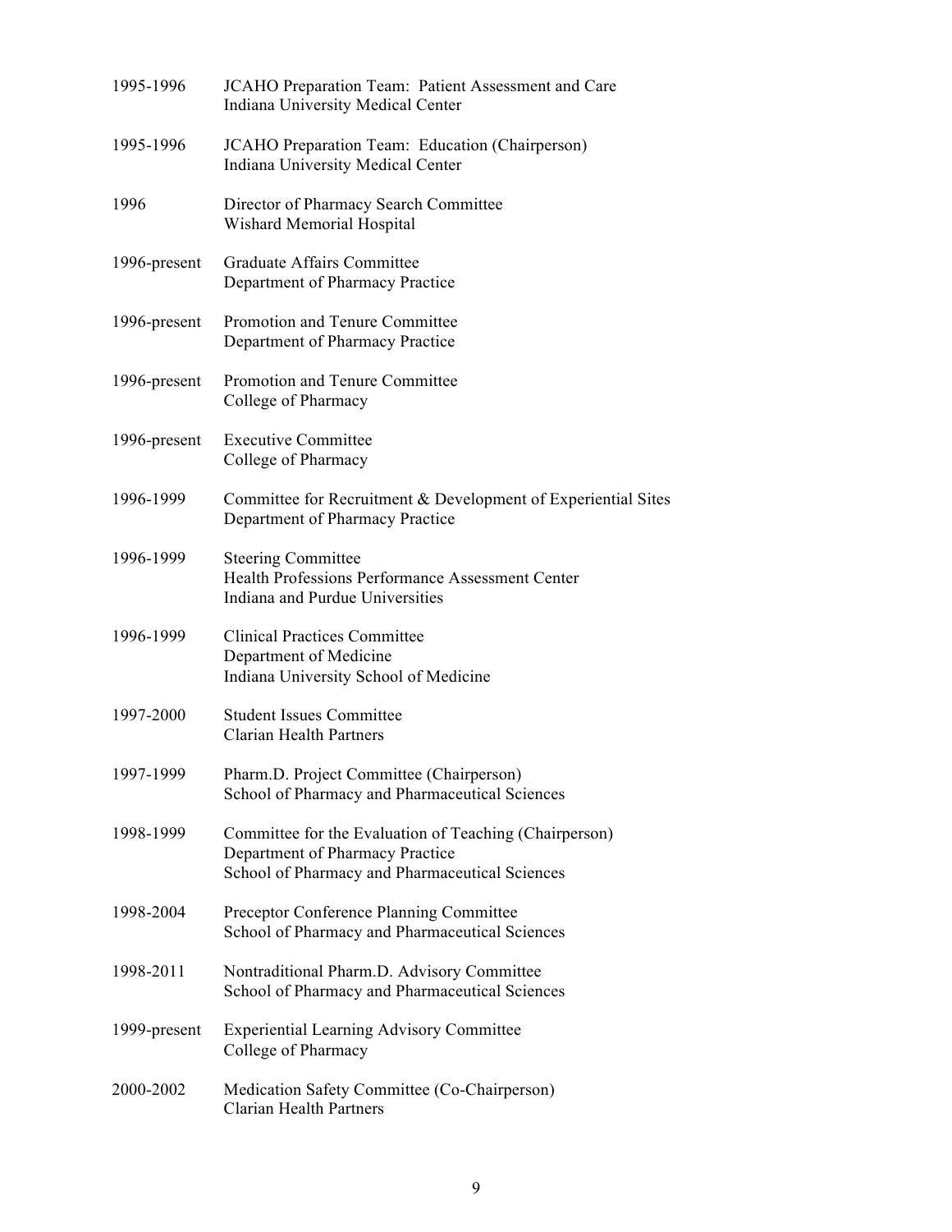1995-1996 JCAHO Preparation Team: Patient Assessment and Care
Indiana University Medical Center

1995-1996 JCAHO Preparation Team: Education (Chairperson)
Indiana University Medical Center

1996 Director of Pharmacy Search Committee
Wishard Memorial Hospital

1996-present Graduate Affairs Committee
Department of Pharmacy Practice

1996-present Promotion and Tenure Committee
Department of Pharmacy Practice

1996-present Promotion and Tenure Committee
College of Pharmacy

1996-present Executive Committee
College of Pharmacy

1996-1999 Committee for Recruitment & Development of Experiential Sites
Department of Pharmacy Practice

1996-1999 Steering Committee
Health Professions Performance Assessment Center
Indiana and Purdue Universities

1996-1999 Clinical Practices Committee
Department of Medicine
Indiana University School of Medicine

1997-2000 Student Issues Committee
Clarian Health Partners

1997-1999 Pharm.D. Project Committee (Chairperson)
School of Pharmacy and Pharmaceutical Sciences

1998-1999 Committee for the Evaluation of Teaching (Chairperson)
Department of Pharmacy Practice
School of Pharmacy and Pharmaceutical Sciences

1998-2004 Preceptor Conference Planning Committee
School of Pharmacy and Pharmaceutical Sciences

1998-2011 Nontraditional Pharm.D. Advisory Committee
School of Pharmacy and Pharmaceutical Sciences

1999-present Experiential Learning Advisory Committee
College of Pharmacy

2000-2002 Medication Safety Committee (Co-Chairperson)
Clarian Health Partners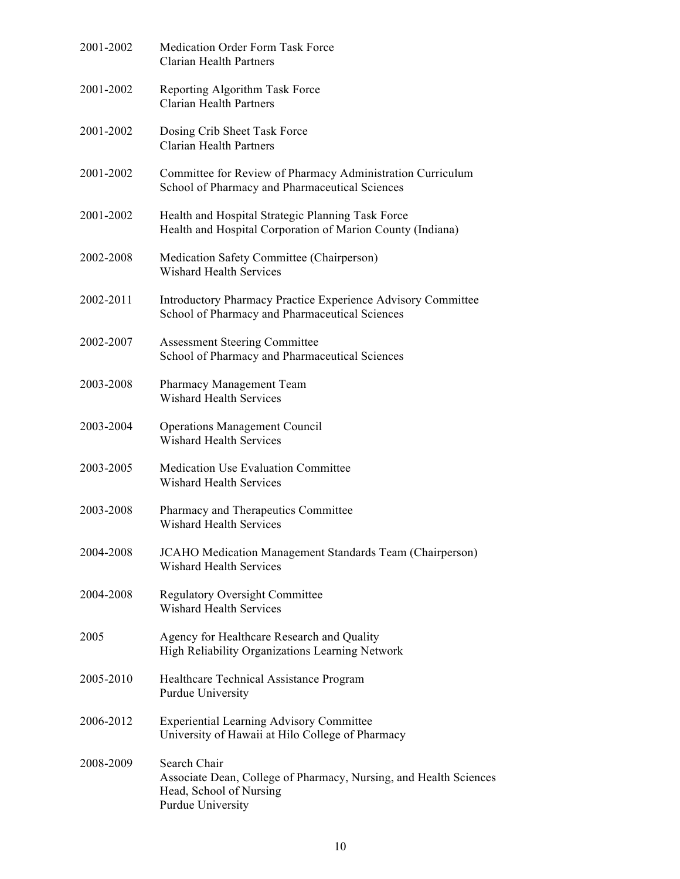2001-2002 Medication Order Form Task Force
Clarian Health Partners

2001-2002 Reporting Algorithm Task Force
Clarian Health Partners

2001-2002 Dosing Crib Sheet Task Force
Clarian Health Partners

2001-2002 Committee for Review of Pharmacy Administration Curriculum
School of Pharmacy and Pharmaceutical Sciences

2001-2002 Health and Hospital Strategic Planning Task Force
Health and Hospital Corporation of Marion County (Indiana)

2002-2008 Medication Safety Committee (Chairperson)
Wishard Health Services

2002-2011 Introductory Pharmacy Practice Experience Advisory Committee
School of Pharmacy and Pharmaceutical Sciences

2002-2007 Assessment Steering Committee
School of Pharmacy and Pharmaceutical Sciences

2003-2008 Pharmacy Management Team
Wishard Health Services

2003-2004 Operations Management Council
Wishard Health Services

2003-2005 Medication Use Evaluation Committee
Wishard Health Services

2003-2008 Pharmacy and Therapeutics Committee
Wishard Health Services

2004-2008 JCAHO Medication Management Standards Team (Chairperson)
Wishard Health Services

2004-2008 Regulatory Oversight Committee
Wishard Health Services

2005 Agency for Healthcare Research and Quality
High Reliability Organizations Learning Network

2005-2010 Healthcare Technical Assistance Program
Purdue University

2006-2012 Experiential Learning Advisory Committee
University of Hawaii at Hilo College of Pharmacy

2008-2009 Search Chair
Associate Dean, College of Pharmacy, Nursing, and Health Sciences
Head, School of Nursing
Purdue University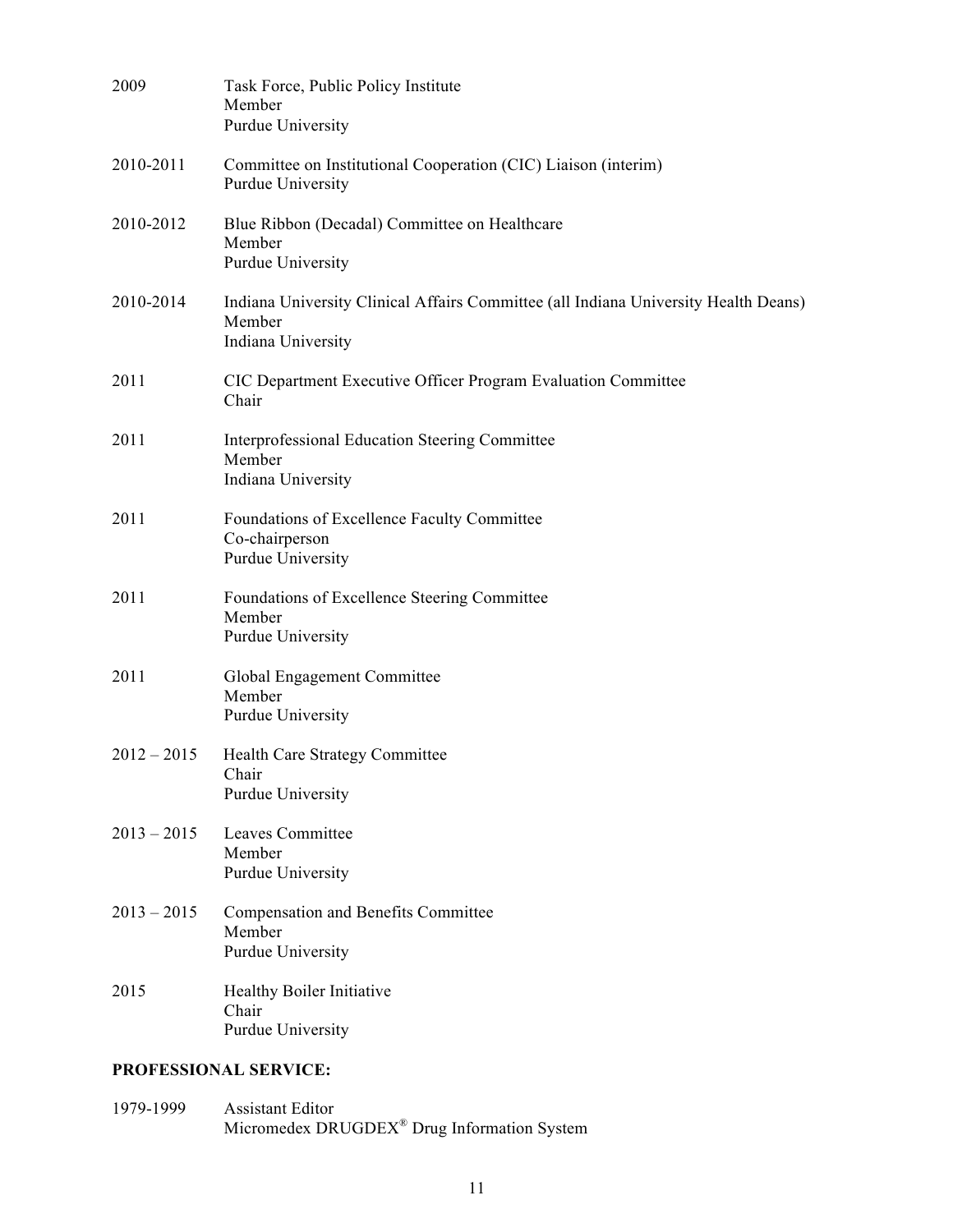2009 Task Force, Public Policy Institute
Member
Purdue University

2010-2011 Committee on Institutional Cooperation (CIC) Liaison (interim)
Purdue University

2010-2012 Blue Ribbon (Decadal) Committee on Healthcare
Member
Purdue University

2010-2014 Indiana University Clinical Affairs Committee (all Indiana University Health Deans)
Member
Indiana University

2011 CIC Department Executive Officer Program Evaluation Committee
Chair

2011 Interprofessional Education Steering Committee
Member
Indiana University

2011 Foundations of Excellence Faculty Committee
Co-chairperson
Purdue University

2011 Foundations of Excellence Steering Committee
Member
Purdue University

2011 Global Engagement Committee
Member
Purdue University

2012 – 2015 Health Care Strategy Committee
Chair
Purdue University

2013 – 2015 Leaves Committee
Member
Purdue University

2013 – 2015 Compensation and Benefits Committee
Member
Purdue University

2015 Healthy Boiler Initiative
Chair
Purdue University

**PROFESSIONAL SERVICE:**

1979-1999 Assistant Editor
Micromedex DRUGDEX® Drug Information System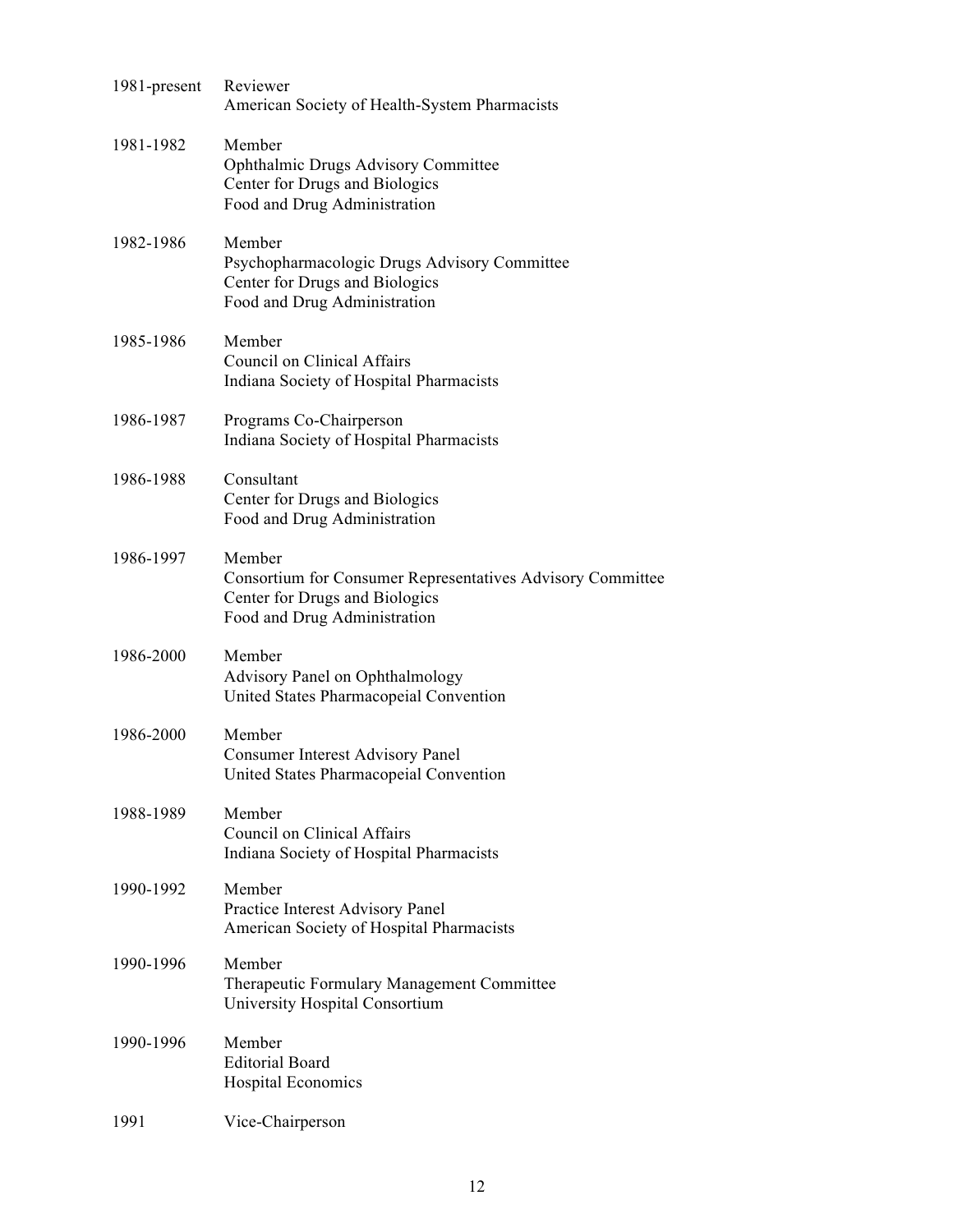| | |
|---|---|
| 1981-present | Reviewer<br>American Society of Health-System Pharmacists |
| 1981-1982 | Member<br>Ophthalmic Drugs Advisory Committee<br>Center for Drugs and Biologics<br>Food and Drug Administration |
| 1982-1986 | Member<br>Psychopharmacologic Drugs Advisory Committee<br>Center for Drugs and Biologics<br>Food and Drug Administration |
| 1985-1986 | Member<br>Council on Clinical Affairs<br>Indiana Society of Hospital Pharmacists |
| 1986-1987 | Programs Co-Chairperson<br>Indiana Society of Hospital Pharmacists |
| 1986-1988 | Consultant<br>Center for Drugs and Biologics<br>Food and Drug Administration |
| 1986-1997 | Member<br>Consortium for Consumer Representatives Advisory Committee<br>Center for Drugs and Biologics<br>Food and Drug Administration |
| 1986-2000 | Member<br>Advisory Panel on Ophthalmology<br>United States Pharmacopeial Convention |
| 1986-2000 | Member<br>Consumer Interest Advisory Panel<br>United States Pharmacopeial Convention |
| 1988-1989 | Member<br>Council on Clinical Affairs<br>Indiana Society of Hospital Pharmacists |
| 1990-1992 | Member<br>Practice Interest Advisory Panel<br>American Society of Hospital Pharmacists |
| 1990-1996 | Member<br>Therapeutic Formulary Management Committee<br>University Hospital Consortium |
| 1990-1996 | Member<br>Editorial Board<br>Hospital Economics |
| 1991 | Vice-Chairperson |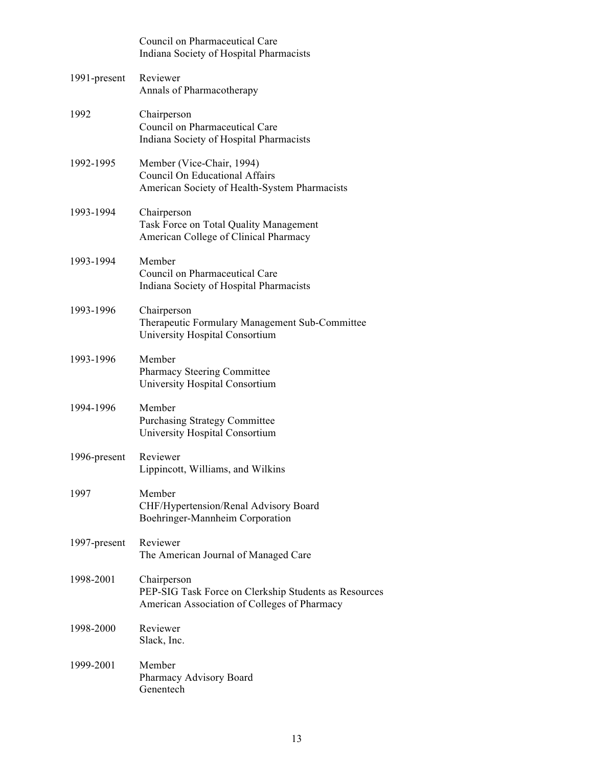| | |
|---|---|
| | Council on Pharmaceutical Care<br>Indiana Society of Hospital Pharmacists |
| 1991-present | Reviewer<br>Annals of Pharmacotherapy |
| 1992 | Chairperson<br>Council on Pharmaceutical Care<br>Indiana Society of Hospital Pharmacists |
| 1992-1995 | Member (Vice-Chair, 1994)<br>Council On Educational Affairs<br>American Society of Health-System Pharmacists |
| 1993-1994 | Chairperson<br>Task Force on Total Quality Management<br>American College of Clinical Pharmacy |
| 1993-1994 | Member<br>Council on Pharmaceutical Care<br>Indiana Society of Hospital Pharmacists |
| 1993-1996 | Chairperson<br>Therapeutic Formulary Management Sub-Committee<br>University Hospital Consortium |
| 1993-1996 | Member<br>Pharmacy Steering Committee<br>University Hospital Consortium |
| 1994-1996 | Member<br>Purchasing Strategy Committee<br>University Hospital Consortium |
| 1996-present | Reviewer<br>Lippincott, Williams, and Wilkins |
| 1997 | Member<br>CHF/Hypertension/Renal Advisory Board<br>Boehringer-Mannheim Corporation |
| 1997-present | Reviewer<br>The American Journal of Managed Care |
| 1998-2001 | Chairperson<br>PEP-SIG Task Force on Clerkship Students as Resources<br>American Association of Colleges of Pharmacy |
| 1998-2000 | Reviewer<br>Slack, Inc. |
| 1999-2001 | Member<br>Pharmacy Advisory Board<br>Genentech |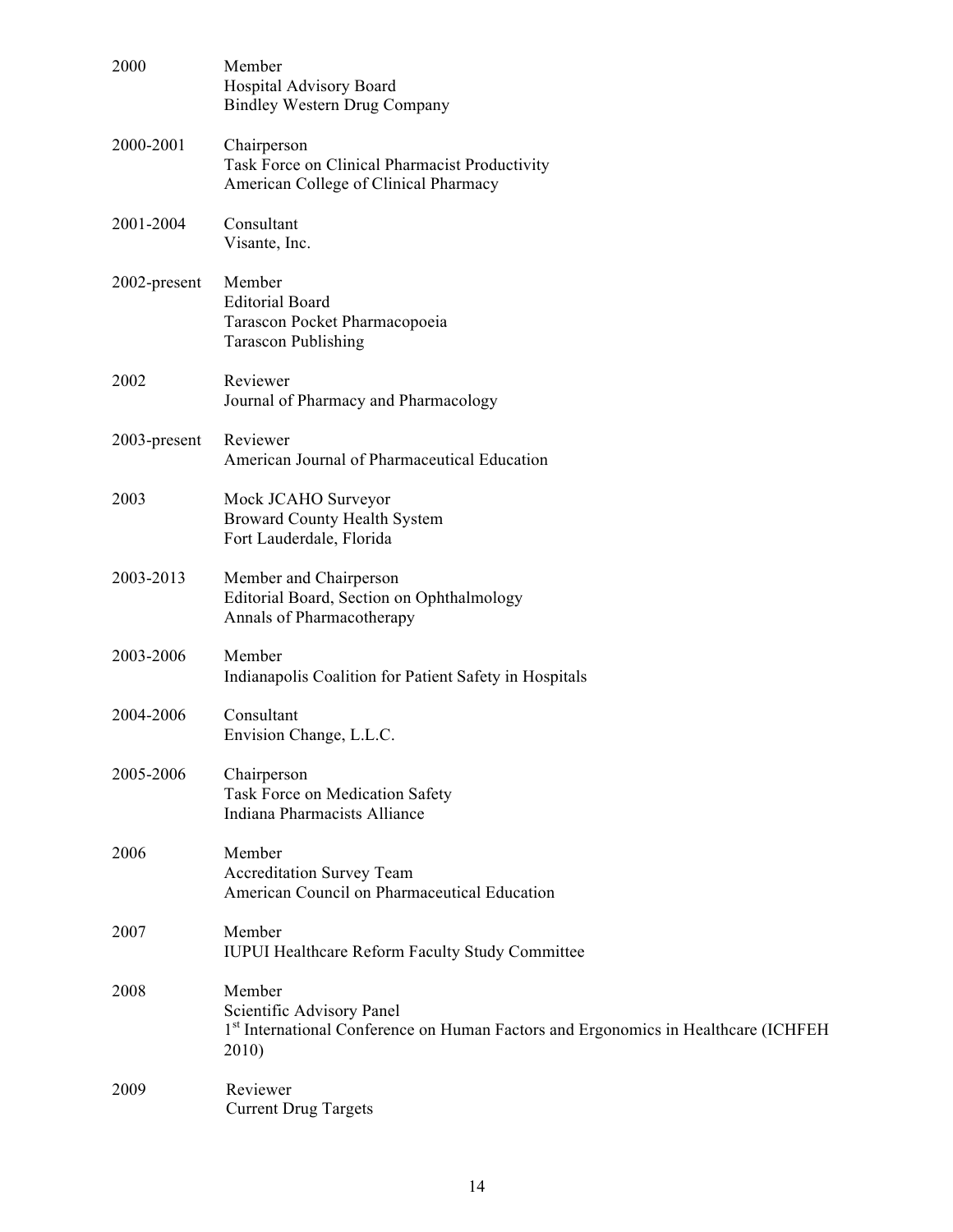| | |
|---|---|
| 2000 | Member<br>Hospital Advisory Board<br>Bindley Western Drug Company |
| 2000-2001 | Chairperson<br>Task Force on Clinical Pharmacist Productivity<br>American College of Clinical Pharmacy |
| 2001-2004 | Consultant<br>Visante, Inc. |
| 2002-present | Member<br>Editorial Board<br>Tarascon Pocket Pharmacopoeia<br>Tarascon Publishing |
| 2002 | Reviewer<br>Journal of Pharmacy and Pharmacology |
| 2003-present | Reviewer<br>American Journal of Pharmaceutical Education |
| 2003 | Mock JCAHO Surveyor<br>Broward County Health System<br>Fort Lauderdale, Florida |
| 2003-2013 | Member and Chairperson<br>Editorial Board, Section on Ophthalmology<br>Annals of Pharmacotherapy |
| 2003-2006 | Member<br>Indianapolis Coalition for Patient Safety in Hospitals |
| 2004-2006 | Consultant<br>Envision Change, L.L.C. |
| 2005-2006 | Chairperson<br>Task Force on Medication Safety<br>Indiana Pharmacists Alliance |
| 2006 | Member<br>Accreditation Survey Team<br>American Council on Pharmaceutical Education |
| 2007 | Member<br>IUPUI Healthcare Reform Faculty Study Committee |
| 2008 | Member<br>Scientific Advisory Panel<br>1st International Conference on Human Factors and Ergonomics in Healthcare (ICHFEH 2010) |
| 2009 | Reviewer<br>Current Drug Targets |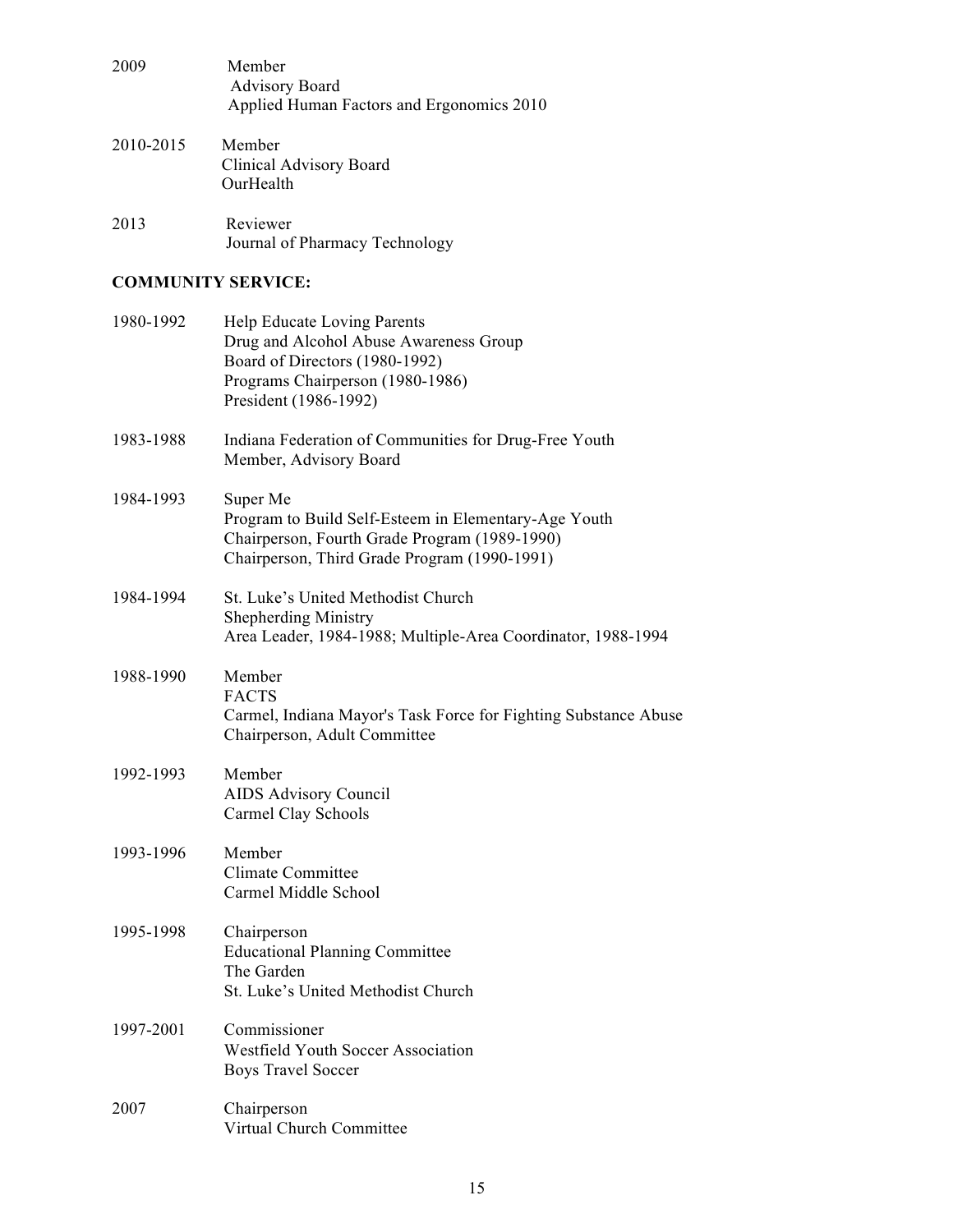2009 Member
Advisory Board
Applied Human Factors and Ergonomics 2010

2010-2015 Member
Clinical Advisory Board
OurHealth

2013 Reviewer
Journal of Pharmacy Technology

**COMMUNITY SERVICE:**

1980-1992 Help Educate Loving Parents
Drug and Alcohol Abuse Awareness Group
Board of Directors (1980-1992)
Programs Chairperson (1980-1986)
President (1986-1992)

1983-1988 Indiana Federation of Communities for Drug-Free Youth
Member, Advisory Board

1984-1993 Super Me
Program to Build Self-Esteem in Elementary-Age Youth
Chairperson, Fourth Grade Program (1989-1990)
Chairperson, Third Grade Program (1990-1991)

1984-1994 St. Luke's United Methodist Church
Shepherding Ministry
Area Leader, 1984-1988; Multiple-Area Coordinator, 1988-1994

1988-1990 Member
FACTS
Carmel, Indiana Mayor's Task Force for Fighting Substance Abuse
Chairperson, Adult Committee

1992-1993 Member
AIDS Advisory Council
Carmel Clay Schools

1993-1996 Member
Climate Committee
Carmel Middle School

1995-1998 Chairperson
Educational Planning Committee
The Garden
St. Luke's United Methodist Church

1997-2001 Commissioner
Westfield Youth Soccer Association
Boys Travel Soccer

2007 Chairperson
Virtual Church Committee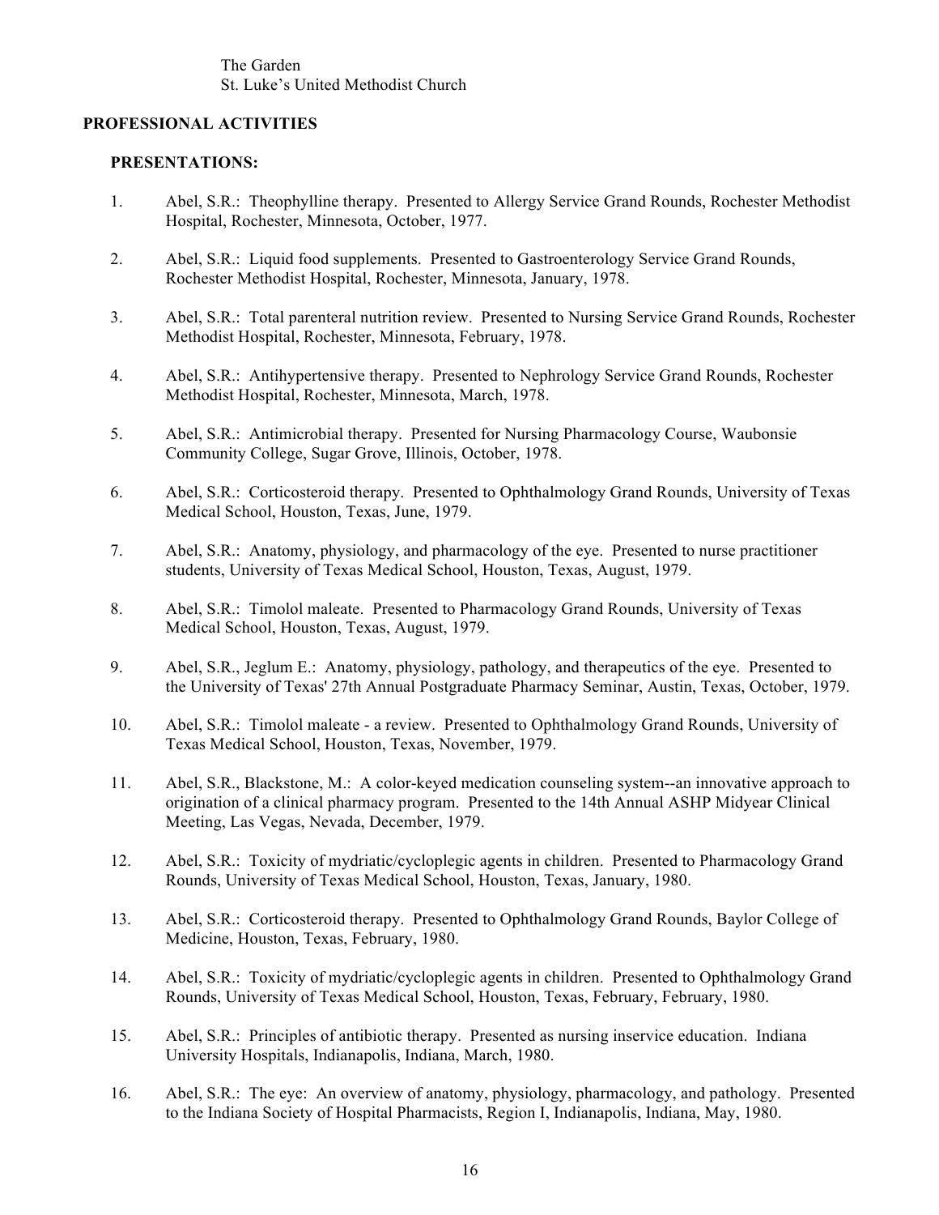The Garden
St. Luke's United Methodist Church

## PROFESSIONAL ACTIVITIES

### PRESENTATIONS:

1. Abel, S.R.: Theophylline therapy. Presented to Allergy Service Grand Rounds, Rochester Methodist Hospital, Rochester, Minnesota, October, 1977.

2. Abel, S.R.: Liquid food supplements. Presented to Gastroenterology Service Grand Rounds, Rochester Methodist Hospital, Rochester, Minnesota, January, 1978.

3. Abel, S.R.: Total parenteral nutrition review. Presented to Nursing Service Grand Rounds, Rochester Methodist Hospital, Rochester, Minnesota, February, 1978.

4. Abel, S.R.: Antihypertensive therapy. Presented to Nephrology Service Grand Rounds, Rochester Methodist Hospital, Rochester, Minnesota, March, 1978.

5. Abel, S.R.: Antimicrobial therapy. Presented for Nursing Pharmacology Course, Waubonsie Community College, Sugar Grove, Illinois, October, 1978.

6. Abel, S.R.: Corticosteroid therapy. Presented to Ophthalmology Grand Rounds, University of Texas Medical School, Houston, Texas, June, 1979.

7. Abel, S.R.: Anatomy, physiology, and pharmacology of the eye. Presented to nurse practitioner students, University of Texas Medical School, Houston, Texas, August, 1979.

8. Abel, S.R.: Timolol maleate. Presented to Pharmacology Grand Rounds, University of Texas Medical School, Houston, Texas, August, 1979.

9. Abel, S.R., Jeglum E.: Anatomy, physiology, pathology, and therapeutics of the eye. Presented to the University of Texas' 27th Annual Postgraduate Pharmacy Seminar, Austin, Texas, October, 1979.

10. Abel, S.R.: Timolol maleate - a review. Presented to Ophthalmology Grand Rounds, University of Texas Medical School, Houston, Texas, November, 1979.

11. Abel, S.R., Blackstone, M.: A color-keyed medication counseling system--an innovative approach to origination of a clinical pharmacy program. Presented to the 14th Annual ASHP Midyear Clinical Meeting, Las Vegas, Nevada, December, 1979.

12. Abel, S.R.: Toxicity of mydriatic/cycloplegic agents in children. Presented to Pharmacology Grand Rounds, University of Texas Medical School, Houston, Texas, January, 1980.

13. Abel, S.R.: Corticosteroid therapy. Presented to Ophthalmology Grand Rounds, Baylor College of Medicine, Houston, Texas, February, 1980.

14. Abel, S.R.: Toxicity of mydriatic/cycloplegic agents in children. Presented to Ophthalmology Grand Rounds, University of Texas Medical School, Houston, Texas, February, February, 1980.

15. Abel, S.R.: Principles of antibiotic therapy. Presented as nursing inservice education. Indiana University Hospitals, Indianapolis, Indiana, March, 1980.

16. Abel, S.R.: The eye: An overview of anatomy, physiology, pharmacology, and pathology. Presented to the Indiana Society of Hospital Pharmacists, Region I, Indianapolis, Indiana, May, 1980.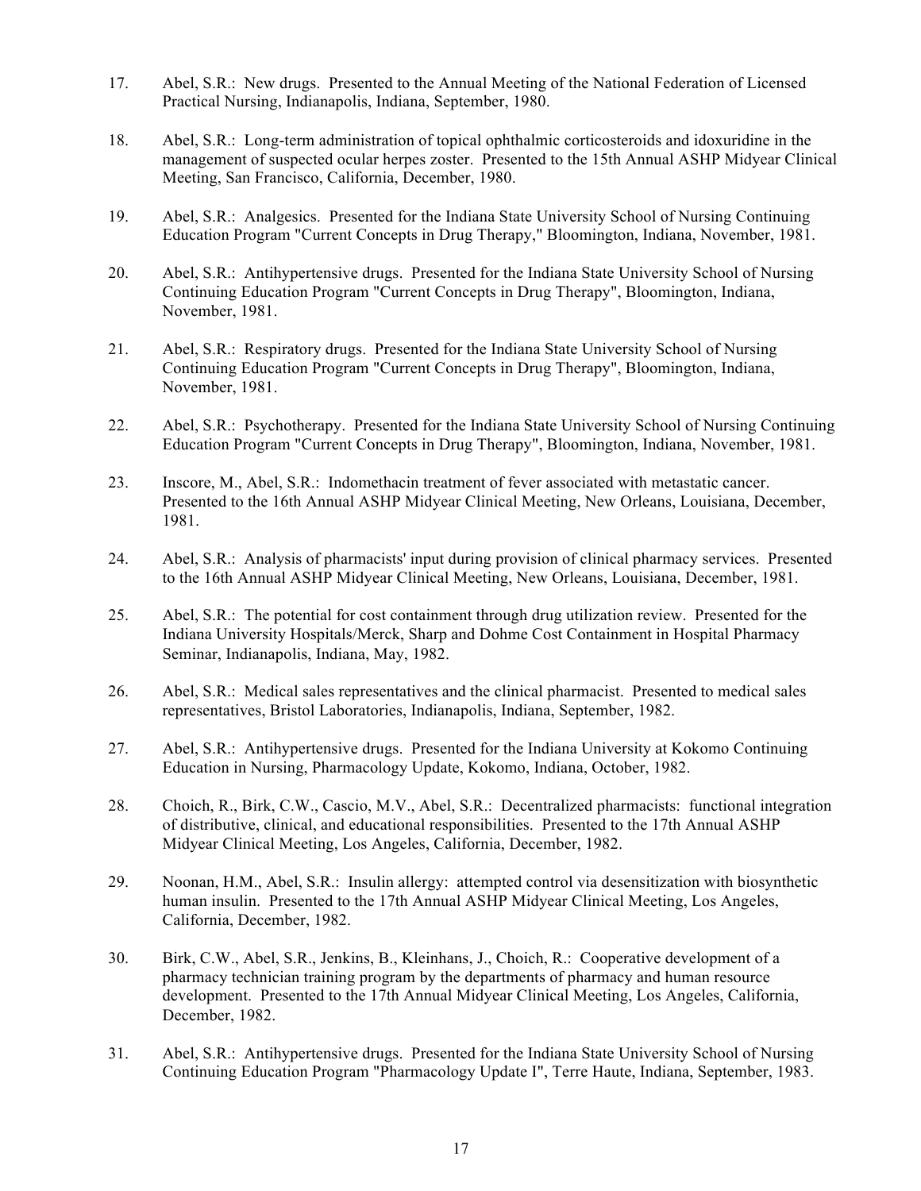17. Abel, S.R.: New drugs. Presented to the Annual Meeting of the National Federation of Licensed Practical Nursing, Indianapolis, Indiana, September, 1980.

18. Abel, S.R.: Long-term administration of topical ophthalmic corticosteroids and idoxuridine in the management of suspected ocular herpes zoster. Presented to the 15th Annual ASHP Midyear Clinical Meeting, San Francisco, California, December, 1980.

19. Abel, S.R.: Analgesics. Presented for the Indiana State University School of Nursing Continuing Education Program "Current Concepts in Drug Therapy," Bloomington, Indiana, November, 1981.

20. Abel, S.R.: Antihypertensive drugs. Presented for the Indiana State University School of Nursing Continuing Education Program "Current Concepts in Drug Therapy", Bloomington, Indiana, November, 1981.

21. Abel, S.R.: Respiratory drugs. Presented for the Indiana State University School of Nursing Continuing Education Program "Current Concepts in Drug Therapy", Bloomington, Indiana, November, 1981.

22. Abel, S.R.: Psychotherapy. Presented for the Indiana State University School of Nursing Continuing Education Program "Current Concepts in Drug Therapy", Bloomington, Indiana, November, 1981.

23. Inscore, M., Abel, S.R.: Indomethacin treatment of fever associated with metastatic cancer. Presented to the 16th Annual ASHP Midyear Clinical Meeting, New Orleans, Louisiana, December, 1981.

24. Abel, S.R.: Analysis of pharmacists' input during provision of clinical pharmacy services. Presented to the 16th Annual ASHP Midyear Clinical Meeting, New Orleans, Louisiana, December, 1981.

25. Abel, S.R.: The potential for cost containment through drug utilization review. Presented for the Indiana University Hospitals/Merck, Sharp and Dohme Cost Containment in Hospital Pharmacy Seminar, Indianapolis, Indiana, May, 1982.

26. Abel, S.R.: Medical sales representatives and the clinical pharmacist. Presented to medical sales representatives, Bristol Laboratories, Indianapolis, Indiana, September, 1982.

27. Abel, S.R.: Antihypertensive drugs. Presented for the Indiana University at Kokomo Continuing Education in Nursing, Pharmacology Update, Kokomo, Indiana, October, 1982.

28. Choich, R., Birk, C.W., Cascio, M.V., Abel, S.R.: Decentralized pharmacists: functional integration of distributive, clinical, and educational responsibilities. Presented to the 17th Annual ASHP Midyear Clinical Meeting, Los Angeles, California, December, 1982.

29. Noonan, H.M., Abel, S.R.: Insulin allergy: attempted control via desensitization with biosynthetic human insulin. Presented to the 17th Annual ASHP Midyear Clinical Meeting, Los Angeles, California, December, 1982.

30. Birk, C.W., Abel, S.R., Jenkins, B., Kleinhans, J., Choich, R.: Cooperative development of a pharmacy technician training program by the departments of pharmacy and human resource development. Presented to the 17th Annual Midyear Clinical Meeting, Los Angeles, California, December, 1982.

31. Abel, S.R.: Antihypertensive drugs. Presented for the Indiana State University School of Nursing Continuing Education Program "Pharmacology Update I", Terre Haute, Indiana, September, 1983.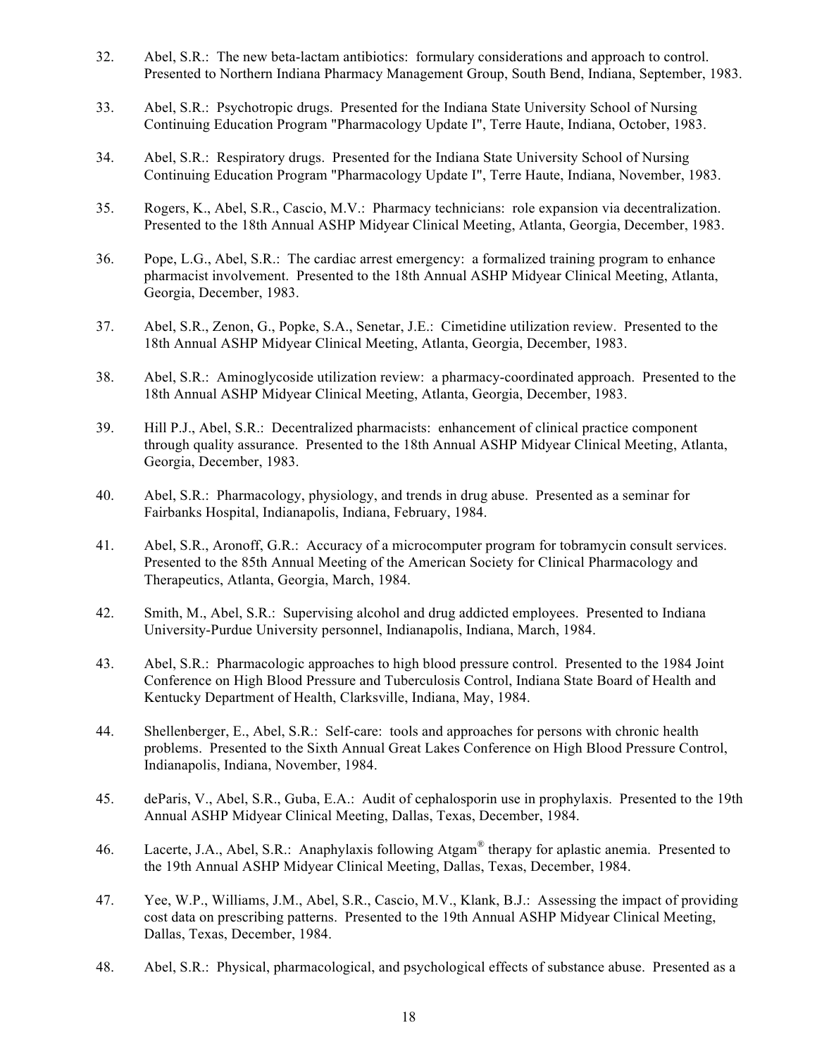32. Abel, S.R.: The new beta-lactam antibiotics: formulary considerations and approach to control. Presented to Northern Indiana Pharmacy Management Group, South Bend, Indiana, September, 1983.

33. Abel, S.R.: Psychotropic drugs. Presented for the Indiana State University School of Nursing Continuing Education Program "Pharmacology Update I", Terre Haute, Indiana, October, 1983.

34. Abel, S.R.: Respiratory drugs. Presented for the Indiana State University School of Nursing Continuing Education Program "Pharmacology Update I", Terre Haute, Indiana, November, 1983.

35. Rogers, K., Abel, S.R., Cascio, M.V.: Pharmacy technicians: role expansion via decentralization. Presented to the 18th Annual ASHP Midyear Clinical Meeting, Atlanta, Georgia, December, 1983.

36. Pope, L.G., Abel, S.R.: The cardiac arrest emergency: a formalized training program to enhance pharmacist involvement. Presented to the 18th Annual ASHP Midyear Clinical Meeting, Atlanta, Georgia, December, 1983.

37. Abel, S.R., Zenon, G., Popke, S.A., Senetar, J.E.: Cimetidine utilization review. Presented to the 18th Annual ASHP Midyear Clinical Meeting, Atlanta, Georgia, December, 1983.

38. Abel, S.R.: Aminoglycoside utilization review: a pharmacy-coordinated approach. Presented to the 18th Annual ASHP Midyear Clinical Meeting, Atlanta, Georgia, December, 1983.

39. Hill P.J., Abel, S.R.: Decentralized pharmacists: enhancement of clinical practice component through quality assurance. Presented to the 18th Annual ASHP Midyear Clinical Meeting, Atlanta, Georgia, December, 1983.

40. Abel, S.R.: Pharmacology, physiology, and trends in drug abuse. Presented as a seminar for Fairbanks Hospital, Indianapolis, Indiana, February, 1984.

41. Abel, S.R., Aronoff, G.R.: Accuracy of a microcomputer program for tobramycin consult services. Presented to the 85th Annual Meeting of the American Society for Clinical Pharmacology and Therapeutics, Atlanta, Georgia, March, 1984.

42. Smith, M., Abel, S.R.: Supervising alcohol and drug addicted employees. Presented to Indiana University-Purdue University personnel, Indianapolis, Indiana, March, 1984.

43. Abel, S.R.: Pharmacologic approaches to high blood pressure control. Presented to the 1984 Joint Conference on High Blood Pressure and Tuberculosis Control, Indiana State Board of Health and Kentucky Department of Health, Clarksville, Indiana, May, 1984.

44. Shellenberger, E., Abel, S.R.: Self-care: tools and approaches for persons with chronic health problems. Presented to the Sixth Annual Great Lakes Conference on High Blood Pressure Control, Indianapolis, Indiana, November, 1984.

45. deParis, V., Abel, S.R., Guba, E.A.: Audit of cephalosporin use in prophylaxis. Presented to the 19th Annual ASHP Midyear Clinical Meeting, Dallas, Texas, December, 1984.

46. Lacerte, J.A., Abel, S.R.: Anaphylaxis following Atgam® therapy for aplastic anemia. Presented to the 19th Annual ASHP Midyear Clinical Meeting, Dallas, Texas, December, 1984.

47. Yee, W.P., Williams, J.M., Abel, S.R., Cascio, M.V., Klank, B.J.: Assessing the impact of providing cost data on prescribing patterns. Presented to the 19th Annual ASHP Midyear Clinical Meeting, Dallas, Texas, December, 1984.

48. Abel, S.R.: Physical, pharmacological, and psychological effects of substance abuse. Presented as a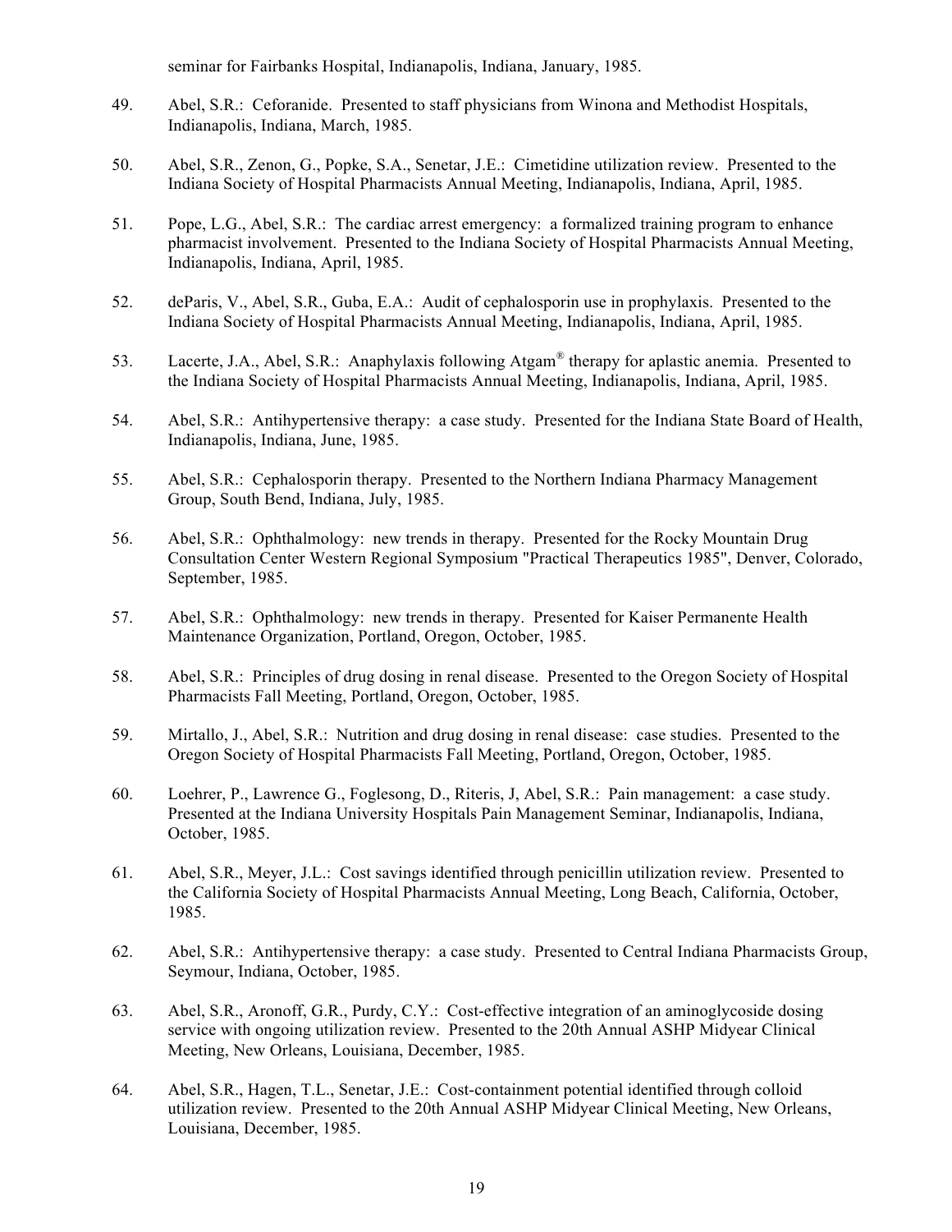seminar for Fairbanks Hospital, Indianapolis, Indiana, January, 1985.

49. Abel, S.R.: Ceforanide. Presented to staff physicians from Winona and Methodist Hospitals, Indianapolis, Indiana, March, 1985.

50. Abel, S.R., Zenon, G., Popke, S.A., Senetar, J.E.: Cimetidine utilization review. Presented to the Indiana Society of Hospital Pharmacists Annual Meeting, Indianapolis, Indiana, April, 1985.

51. Pope, L.G., Abel, S.R.: The cardiac arrest emergency: a formalized training program to enhance pharmacist involvement. Presented to the Indiana Society of Hospital Pharmacists Annual Meeting, Indianapolis, Indiana, April, 1985.

52. deParis, V., Abel, S.R., Guba, E.A.: Audit of cephalosporin use in prophylaxis. Presented to the Indiana Society of Hospital Pharmacists Annual Meeting, Indianapolis, Indiana, April, 1985.

53. Lacerte, J.A., Abel, S.R.: Anaphylaxis following Atgam® therapy for aplastic anemia. Presented to the Indiana Society of Hospital Pharmacists Annual Meeting, Indianapolis, Indiana, April, 1985.

54. Abel, S.R.: Antihypertensive therapy: a case study. Presented for the Indiana State Board of Health, Indianapolis, Indiana, June, 1985.

55. Abel, S.R.: Cephalosporin therapy. Presented to the Northern Indiana Pharmacy Management Group, South Bend, Indiana, July, 1985.

56. Abel, S.R.: Ophthalmology: new trends in therapy. Presented for the Rocky Mountain Drug Consultation Center Western Regional Symposium "Practical Therapeutics 1985", Denver, Colorado, September, 1985.

57. Abel, S.R.: Ophthalmology: new trends in therapy. Presented for Kaiser Permanente Health Maintenance Organization, Portland, Oregon, October, 1985.

58. Abel, S.R.: Principles of drug dosing in renal disease. Presented to the Oregon Society of Hospital Pharmacists Fall Meeting, Portland, Oregon, October, 1985.

59. Mirtallo, J., Abel, S.R.: Nutrition and drug dosing in renal disease: case studies. Presented to the Oregon Society of Hospital Pharmacists Fall Meeting, Portland, Oregon, October, 1985.

60. Loehrer, P., Lawrence G., Foglesong, D., Riteris, J, Abel, S.R.: Pain management: a case study. Presented at the Indiana University Hospitals Pain Management Seminar, Indianapolis, Indiana, October, 1985.

61. Abel, S.R., Meyer, J.L.: Cost savings identified through penicillin utilization review. Presented to the California Society of Hospital Pharmacists Annual Meeting, Long Beach, California, October, 1985.

62. Abel, S.R.: Antihypertensive therapy: a case study. Presented to Central Indiana Pharmacists Group, Seymour, Indiana, October, 1985.

63. Abel, S.R., Aronoff, G.R., Purdy, C.Y.: Cost-effective integration of an aminoglycoside dosing service with ongoing utilization review. Presented to the 20th Annual ASHP Midyear Clinical Meeting, New Orleans, Louisiana, December, 1985.

64. Abel, S.R., Hagen, T.L., Senetar, J.E.: Cost-containment potential identified through colloid utilization review. Presented to the 20th Annual ASHP Midyear Clinical Meeting, New Orleans, Louisiana, December, 1985.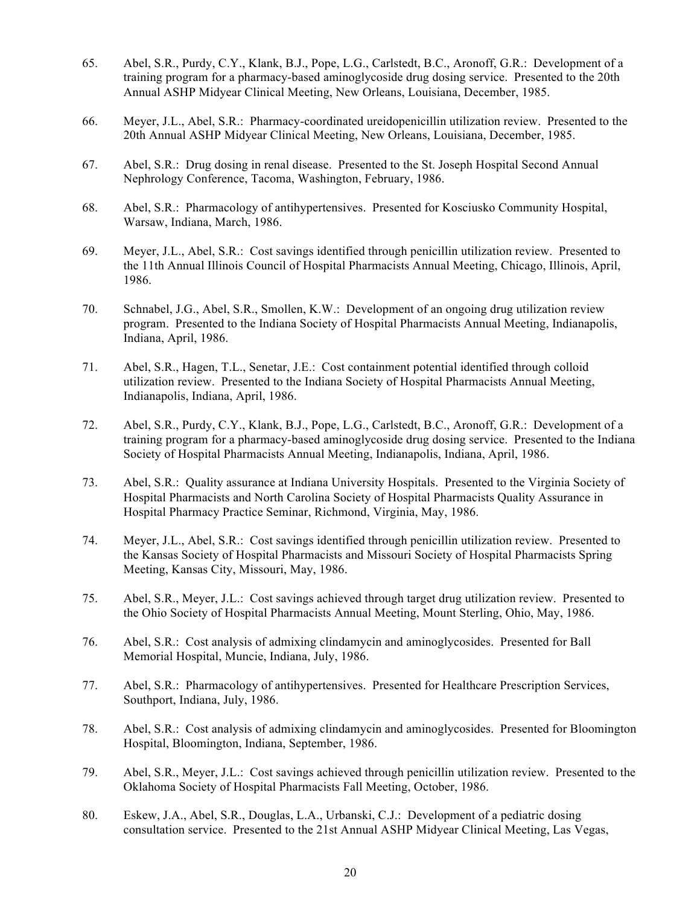65. Abel, S.R., Purdy, C.Y., Klank, B.J., Pope, L.G., Carlstedt, B.C., Aronoff, G.R.: Development of a training program for a pharmacy-based aminoglycoside drug dosing service. Presented to the 20th Annual ASHP Midyear Clinical Meeting, New Orleans, Louisiana, December, 1985.

66. Meyer, J.L., Abel, S.R.: Pharmacy-coordinated ureidopenicillin utilization review. Presented to the 20th Annual ASHP Midyear Clinical Meeting, New Orleans, Louisiana, December, 1985.

67. Abel, S.R.: Drug dosing in renal disease. Presented to the St. Joseph Hospital Second Annual Nephrology Conference, Tacoma, Washington, February, 1986.

68. Abel, S.R.: Pharmacology of antihypertensives. Presented for Kosciusko Community Hospital, Warsaw, Indiana, March, 1986.

69. Meyer, J.L., Abel, S.R.: Cost savings identified through penicillin utilization review. Presented to the 11th Annual Illinois Council of Hospital Pharmacists Annual Meeting, Chicago, Illinois, April, 1986.

70. Schnabel, J.G., Abel, S.R., Smollen, K.W.: Development of an ongoing drug utilization review program. Presented to the Indiana Society of Hospital Pharmacists Annual Meeting, Indianapolis, Indiana, April, 1986.

71. Abel, S.R., Hagen, T.L., Senetar, J.E.: Cost containment potential identified through colloid utilization review. Presented to the Indiana Society of Hospital Pharmacists Annual Meeting, Indianapolis, Indiana, April, 1986.

72. Abel, S.R., Purdy, C.Y., Klank, B.J., Pope, L.G., Carlstedt, B.C., Aronoff, G.R.: Development of a training program for a pharmacy-based aminoglycoside drug dosing service. Presented to the Indiana Society of Hospital Pharmacists Annual Meeting, Indianapolis, Indiana, April, 1986.

73. Abel, S.R.: Quality assurance at Indiana University Hospitals. Presented to the Virginia Society of Hospital Pharmacists and North Carolina Society of Hospital Pharmacists Quality Assurance in Hospital Pharmacy Practice Seminar, Richmond, Virginia, May, 1986.

74. Meyer, J.L., Abel, S.R.: Cost savings identified through penicillin utilization review. Presented to the Kansas Society of Hospital Pharmacists and Missouri Society of Hospital Pharmacists Spring Meeting, Kansas City, Missouri, May, 1986.

75. Abel, S.R., Meyer, J.L.: Cost savings achieved through target drug utilization review. Presented to the Ohio Society of Hospital Pharmacists Annual Meeting, Mount Sterling, Ohio, May, 1986.

76. Abel, S.R.: Cost analysis of admixing clindamycin and aminoglycosides. Presented for Ball Memorial Hospital, Muncie, Indiana, July, 1986.

77. Abel, S.R.: Pharmacology of antihypertensives. Presented for Healthcare Prescription Services, Southport, Indiana, July, 1986.

78. Abel, S.R.: Cost analysis of admixing clindamycin and aminoglycosides. Presented for Bloomington Hospital, Bloomington, Indiana, September, 1986.

79. Abel, S.R., Meyer, J.L.: Cost savings achieved through penicillin utilization review. Presented to the Oklahoma Society of Hospital Pharmacists Fall Meeting, October, 1986.

80. Eskew, J.A., Abel, S.R., Douglas, L.A., Urbanski, C.J.: Development of a pediatric dosing consultation service. Presented to the 21st Annual ASHP Midyear Clinical Meeting, Las Vegas,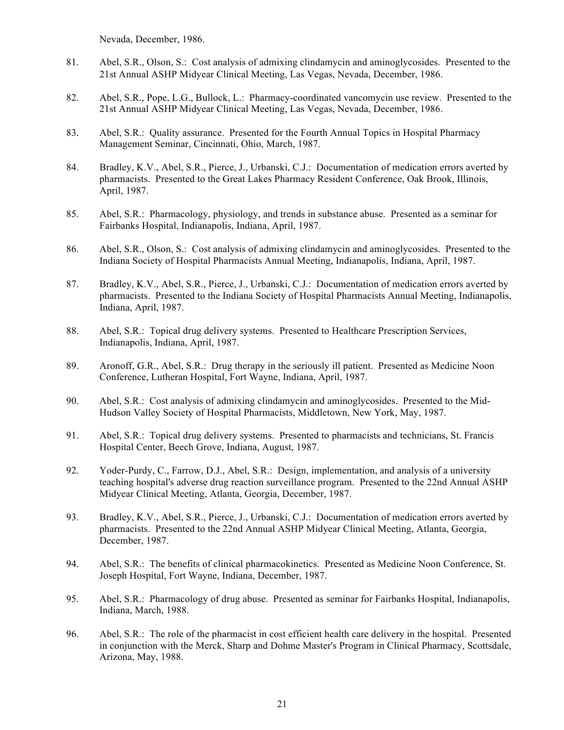Nevada, December, 1986.

81. Abel, S.R., Olson, S.: Cost analysis of admixing clindamycin and aminoglycosides. Presented to the 21st Annual ASHP Midyear Clinical Meeting, Las Vegas, Nevada, December, 1986.

82. Abel, S.R., Pope, L.G., Bullock, L.: Pharmacy-coordinated vancomycin use review. Presented to the 21st Annual ASHP Midyear Clinical Meeting, Las Vegas, Nevada, December, 1986.

83. Abel, S.R.: Quality assurance. Presented for the Fourth Annual Topics in Hospital Pharmacy Management Seminar, Cincinnati, Ohio, March, 1987.

84. Bradley, K.V., Abel, S.R., Pierce, J., Urbanski, C.J.: Documentation of medication errors averted by pharmacists. Presented to the Great Lakes Pharmacy Resident Conference, Oak Brook, Illinois, April, 1987.

85. Abel, S.R.: Pharmacology, physiology, and trends in substance abuse. Presented as a seminar for Fairbanks Hospital, Indianapolis, Indiana, April, 1987.

86. Abel, S.R., Olson, S.: Cost analysis of admixing clindamycin and aminoglycosides. Presented to the Indiana Society of Hospital Pharmacists Annual Meeting, Indianapolis, Indiana, April, 1987.

87. Bradley, K.V., Abel, S.R., Pierce, J., Urbanski, C.J.: Documentation of medication errors averted by pharmacists. Presented to the Indiana Society of Hospital Pharmacists Annual Meeting, Indianapolis, Indiana, April, 1987.

88. Abel, S.R.: Topical drug delivery systems. Presented to Healthcare Prescription Services, Indianapolis, Indiana, April, 1987.

89. Aronoff, G.R., Abel, S.R.: Drug therapy in the seriously ill patient. Presented as Medicine Noon Conference, Lutheran Hospital, Fort Wayne, Indiana, April, 1987.

90. Abel, S.R.: Cost analysis of admixing clindamycin and aminoglycosides. Presented to the Mid-Hudson Valley Society of Hospital Pharmacists, Middletown, New York, May, 1987.

91. Abel, S.R.: Topical drug delivery systems. Presented to pharmacists and technicians, St. Francis Hospital Center, Beech Grove, Indiana, August, 1987.

92. Yoder-Purdy, C., Farrow, D.J., Abel, S.R.: Design, implementation, and analysis of a university teaching hospital's adverse drug reaction surveillance program. Presented to the 22nd Annual ASHP Midyear Clinical Meeting, Atlanta, Georgia, December, 1987.

93. Bradley, K.V., Abel, S.R., Pierce, J., Urbanski, C.J.: Documentation of medication errors averted by pharmacists. Presented to the 22nd Annual ASHP Midyear Clinical Meeting, Atlanta, Georgia, December, 1987.

94. Abel, S.R.: The benefits of clinical pharmacokinetics. Presented as Medicine Noon Conference, St. Joseph Hospital, Fort Wayne, Indiana, December, 1987.

95. Abel, S.R.: Pharmacology of drug abuse. Presented as seminar for Fairbanks Hospital, Indianapolis, Indiana, March, 1988.

96. Abel, S.R.: The role of the pharmacist in cost efficient health care delivery in the hospital. Presented in conjunction with the Merck, Sharp and Dohme Master's Program in Clinical Pharmacy, Scottsdale, Arizona, May, 1988.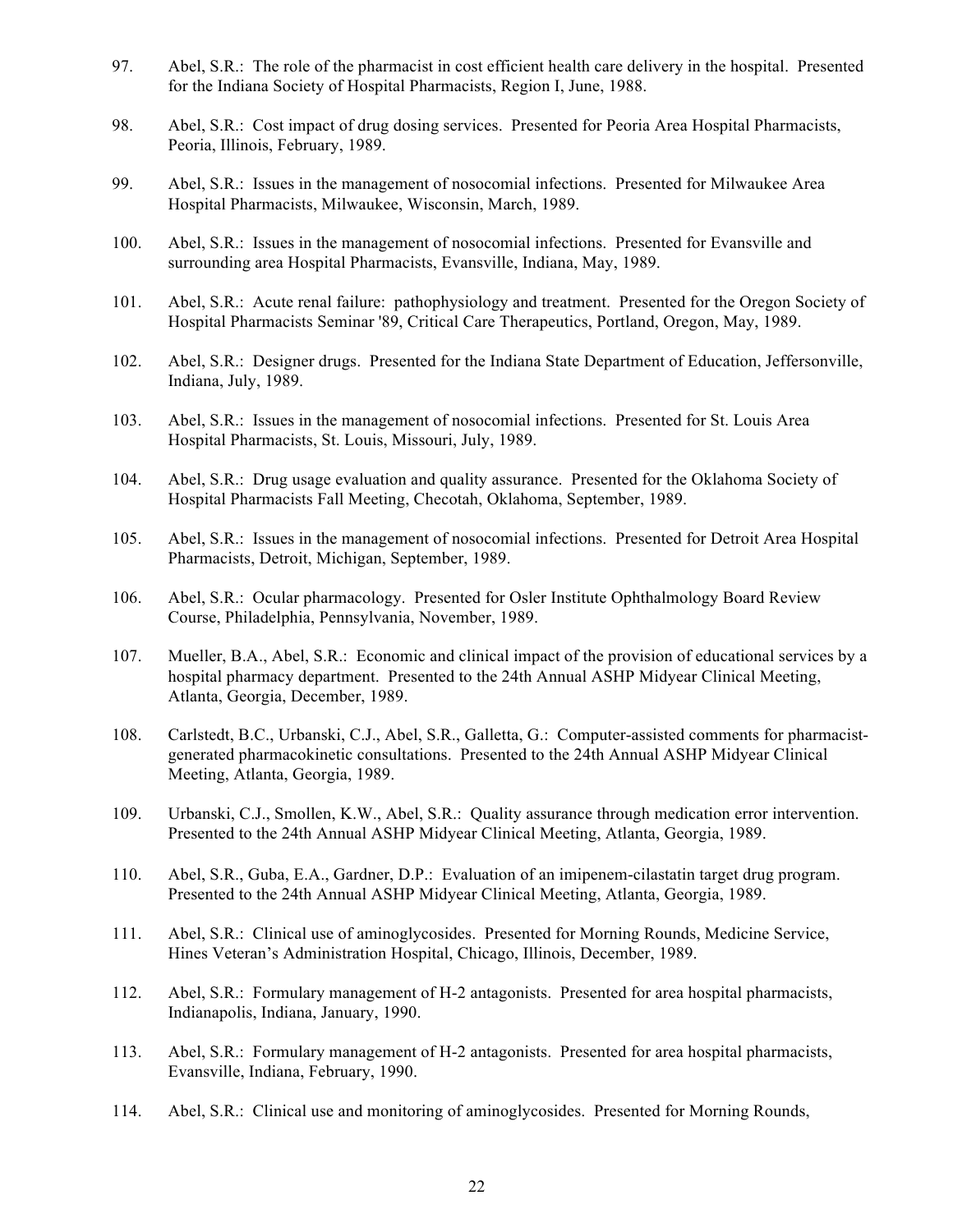97. Abel, S.R.: The role of the pharmacist in cost efficient health care delivery in the hospital. Presented for the Indiana Society of Hospital Pharmacists, Region I, June, 1988.

98. Abel, S.R.: Cost impact of drug dosing services. Presented for Peoria Area Hospital Pharmacists, Peoria, Illinois, February, 1989.

99. Abel, S.R.: Issues in the management of nosocomial infections. Presented for Milwaukee Area Hospital Pharmacists, Milwaukee, Wisconsin, March, 1989.

100. Abel, S.R.: Issues in the management of nosocomial infections. Presented for Evansville and surrounding area Hospital Pharmacists, Evansville, Indiana, May, 1989.

101. Abel, S.R.: Acute renal failure: pathophysiology and treatment. Presented for the Oregon Society of Hospital Pharmacists Seminar '89, Critical Care Therapeutics, Portland, Oregon, May, 1989.

102. Abel, S.R.: Designer drugs. Presented for the Indiana State Department of Education, Jeffersonville, Indiana, July, 1989.

103. Abel, S.R.: Issues in the management of nosocomial infections. Presented for St. Louis Area Hospital Pharmacists, St. Louis, Missouri, July, 1989.

104. Abel, S.R.: Drug usage evaluation and quality assurance. Presented for the Oklahoma Society of Hospital Pharmacists Fall Meeting, Checotah, Oklahoma, September, 1989.

105. Abel, S.R.: Issues in the management of nosocomial infections. Presented for Detroit Area Hospital Pharmacists, Detroit, Michigan, September, 1989.

106. Abel, S.R.: Ocular pharmacology. Presented for Osler Institute Ophthalmology Board Review Course, Philadelphia, Pennsylvania, November, 1989.

107. Mueller, B.A., Abel, S.R.: Economic and clinical impact of the provision of educational services by a hospital pharmacy department. Presented to the 24th Annual ASHP Midyear Clinical Meeting, Atlanta, Georgia, December, 1989.

108. Carlstedt, B.C., Urbanski, C.J., Abel, S.R., Galletta, G.: Computer-assisted comments for pharmacist-generated pharmacokinetic consultations. Presented to the 24th Annual ASHP Midyear Clinical Meeting, Atlanta, Georgia, 1989.

109. Urbanski, C.J., Smollen, K.W., Abel, S.R.: Quality assurance through medication error intervention. Presented to the 24th Annual ASHP Midyear Clinical Meeting, Atlanta, Georgia, 1989.

110. Abel, S.R., Guba, E.A., Gardner, D.P.: Evaluation of an imipenem-cilastatin target drug program. Presented to the 24th Annual ASHP Midyear Clinical Meeting, Atlanta, Georgia, 1989.

111. Abel, S.R.: Clinical use of aminoglycosides. Presented for Morning Rounds, Medicine Service, Hines Veteran's Administration Hospital, Chicago, Illinois, December, 1989.

112. Abel, S.R.: Formulary management of H-2 antagonists. Presented for area hospital pharmacists, Indianapolis, Indiana, January, 1990.

113. Abel, S.R.: Formulary management of H-2 antagonists. Presented for area hospital pharmacists, Evansville, Indiana, February, 1990.

114. Abel, S.R.: Clinical use and monitoring of aminoglycosides. Presented for Morning Rounds,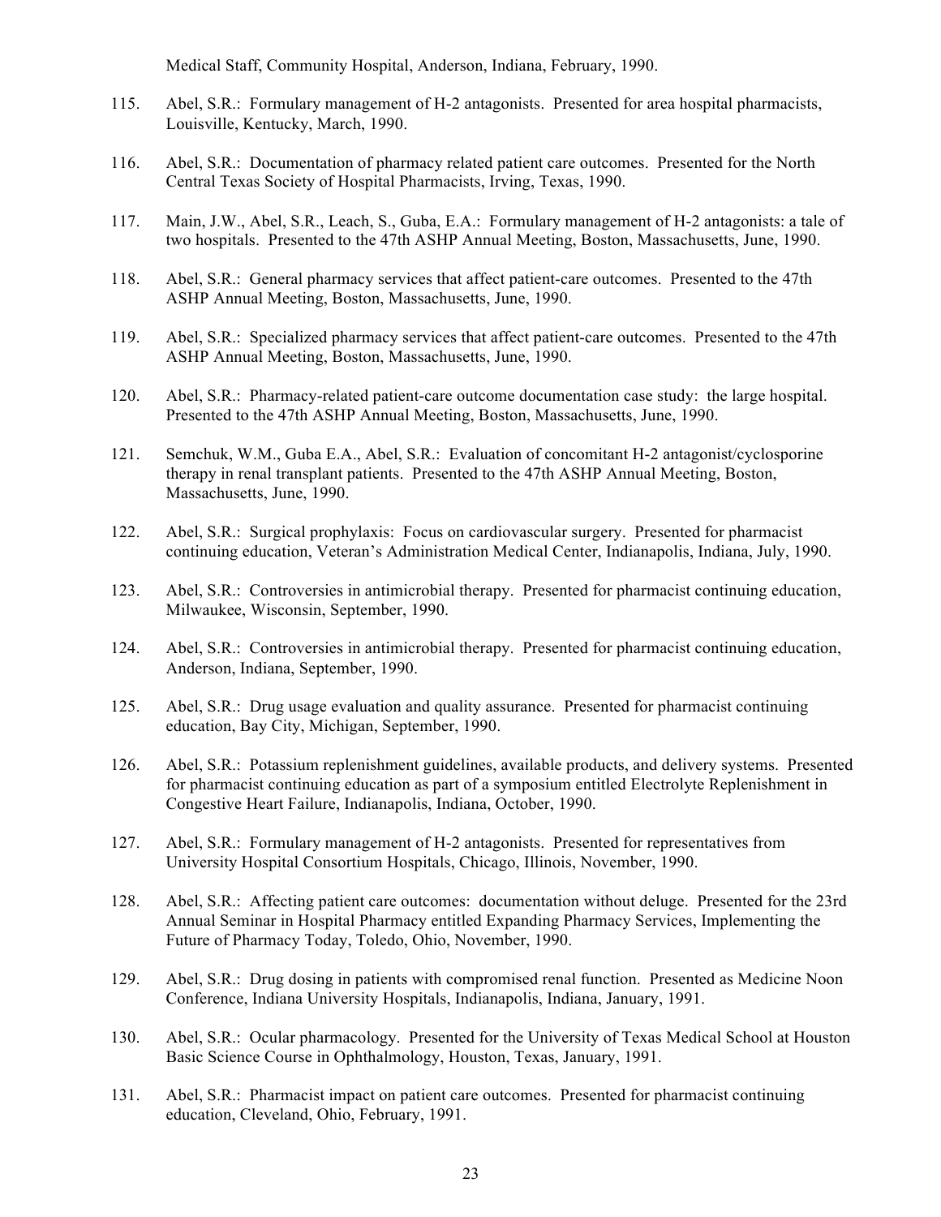Medical Staff, Community Hospital, Anderson, Indiana, February, 1990.

115. Abel, S.R.: Formulary management of H-2 antagonists. Presented for area hospital pharmacists, Louisville, Kentucky, March, 1990.

116. Abel, S.R.: Documentation of pharmacy related patient care outcomes. Presented for the North Central Texas Society of Hospital Pharmacists, Irving, Texas, 1990.

117. Main, J.W., Abel, S.R., Leach, S., Guba, E.A.: Formulary management of H-2 antagonists: a tale of two hospitals. Presented to the 47th ASHP Annual Meeting, Boston, Massachusetts, June, 1990.

118. Abel, S.R.: General pharmacy services that affect patient-care outcomes. Presented to the 47th ASHP Annual Meeting, Boston, Massachusetts, June, 1990.

119. Abel, S.R.: Specialized pharmacy services that affect patient-care outcomes. Presented to the 47th ASHP Annual Meeting, Boston, Massachusetts, June, 1990.

120. Abel, S.R.: Pharmacy-related patient-care outcome documentation case study: the large hospital. Presented to the 47th ASHP Annual Meeting, Boston, Massachusetts, June, 1990.

121. Semchuk, W.M., Guba E.A., Abel, S.R.: Evaluation of concomitant H-2 antagonist/cyclosporine therapy in renal transplant patients. Presented to the 47th ASHP Annual Meeting, Boston, Massachusetts, June, 1990.

122. Abel, S.R.: Surgical prophylaxis: Focus on cardiovascular surgery. Presented for pharmacist continuing education, Veteran's Administration Medical Center, Indianapolis, Indiana, July, 1990.

123. Abel, S.R.: Controversies in antimicrobial therapy. Presented for pharmacist continuing education, Milwaukee, Wisconsin, September, 1990.

124. Abel, S.R.: Controversies in antimicrobial therapy. Presented for pharmacist continuing education, Anderson, Indiana, September, 1990.

125. Abel, S.R.: Drug usage evaluation and quality assurance. Presented for pharmacist continuing education, Bay City, Michigan, September, 1990.

126. Abel, S.R.: Potassium replenishment guidelines, available products, and delivery systems. Presented for pharmacist continuing education as part of a symposium entitled Electrolyte Replenishment in Congestive Heart Failure, Indianapolis, Indiana, October, 1990.

127. Abel, S.R.: Formulary management of H-2 antagonists. Presented for representatives from University Hospital Consortium Hospitals, Chicago, Illinois, November, 1990.

128. Abel, S.R.: Affecting patient care outcomes: documentation without deluge. Presented for the 23rd Annual Seminar in Hospital Pharmacy entitled Expanding Pharmacy Services, Implementing the Future of Pharmacy Today, Toledo, Ohio, November, 1990.

129. Abel, S.R.: Drug dosing in patients with compromised renal function. Presented as Medicine Noon Conference, Indiana University Hospitals, Indianapolis, Indiana, January, 1991.

130. Abel, S.R.: Ocular pharmacology. Presented for the University of Texas Medical School at Houston Basic Science Course in Ophthalmology, Houston, Texas, January, 1991.

131. Abel, S.R.: Pharmacist impact on patient care outcomes. Presented for pharmacist continuing education, Cleveland, Ohio, February, 1991.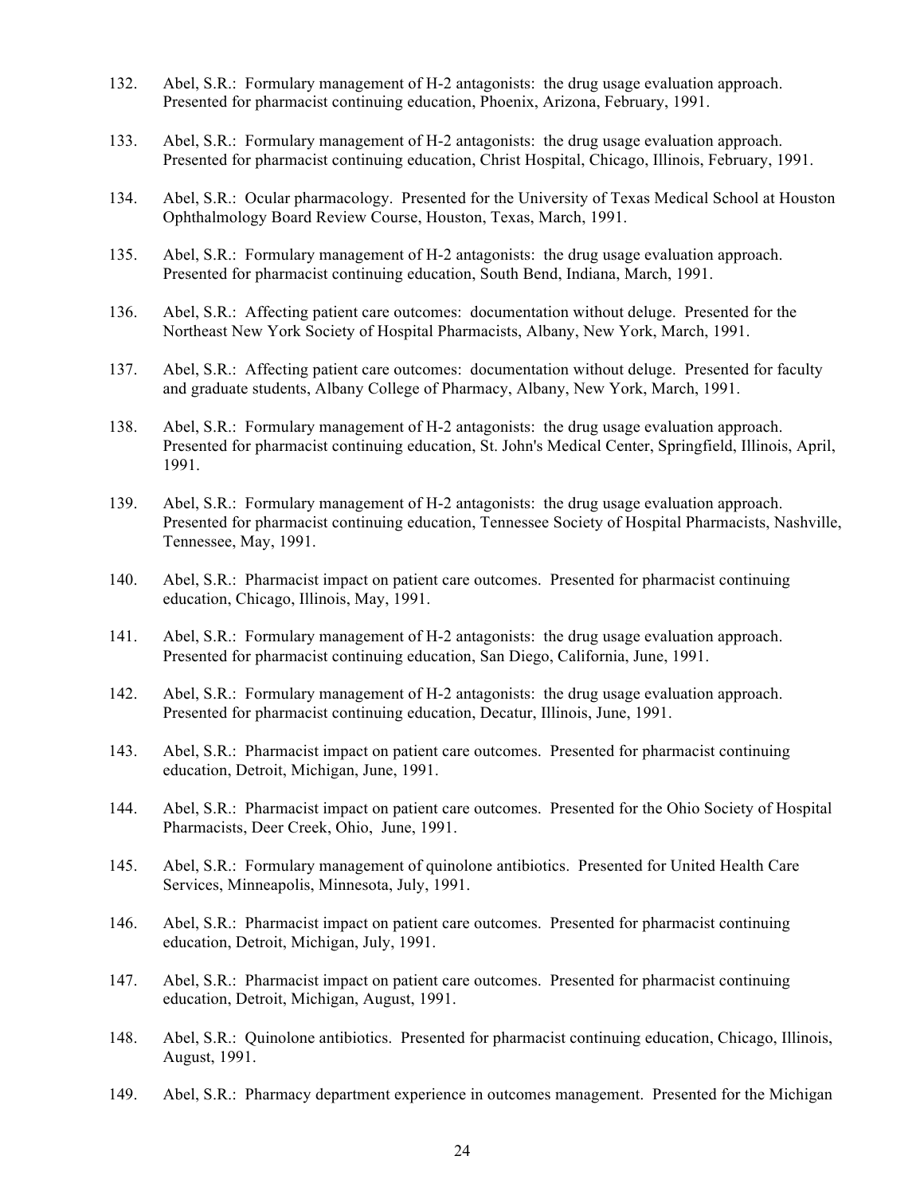132. Abel, S.R.: Formulary management of H-2 antagonists: the drug usage evaluation approach. Presented for pharmacist continuing education, Phoenix, Arizona, February, 1991.

133. Abel, S.R.: Formulary management of H-2 antagonists: the drug usage evaluation approach. Presented for pharmacist continuing education, Christ Hospital, Chicago, Illinois, February, 1991.

134. Abel, S.R.: Ocular pharmacology. Presented for the University of Texas Medical School at Houston Ophthalmology Board Review Course, Houston, Texas, March, 1991.

135. Abel, S.R.: Formulary management of H-2 antagonists: the drug usage evaluation approach. Presented for pharmacist continuing education, South Bend, Indiana, March, 1991.

136. Abel, S.R.: Affecting patient care outcomes: documentation without deluge. Presented for the Northeast New York Society of Hospital Pharmacists, Albany, New York, March, 1991.

137. Abel, S.R.: Affecting patient care outcomes: documentation without deluge. Presented for faculty and graduate students, Albany College of Pharmacy, Albany, New York, March, 1991.

138. Abel, S.R.: Formulary management of H-2 antagonists: the drug usage evaluation approach. Presented for pharmacist continuing education, St. John's Medical Center, Springfield, Illinois, April, 1991.

139. Abel, S.R.: Formulary management of H-2 antagonists: the drug usage evaluation approach. Presented for pharmacist continuing education, Tennessee Society of Hospital Pharmacists, Nashville, Tennessee, May, 1991.

140. Abel, S.R.: Pharmacist impact on patient care outcomes. Presented for pharmacist continuing education, Chicago, Illinois, May, 1991.

141. Abel, S.R.: Formulary management of H-2 antagonists: the drug usage evaluation approach. Presented for pharmacist continuing education, San Diego, California, June, 1991.

142. Abel, S.R.: Formulary management of H-2 antagonists: the drug usage evaluation approach. Presented for pharmacist continuing education, Decatur, Illinois, June, 1991.

143. Abel, S.R.: Pharmacist impact on patient care outcomes. Presented for pharmacist continuing education, Detroit, Michigan, June, 1991.

144. Abel, S.R.: Pharmacist impact on patient care outcomes. Presented for the Ohio Society of Hospital Pharmacists, Deer Creek, Ohio, June, 1991.

145. Abel, S.R.: Formulary management of quinolone antibiotics. Presented for United Health Care Services, Minneapolis, Minnesota, July, 1991.

146. Abel, S.R.: Pharmacist impact on patient care outcomes. Presented for pharmacist continuing education, Detroit, Michigan, July, 1991.

147. Abel, S.R.: Pharmacist impact on patient care outcomes. Presented for pharmacist continuing education, Detroit, Michigan, August, 1991.

148. Abel, S.R.: Quinolone antibiotics. Presented for pharmacist continuing education, Chicago, Illinois, August, 1991.

149. Abel, S.R.: Pharmacy department experience in outcomes management. Presented for the Michigan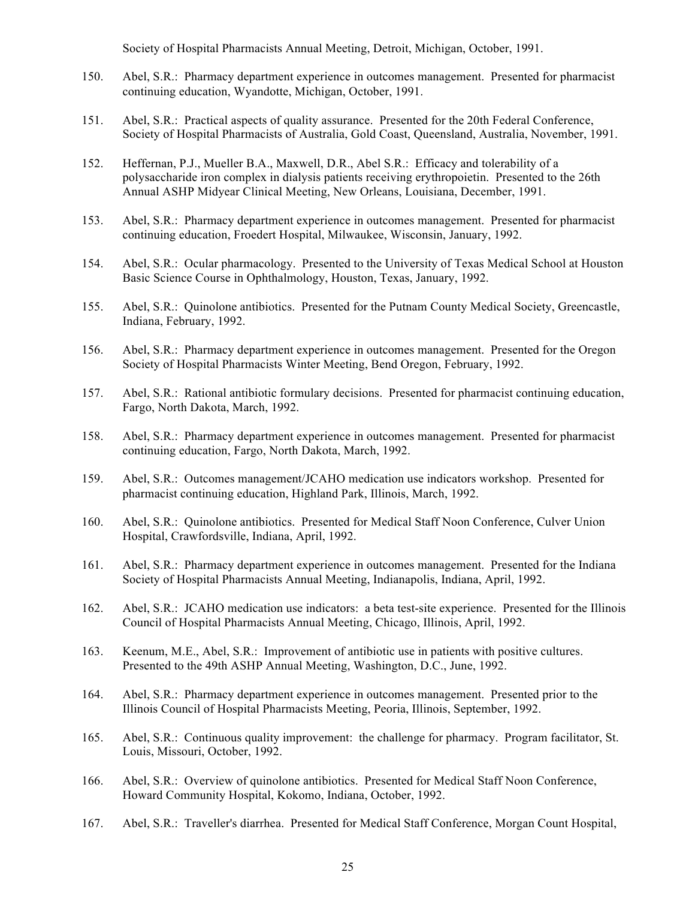Society of Hospital Pharmacists Annual Meeting, Detroit, Michigan, October, 1991.

150. Abel, S.R.: Pharmacy department experience in outcomes management. Presented for pharmacist continuing education, Wyandotte, Michigan, October, 1991.

151. Abel, S.R.: Practical aspects of quality assurance. Presented for the 20th Federal Conference, Society of Hospital Pharmacists of Australia, Gold Coast, Queensland, Australia, November, 1991.

152. Heffernan, P.J., Mueller B.A., Maxwell, D.R., Abel S.R.: Efficacy and tolerability of a polysaccharide iron complex in dialysis patients receiving erythropoietin. Presented to the 26th Annual ASHP Midyear Clinical Meeting, New Orleans, Louisiana, December, 1991.

153. Abel, S.R.: Pharmacy department experience in outcomes management. Presented for pharmacist continuing education, Froedert Hospital, Milwaukee, Wisconsin, January, 1992.

154. Abel, S.R.: Ocular pharmacology. Presented to the University of Texas Medical School at Houston Basic Science Course in Ophthalmology, Houston, Texas, January, 1992.

155. Abel, S.R.: Quinolone antibiotics. Presented for the Putnam County Medical Society, Greencastle, Indiana, February, 1992.

156. Abel, S.R.: Pharmacy department experience in outcomes management. Presented for the Oregon Society of Hospital Pharmacists Winter Meeting, Bend Oregon, February, 1992.

157. Abel, S.R.: Rational antibiotic formulary decisions. Presented for pharmacist continuing education, Fargo, North Dakota, March, 1992.

158. Abel, S.R.: Pharmacy department experience in outcomes management. Presented for pharmacist continuing education, Fargo, North Dakota, March, 1992.

159. Abel, S.R.: Outcomes management/JCAHO medication use indicators workshop. Presented for pharmacist continuing education, Highland Park, Illinois, March, 1992.

160. Abel, S.R.: Quinolone antibiotics. Presented for Medical Staff Noon Conference, Culver Union Hospital, Crawfordsville, Indiana, April, 1992.

161. Abel, S.R.: Pharmacy department experience in outcomes management. Presented for the Indiana Society of Hospital Pharmacists Annual Meeting, Indianapolis, Indiana, April, 1992.

162. Abel, S.R.: JCAHO medication use indicators: a beta test-site experience. Presented for the Illinois Council of Hospital Pharmacists Annual Meeting, Chicago, Illinois, April, 1992.

163. Keenum, M.E., Abel, S.R.: Improvement of antibiotic use in patients with positive cultures. Presented to the 49th ASHP Annual Meeting, Washington, D.C., June, 1992.

164. Abel, S.R.: Pharmacy department experience in outcomes management. Presented prior to the Illinois Council of Hospital Pharmacists Meeting, Peoria, Illinois, September, 1992.

165. Abel, S.R.: Continuous quality improvement: the challenge for pharmacy. Program facilitator, St. Louis, Missouri, October, 1992.

166. Abel, S.R.: Overview of quinolone antibiotics. Presented for Medical Staff Noon Conference, Howard Community Hospital, Kokomo, Indiana, October, 1992.

167. Abel, S.R.: Traveller's diarrhea. Presented for Medical Staff Conference, Morgan Count Hospital,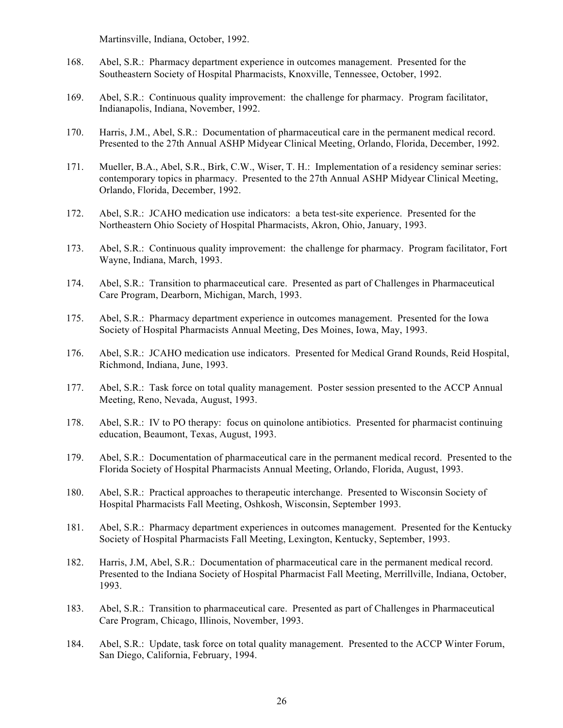Martinsville, Indiana, October, 1992.

168. Abel, S.R.: Pharmacy department experience in outcomes management. Presented for the Southeastern Society of Hospital Pharmacists, Knoxville, Tennessee, October, 1992.

169. Abel, S.R.: Continuous quality improvement: the challenge for pharmacy. Program facilitator, Indianapolis, Indiana, November, 1992.

170. Harris, J.M., Abel, S.R.: Documentation of pharmaceutical care in the permanent medical record. Presented to the 27th Annual ASHP Midyear Clinical Meeting, Orlando, Florida, December, 1992.

171. Mueller, B.A., Abel, S.R., Birk, C.W., Wiser, T. H.: Implementation of a residency seminar series: contemporary topics in pharmacy. Presented to the 27th Annual ASHP Midyear Clinical Meeting, Orlando, Florida, December, 1992.

172. Abel, S.R.: JCAHO medication use indicators: a beta test-site experience. Presented for the Northeastern Ohio Society of Hospital Pharmacists, Akron, Ohio, January, 1993.

173. Abel, S.R.: Continuous quality improvement: the challenge for pharmacy. Program facilitator, Fort Wayne, Indiana, March, 1993.

174. Abel, S.R.: Transition to pharmaceutical care. Presented as part of Challenges in Pharmaceutical Care Program, Dearborn, Michigan, March, 1993.

175. Abel, S.R.: Pharmacy department experience in outcomes management. Presented for the Iowa Society of Hospital Pharmacists Annual Meeting, Des Moines, Iowa, May, 1993.

176. Abel, S.R.: JCAHO medication use indicators. Presented for Medical Grand Rounds, Reid Hospital, Richmond, Indiana, June, 1993.

177. Abel, S.R.: Task force on total quality management. Poster session presented to the ACCP Annual Meeting, Reno, Nevada, August, 1993.

178. Abel, S.R.: IV to PO therapy: focus on quinolone antibiotics. Presented for pharmacist continuing education, Beaumont, Texas, August, 1993.

179. Abel, S.R.: Documentation of pharmaceutical care in the permanent medical record. Presented to the Florida Society of Hospital Pharmacists Annual Meeting, Orlando, Florida, August, 1993.

180. Abel, S.R.: Practical approaches to therapeutic interchange. Presented to Wisconsin Society of Hospital Pharmacists Fall Meeting, Oshkosh, Wisconsin, September 1993.

181. Abel, S.R.: Pharmacy department experiences in outcomes management. Presented for the Kentucky Society of Hospital Pharmacists Fall Meeting, Lexington, Kentucky, September, 1993.

182. Harris, J.M, Abel, S.R.: Documentation of pharmaceutical care in the permanent medical record. Presented to the Indiana Society of Hospital Pharmacist Fall Meeting, Merrillville, Indiana, October, 1993.

183. Abel, S.R.: Transition to pharmaceutical care. Presented as part of Challenges in Pharmaceutical Care Program, Chicago, Illinois, November, 1993.

184. Abel, S.R.: Update, task force on total quality management. Presented to the ACCP Winter Forum, San Diego, California, February, 1994.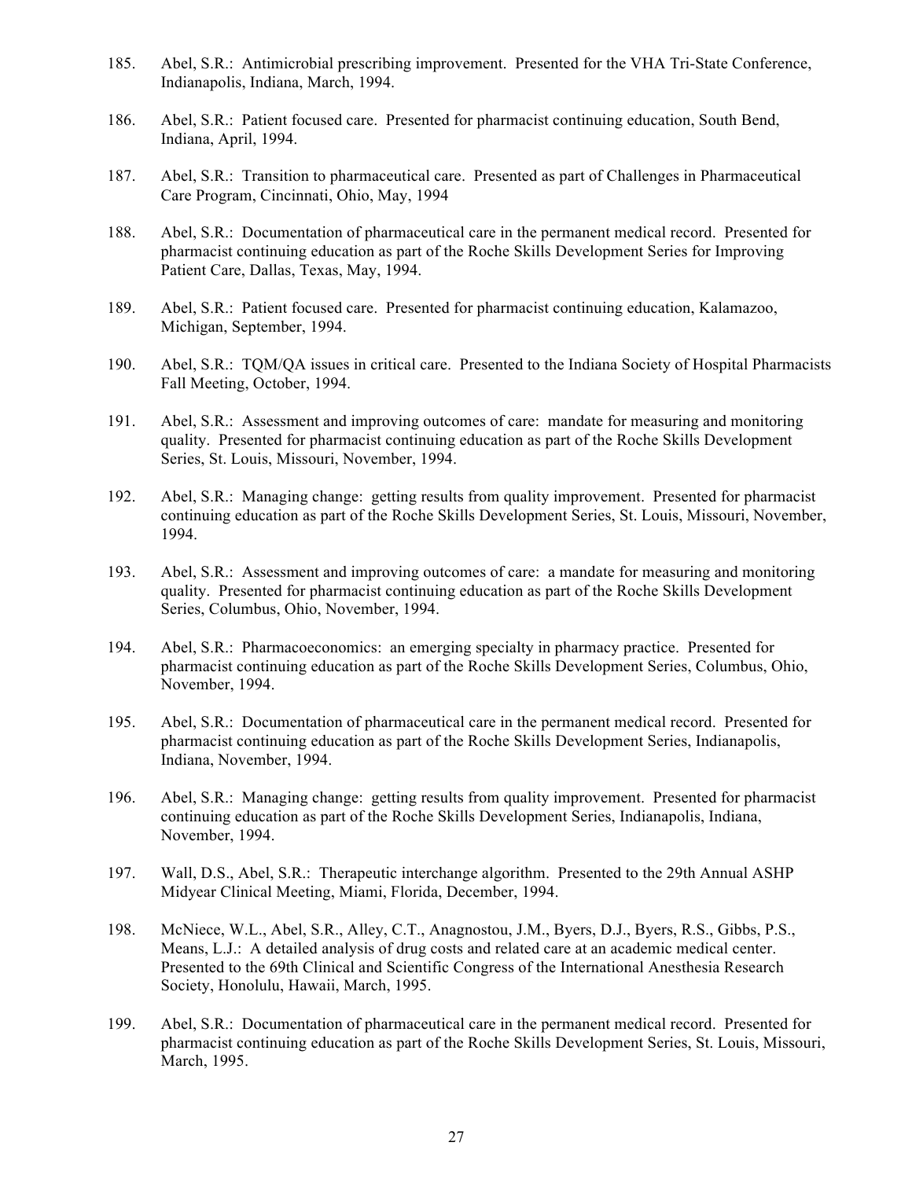185. Abel, S.R.: Antimicrobial prescribing improvement. Presented for the VHA Tri-State Conference, Indianapolis, Indiana, March, 1994.

186. Abel, S.R.: Patient focused care. Presented for pharmacist continuing education, South Bend, Indiana, April, 1994.

187. Abel, S.R.: Transition to pharmaceutical care. Presented as part of Challenges in Pharmaceutical Care Program, Cincinnati, Ohio, May, 1994

188. Abel, S.R.: Documentation of pharmaceutical care in the permanent medical record. Presented for pharmacist continuing education as part of the Roche Skills Development Series for Improving Patient Care, Dallas, Texas, May, 1994.

189. Abel, S.R.: Patient focused care. Presented for pharmacist continuing education, Kalamazoo, Michigan, September, 1994.

190. Abel, S.R.: TQM/QA issues in critical care. Presented to the Indiana Society of Hospital Pharmacists Fall Meeting, October, 1994.

191. Abel, S.R.: Assessment and improving outcomes of care: mandate for measuring and monitoring quality. Presented for pharmacist continuing education as part of the Roche Skills Development Series, St. Louis, Missouri, November, 1994.

192. Abel, S.R.: Managing change: getting results from quality improvement. Presented for pharmacist continuing education as part of the Roche Skills Development Series, St. Louis, Missouri, November, 1994.

193. Abel, S.R.: Assessment and improving outcomes of care: a mandate for measuring and monitoring quality. Presented for pharmacist continuing education as part of the Roche Skills Development Series, Columbus, Ohio, November, 1994.

194. Abel, S.R.: Pharmacoeconomics: an emerging specialty in pharmacy practice. Presented for pharmacist continuing education as part of the Roche Skills Development Series, Columbus, Ohio, November, 1994.

195. Abel, S.R.: Documentation of pharmaceutical care in the permanent medical record. Presented for pharmacist continuing education as part of the Roche Skills Development Series, Indianapolis, Indiana, November, 1994.

196. Abel, S.R.: Managing change: getting results from quality improvement. Presented for pharmacist continuing education as part of the Roche Skills Development Series, Indianapolis, Indiana, November, 1994.

197. Wall, D.S., Abel, S.R.: Therapeutic interchange algorithm. Presented to the 29th Annual ASHP Midyear Clinical Meeting, Miami, Florida, December, 1994.

198. McNiece, W.L., Abel, S.R., Alley, C.T., Anagnostou, J.M., Byers, D.J., Byers, R.S., Gibbs, P.S., Means, L.J.: A detailed analysis of drug costs and related care at an academic medical center. Presented to the 69th Clinical and Scientific Congress of the International Anesthesia Research Society, Honolulu, Hawaii, March, 1995.

199. Abel, S.R.: Documentation of pharmaceutical care in the permanent medical record. Presented for pharmacist continuing education as part of the Roche Skills Development Series, St. Louis, Missouri, March, 1995.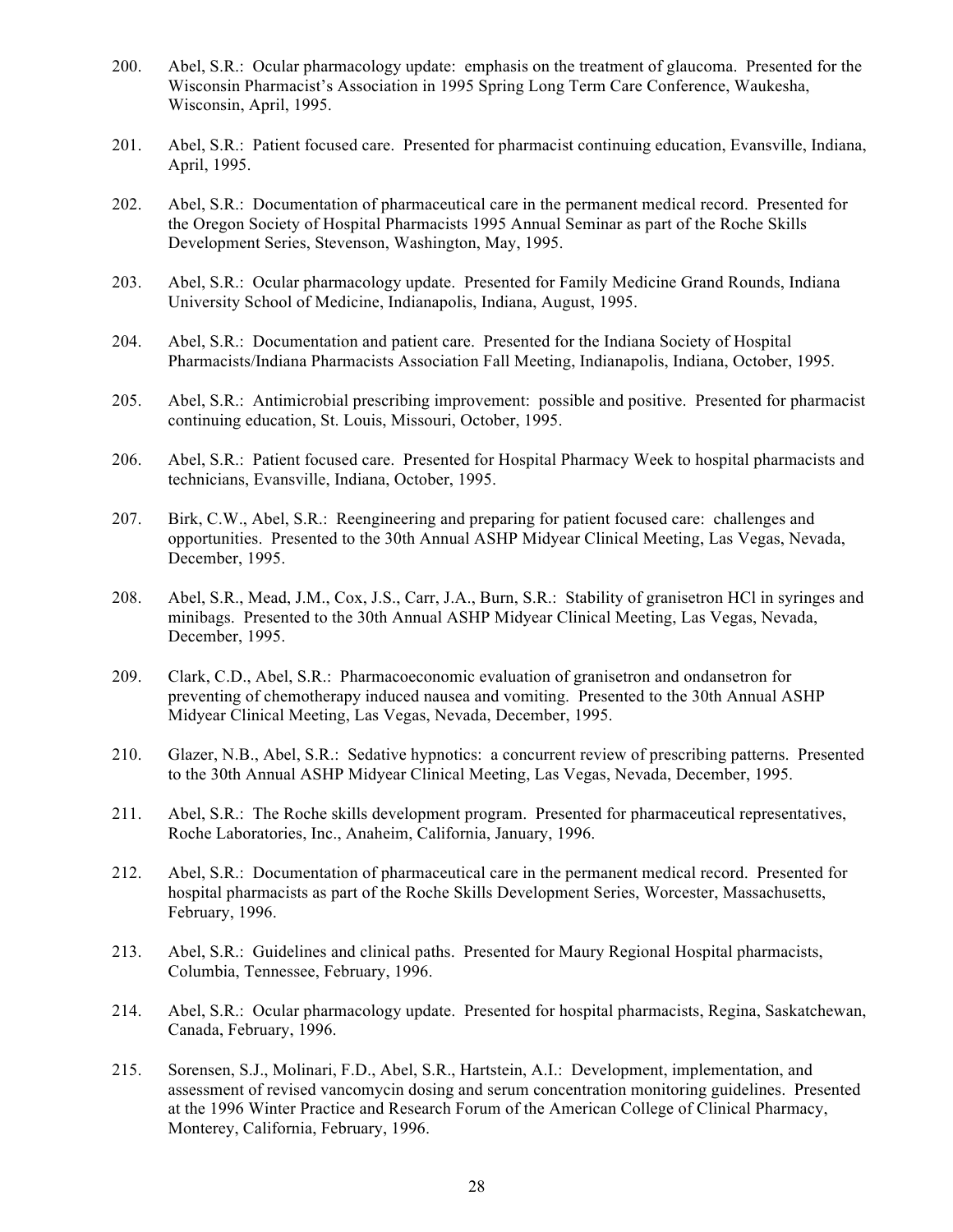200. Abel, S.R.: Ocular pharmacology update: emphasis on the treatment of glaucoma. Presented for the Wisconsin Pharmacist's Association in 1995 Spring Long Term Care Conference, Waukesha, Wisconsin, April, 1995.

201. Abel, S.R.: Patient focused care. Presented for pharmacist continuing education, Evansville, Indiana, April, 1995.

202. Abel, S.R.: Documentation of pharmaceutical care in the permanent medical record. Presented for the Oregon Society of Hospital Pharmacists 1995 Annual Seminar as part of the Roche Skills Development Series, Stevenson, Washington, May, 1995.

203. Abel, S.R.: Ocular pharmacology update. Presented for Family Medicine Grand Rounds, Indiana University School of Medicine, Indianapolis, Indiana, August, 1995.

204. Abel, S.R.: Documentation and patient care. Presented for the Indiana Society of Hospital Pharmacists/Indiana Pharmacists Association Fall Meeting, Indianapolis, Indiana, October, 1995.

205. Abel, S.R.: Antimicrobial prescribing improvement: possible and positive. Presented for pharmacist continuing education, St. Louis, Missouri, October, 1995.

206. Abel, S.R.: Patient focused care. Presented for Hospital Pharmacy Week to hospital pharmacists and technicians, Evansville, Indiana, October, 1995.

207. Birk, C.W., Abel, S.R.: Reengineering and preparing for patient focused care: challenges and opportunities. Presented to the 30th Annual ASHP Midyear Clinical Meeting, Las Vegas, Nevada, December, 1995.

208. Abel, S.R., Mead, J.M., Cox, J.S., Carr, J.A., Burn, S.R.: Stability of granisetron HCl in syringes and minibags. Presented to the 30th Annual ASHP Midyear Clinical Meeting, Las Vegas, Nevada, December, 1995.

209. Clark, C.D., Abel, S.R.: Pharmacoeconomic evaluation of granisetron and ondansetron for preventing of chemotherapy induced nausea and vomiting. Presented to the 30th Annual ASHP Midyear Clinical Meeting, Las Vegas, Nevada, December, 1995.

210. Glazer, N.B., Abel, S.R.: Sedative hypnotics: a concurrent review of prescribing patterns. Presented to the 30th Annual ASHP Midyear Clinical Meeting, Las Vegas, Nevada, December, 1995.

211. Abel, S.R.: The Roche skills development program. Presented for pharmaceutical representatives, Roche Laboratories, Inc., Anaheim, California, January, 1996.

212. Abel, S.R.: Documentation of pharmaceutical care in the permanent medical record. Presented for hospital pharmacists as part of the Roche Skills Development Series, Worcester, Massachusetts, February, 1996.

213. Abel, S.R.: Guidelines and clinical paths. Presented for Maury Regional Hospital pharmacists, Columbia, Tennessee, February, 1996.

214. Abel, S.R.: Ocular pharmacology update. Presented for hospital pharmacists, Regina, Saskatchewan, Canada, February, 1996.

215. Sorensen, S.J., Molinari, F.D., Abel, S.R., Hartstein, A.I.: Development, implementation, and assessment of revised vancomycin dosing and serum concentration monitoring guidelines. Presented at the 1996 Winter Practice and Research Forum of the American College of Clinical Pharmacy, Monterey, California, February, 1996.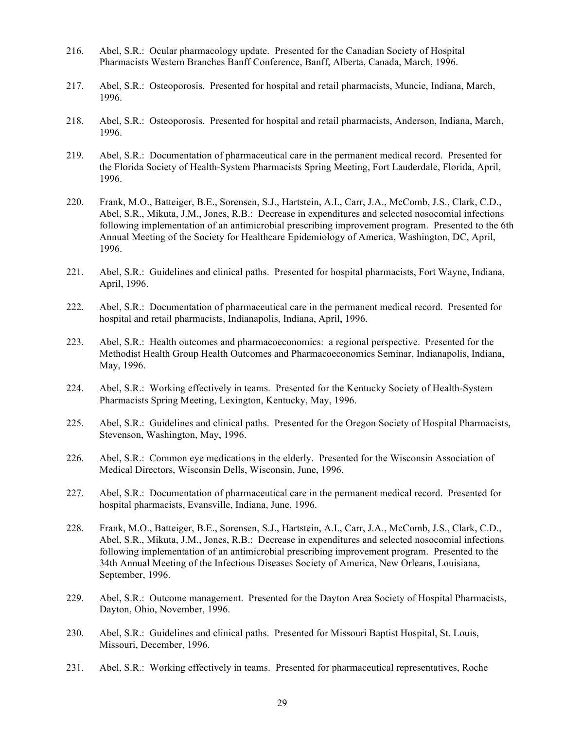216. Abel, S.R.: Ocular pharmacology update. Presented for the Canadian Society of Hospital Pharmacists Western Branches Banff Conference, Banff, Alberta, Canada, March, 1996.

217. Abel, S.R.: Osteoporosis. Presented for hospital and retail pharmacists, Muncie, Indiana, March, 1996.

218. Abel, S.R.: Osteoporosis. Presented for hospital and retail pharmacists, Anderson, Indiana, March, 1996.

219. Abel, S.R.: Documentation of pharmaceutical care in the permanent medical record. Presented for the Florida Society of Health-System Pharmacists Spring Meeting, Fort Lauderdale, Florida, April, 1996.

220. Frank, M.O., Batteiger, B.E., Sorensen, S.J., Hartstein, A.I., Carr, J.A., McComb, J.S., Clark, C.D., Abel, S.R., Mikuta, J.M., Jones, R.B.: Decrease in expenditures and selected nosocomial infections following implementation of an antimicrobial prescribing improvement program. Presented to the 6th Annual Meeting of the Society for Healthcare Epidemiology of America, Washington, DC, April, 1996.

221. Abel, S.R.: Guidelines and clinical paths. Presented for hospital pharmacists, Fort Wayne, Indiana, April, 1996.

222. Abel, S.R.: Documentation of pharmaceutical care in the permanent medical record. Presented for hospital and retail pharmacists, Indianapolis, Indiana, April, 1996.

223. Abel, S.R.: Health outcomes and pharmacoeconomics: a regional perspective. Presented for the Methodist Health Group Health Outcomes and Pharmacoeconomics Seminar, Indianapolis, Indiana, May, 1996.

224. Abel, S.R.: Working effectively in teams. Presented for the Kentucky Society of Health-System Pharmacists Spring Meeting, Lexington, Kentucky, May, 1996.

225. Abel, S.R.: Guidelines and clinical paths. Presented for the Oregon Society of Hospital Pharmacists, Stevenson, Washington, May, 1996.

226. Abel, S.R.: Common eye medications in the elderly. Presented for the Wisconsin Association of Medical Directors, Wisconsin Dells, Wisconsin, June, 1996.

227. Abel, S.R.: Documentation of pharmaceutical care in the permanent medical record. Presented for hospital pharmacists, Evansville, Indiana, June, 1996.

228. Frank, M.O., Batteiger, B.E., Sorensen, S.J., Hartstein, A.I., Carr, J.A., McComb, J.S., Clark, C.D., Abel, S.R., Mikuta, J.M., Jones, R.B.: Decrease in expenditures and selected nosocomial infections following implementation of an antimicrobial prescribing improvement program. Presented to the 34th Annual Meeting of the Infectious Diseases Society of America, New Orleans, Louisiana, September, 1996.

229. Abel, S.R.: Outcome management. Presented for the Dayton Area Society of Hospital Pharmacists, Dayton, Ohio, November, 1996.

230. Abel, S.R.: Guidelines and clinical paths. Presented for Missouri Baptist Hospital, St. Louis, Missouri, December, 1996.

231. Abel, S.R.: Working effectively in teams. Presented for pharmaceutical representatives, Roche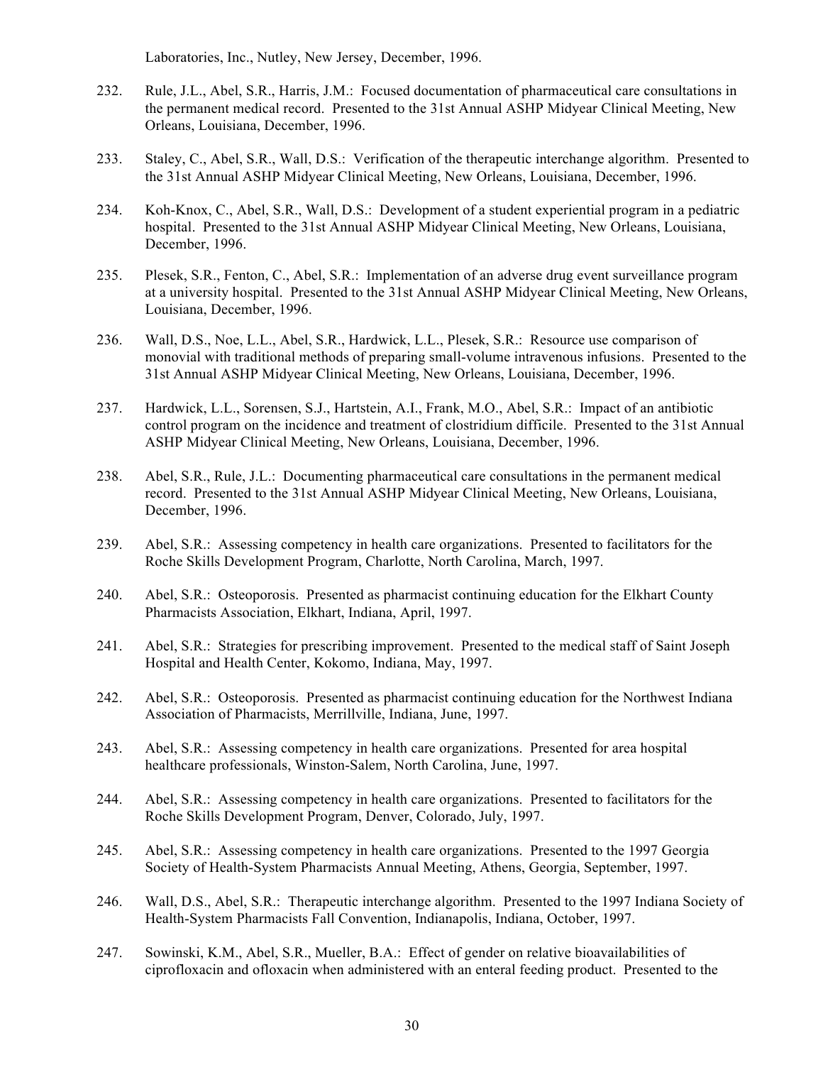Laboratories, Inc., Nutley, New Jersey, December, 1996.

232. Rule, J.L., Abel, S.R., Harris, J.M.: Focused documentation of pharmaceutical care consultations in the permanent medical record. Presented to the 31st Annual ASHP Midyear Clinical Meeting, New Orleans, Louisiana, December, 1996.

233. Staley, C., Abel, S.R., Wall, D.S.: Verification of the therapeutic interchange algorithm. Presented to the 31st Annual ASHP Midyear Clinical Meeting, New Orleans, Louisiana, December, 1996.

234. Koh-Knox, C., Abel, S.R., Wall, D.S.: Development of a student experiential program in a pediatric hospital. Presented to the 31st Annual ASHP Midyear Clinical Meeting, New Orleans, Louisiana, December, 1996.

235. Plesek, S.R., Fenton, C., Abel, S.R.: Implementation of an adverse drug event surveillance program at a university hospital. Presented to the 31st Annual ASHP Midyear Clinical Meeting, New Orleans, Louisiana, December, 1996.

236. Wall, D.S., Noe, L.L., Abel, S.R., Hardwick, L.L., Plesek, S.R.: Resource use comparison of monovial with traditional methods of preparing small-volume intravenous infusions. Presented to the 31st Annual ASHP Midyear Clinical Meeting, New Orleans, Louisiana, December, 1996.

237. Hardwick, L.L., Sorensen, S.J., Hartstein, A.I., Frank, M.O., Abel, S.R.: Impact of an antibiotic control program on the incidence and treatment of clostridium difficile. Presented to the 31st Annual ASHP Midyear Clinical Meeting, New Orleans, Louisiana, December, 1996.

238. Abel, S.R., Rule, J.L.: Documenting pharmaceutical care consultations in the permanent medical record. Presented to the 31st Annual ASHP Midyear Clinical Meeting, New Orleans, Louisiana, December, 1996.

239. Abel, S.R.: Assessing competency in health care organizations. Presented to facilitators for the Roche Skills Development Program, Charlotte, North Carolina, March, 1997.

240. Abel, S.R.: Osteoporosis. Presented as pharmacist continuing education for the Elkhart County Pharmacists Association, Elkhart, Indiana, April, 1997.

241. Abel, S.R.: Strategies for prescribing improvement. Presented to the medical staff of Saint Joseph Hospital and Health Center, Kokomo, Indiana, May, 1997.

242. Abel, S.R.: Osteoporosis. Presented as pharmacist continuing education for the Northwest Indiana Association of Pharmacists, Merrillville, Indiana, June, 1997.

243. Abel, S.R.: Assessing competency in health care organizations. Presented for area hospital healthcare professionals, Winston-Salem, North Carolina, June, 1997.

244. Abel, S.R.: Assessing competency in health care organizations. Presented to facilitators for the Roche Skills Development Program, Denver, Colorado, July, 1997.

245. Abel, S.R.: Assessing competency in health care organizations. Presented to the 1997 Georgia Society of Health-System Pharmacists Annual Meeting, Athens, Georgia, September, 1997.

246. Wall, D.S., Abel, S.R.: Therapeutic interchange algorithm. Presented to the 1997 Indiana Society of Health-System Pharmacists Fall Convention, Indianapolis, Indiana, October, 1997.

247. Sowinski, K.M., Abel, S.R., Mueller, B.A.: Effect of gender on relative bioavailabilities of ciprofloxacin and ofloxacin when administered with an enteral feeding product. Presented to the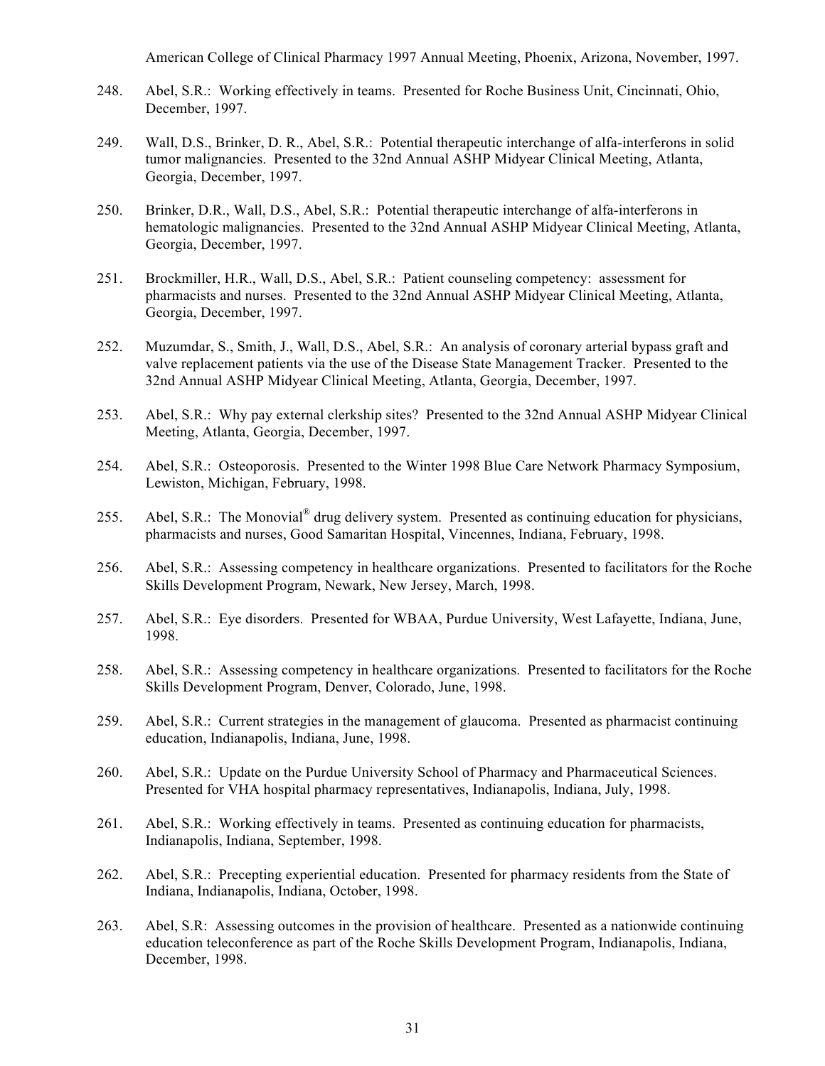American College of Clinical Pharmacy 1997 Annual Meeting, Phoenix, Arizona, November, 1997.

248. Abel, S.R.: Working effectively in teams. Presented for Roche Business Unit, Cincinnati, Ohio, December, 1997.

249. Wall, D.S., Brinker, D. R., Abel, S.R.: Potential therapeutic interchange of alfa-interferons in solid tumor malignancies. Presented to the 32nd Annual ASHP Midyear Clinical Meeting, Atlanta, Georgia, December, 1997.

250. Brinker, D.R., Wall, D.S., Abel, S.R.: Potential therapeutic interchange of alfa-interferons in hematologic malignancies. Presented to the 32nd Annual ASHP Midyear Clinical Meeting, Atlanta, Georgia, December, 1997.

251. Brockmiller, H.R., Wall, D.S., Abel, S.R.: Patient counseling competency: assessment for pharmacists and nurses. Presented to the 32nd Annual ASHP Midyear Clinical Meeting, Atlanta, Georgia, December, 1997.

252. Muzumdar, S., Smith, J., Wall, D.S., Abel, S.R.: An analysis of coronary arterial bypass graft and valve replacement patients via the use of the Disease State Management Tracker. Presented to the 32nd Annual ASHP Midyear Clinical Meeting, Atlanta, Georgia, December, 1997.

253. Abel, S.R.: Why pay external clerkship sites? Presented to the 32nd Annual ASHP Midyear Clinical Meeting, Atlanta, Georgia, December, 1997.

254. Abel, S.R.: Osteoporosis. Presented to the Winter 1998 Blue Care Network Pharmacy Symposium, Lewiston, Michigan, February, 1998.

255. Abel, S.R.: The Monovial® drug delivery system. Presented as continuing education for physicians, pharmacists and nurses, Good Samaritan Hospital, Vincennes, Indiana, February, 1998.

256. Abel, S.R.: Assessing competency in healthcare organizations. Presented to facilitators for the Roche Skills Development Program, Newark, New Jersey, March, 1998.

257. Abel, S.R.: Eye disorders. Presented for WBAA, Purdue University, West Lafayette, Indiana, June, 1998.

258. Abel, S.R.: Assessing competency in healthcare organizations. Presented to facilitators for the Roche Skills Development Program, Denver, Colorado, June, 1998.

259. Abel, S.R.: Current strategies in the management of glaucoma. Presented as pharmacist continuing education, Indianapolis, Indiana, June, 1998.

260. Abel, S.R.: Update on the Purdue University School of Pharmacy and Pharmaceutical Sciences. Presented for VHA hospital pharmacy representatives, Indianapolis, Indiana, July, 1998.

261. Abel, S.R.: Working effectively in teams. Presented as continuing education for pharmacists, Indianapolis, Indiana, September, 1998.

262. Abel, S.R.: Precepting experiential education. Presented for pharmacy residents from the State of Indiana, Indianapolis, Indiana, October, 1998.

263. Abel, S.R: Assessing outcomes in the provision of healthcare. Presented as a nationwide continuing education teleconference as part of the Roche Skills Development Program, Indianapolis, Indiana, December, 1998.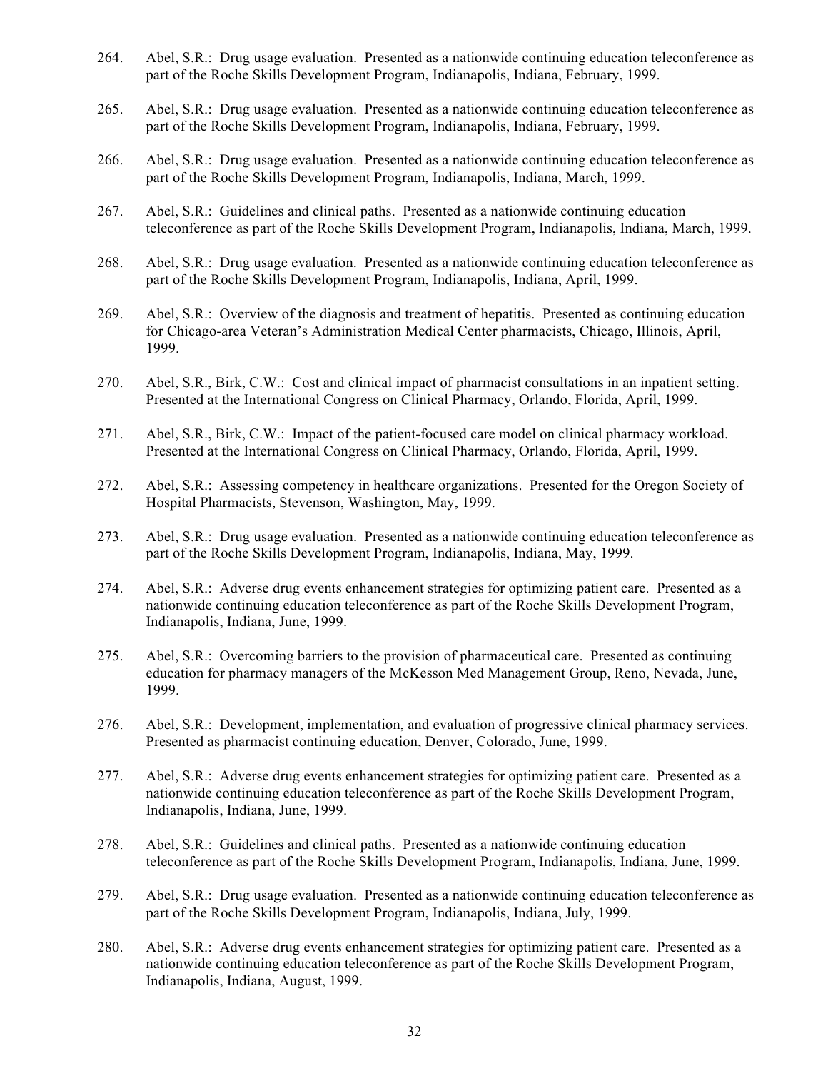264. Abel, S.R.: Drug usage evaluation. Presented as a nationwide continuing education teleconference as part of the Roche Skills Development Program, Indianapolis, Indiana, February, 1999.

265. Abel, S.R.: Drug usage evaluation. Presented as a nationwide continuing education teleconference as part of the Roche Skills Development Program, Indianapolis, Indiana, February, 1999.

266. Abel, S.R.: Drug usage evaluation. Presented as a nationwide continuing education teleconference as part of the Roche Skills Development Program, Indianapolis, Indiana, March, 1999.

267. Abel, S.R.: Guidelines and clinical paths. Presented as a nationwide continuing education teleconference as part of the Roche Skills Development Program, Indianapolis, Indiana, March, 1999.

268. Abel, S.R.: Drug usage evaluation. Presented as a nationwide continuing education teleconference as part of the Roche Skills Development Program, Indianapolis, Indiana, April, 1999.

269. Abel, S.R.: Overview of the diagnosis and treatment of hepatitis. Presented as continuing education for Chicago-area Veteran's Administration Medical Center pharmacists, Chicago, Illinois, April, 1999.

270. Abel, S.R., Birk, C.W.: Cost and clinical impact of pharmacist consultations in an inpatient setting. Presented at the International Congress on Clinical Pharmacy, Orlando, Florida, April, 1999.

271. Abel, S.R., Birk, C.W.: Impact of the patient-focused care model on clinical pharmacy workload. Presented at the International Congress on Clinical Pharmacy, Orlando, Florida, April, 1999.

272. Abel, S.R.: Assessing competency in healthcare organizations. Presented for the Oregon Society of Hospital Pharmacists, Stevenson, Washington, May, 1999.

273. Abel, S.R.: Drug usage evaluation. Presented as a nationwide continuing education teleconference as part of the Roche Skills Development Program, Indianapolis, Indiana, May, 1999.

274. Abel, S.R.: Adverse drug events enhancement strategies for optimizing patient care. Presented as a nationwide continuing education teleconference as part of the Roche Skills Development Program, Indianapolis, Indiana, June, 1999.

275. Abel, S.R.: Overcoming barriers to the provision of pharmaceutical care. Presented as continuing education for pharmacy managers of the McKesson Med Management Group, Reno, Nevada, June, 1999.

276. Abel, S.R.: Development, implementation, and evaluation of progressive clinical pharmacy services. Presented as pharmacist continuing education, Denver, Colorado, June, 1999.

277. Abel, S.R.: Adverse drug events enhancement strategies for optimizing patient care. Presented as a nationwide continuing education teleconference as part of the Roche Skills Development Program, Indianapolis, Indiana, June, 1999.

278. Abel, S.R.: Guidelines and clinical paths. Presented as a nationwide continuing education teleconference as part of the Roche Skills Development Program, Indianapolis, Indiana, June, 1999.

279. Abel, S.R.: Drug usage evaluation. Presented as a nationwide continuing education teleconference as part of the Roche Skills Development Program, Indianapolis, Indiana, July, 1999.

280. Abel, S.R.: Adverse drug events enhancement strategies for optimizing patient care. Presented as a nationwide continuing education teleconference as part of the Roche Skills Development Program, Indianapolis, Indiana, August, 1999.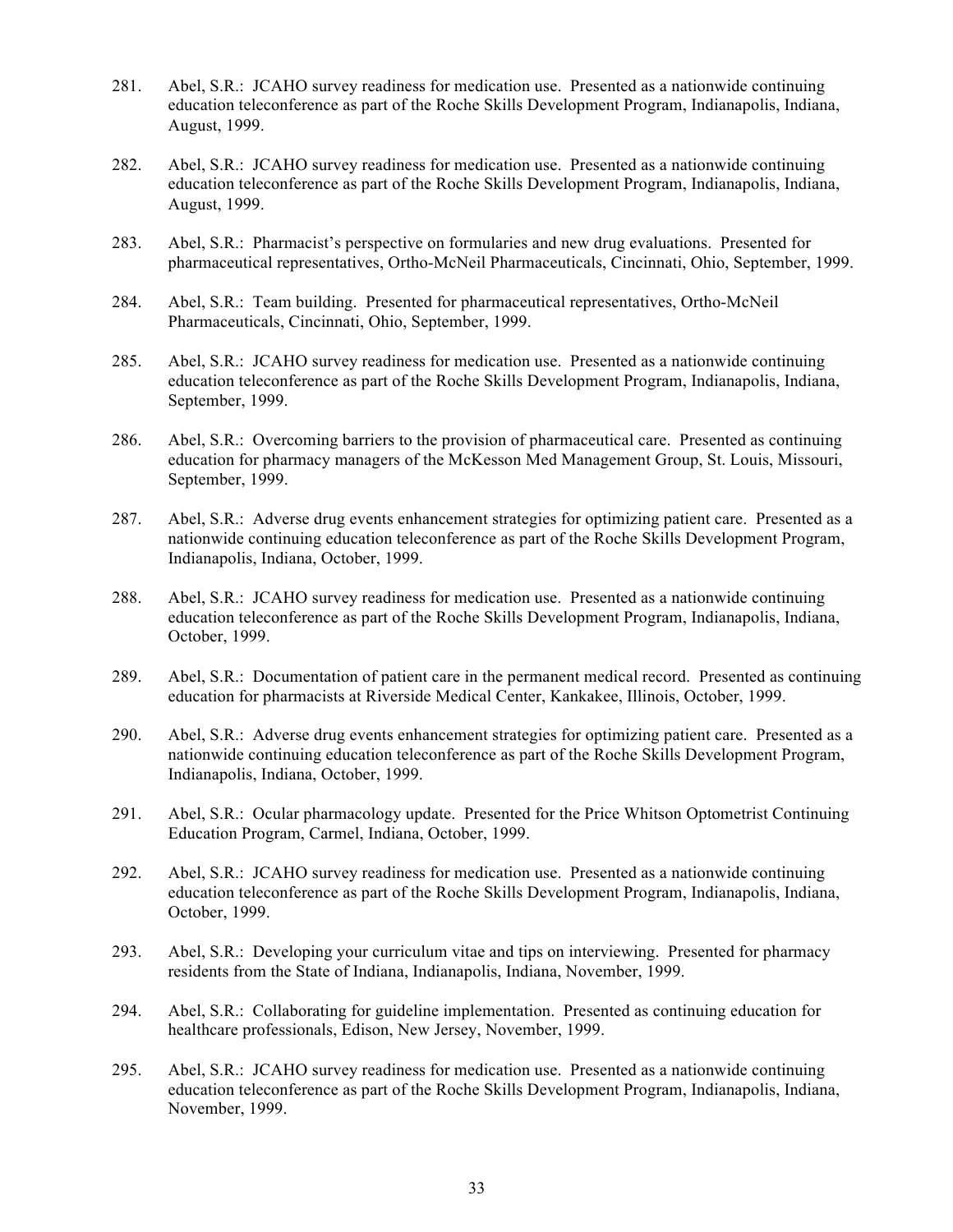281. Abel, S.R.: JCAHO survey readiness for medication use. Presented as a nationwide continuing education teleconference as part of the Roche Skills Development Program, Indianapolis, Indiana, August, 1999.

282. Abel, S.R.: JCAHO survey readiness for medication use. Presented as a nationwide continuing education teleconference as part of the Roche Skills Development Program, Indianapolis, Indiana, August, 1999.

283. Abel, S.R.: Pharmacist's perspective on formularies and new drug evaluations. Presented for pharmaceutical representatives, Ortho-McNeil Pharmaceuticals, Cincinnati, Ohio, September, 1999.

284. Abel, S.R.: Team building. Presented for pharmaceutical representatives, Ortho-McNeil Pharmaceuticals, Cincinnati, Ohio, September, 1999.

285. Abel, S.R.: JCAHO survey readiness for medication use. Presented as a nationwide continuing education teleconference as part of the Roche Skills Development Program, Indianapolis, Indiana, September, 1999.

286. Abel, S.R.: Overcoming barriers to the provision of pharmaceutical care. Presented as continuing education for pharmacy managers of the McKesson Med Management Group, St. Louis, Missouri, September, 1999.

287. Abel, S.R.: Adverse drug events enhancement strategies for optimizing patient care. Presented as a nationwide continuing education teleconference as part of the Roche Skills Development Program, Indianapolis, Indiana, October, 1999.

288. Abel, S.R.: JCAHO survey readiness for medication use. Presented as a nationwide continuing education teleconference as part of the Roche Skills Development Program, Indianapolis, Indiana, October, 1999.

289. Abel, S.R.: Documentation of patient care in the permanent medical record. Presented as continuing education for pharmacists at Riverside Medical Center, Kankakee, Illinois, October, 1999.

290. Abel, S.R.: Adverse drug events enhancement strategies for optimizing patient care. Presented as a nationwide continuing education teleconference as part of the Roche Skills Development Program, Indianapolis, Indiana, October, 1999.

291. Abel, S.R.: Ocular pharmacology update. Presented for the Price Whitson Optometrist Continuing Education Program, Carmel, Indiana, October, 1999.

292. Abel, S.R.: JCAHO survey readiness for medication use. Presented as a nationwide continuing education teleconference as part of the Roche Skills Development Program, Indianapolis, Indiana, October, 1999.

293. Abel, S.R.: Developing your curriculum vitae and tips on interviewing. Presented for pharmacy residents from the State of Indiana, Indianapolis, Indiana, November, 1999.

294. Abel, S.R.: Collaborating for guideline implementation. Presented as continuing education for healthcare professionals, Edison, New Jersey, November, 1999.

295. Abel, S.R.: JCAHO survey readiness for medication use. Presented as a nationwide continuing education teleconference as part of the Roche Skills Development Program, Indianapolis, Indiana, November, 1999.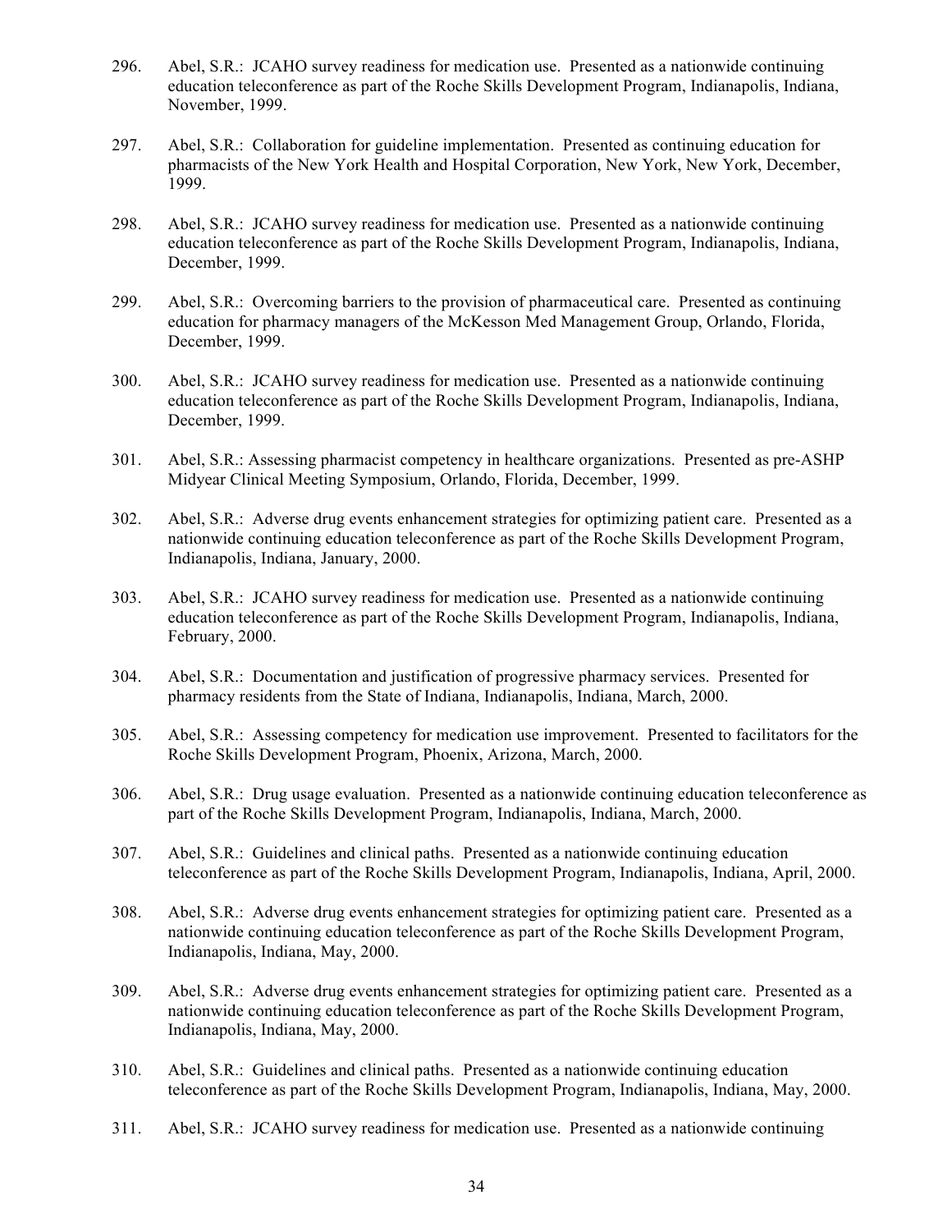296. Abel, S.R.: JCAHO survey readiness for medication use. Presented as a nationwide continuing education teleconference as part of the Roche Skills Development Program, Indianapolis, Indiana, November, 1999.

297. Abel, S.R.: Collaboration for guideline implementation. Presented as continuing education for pharmacists of the New York Health and Hospital Corporation, New York, New York, December, 1999.

298. Abel, S.R.: JCAHO survey readiness for medication use. Presented as a nationwide continuing education teleconference as part of the Roche Skills Development Program, Indianapolis, Indiana, December, 1999.

299. Abel, S.R.: Overcoming barriers to the provision of pharmaceutical care. Presented as continuing education for pharmacy managers of the McKesson Med Management Group, Orlando, Florida, December, 1999.

300. Abel, S.R.: JCAHO survey readiness for medication use. Presented as a nationwide continuing education teleconference as part of the Roche Skills Development Program, Indianapolis, Indiana, December, 1999.

301. Abel, S.R.: Assessing pharmacist competency in healthcare organizations. Presented as pre-ASHP Midyear Clinical Meeting Symposium, Orlando, Florida, December, 1999.

302. Abel, S.R.: Adverse drug events enhancement strategies for optimizing patient care. Presented as a nationwide continuing education teleconference as part of the Roche Skills Development Program, Indianapolis, Indiana, January, 2000.

303. Abel, S.R.: JCAHO survey readiness for medication use. Presented as a nationwide continuing education teleconference as part of the Roche Skills Development Program, Indianapolis, Indiana, February, 2000.

304. Abel, S.R.: Documentation and justification of progressive pharmacy services. Presented for pharmacy residents from the State of Indiana, Indianapolis, Indiana, March, 2000.

305. Abel, S.R.: Assessing competency for medication use improvement. Presented to facilitators for the Roche Skills Development Program, Phoenix, Arizona, March, 2000.

306. Abel, S.R.: Drug usage evaluation. Presented as a nationwide continuing education teleconference as part of the Roche Skills Development Program, Indianapolis, Indiana, March, 2000.

307. Abel, S.R.: Guidelines and clinical paths. Presented as a nationwide continuing education teleconference as part of the Roche Skills Development Program, Indianapolis, Indiana, April, 2000.

308. Abel, S.R.: Adverse drug events enhancement strategies for optimizing patient care. Presented as a nationwide continuing education teleconference as part of the Roche Skills Development Program, Indianapolis, Indiana, May, 2000.

309. Abel, S.R.: Adverse drug events enhancement strategies for optimizing patient care. Presented as a nationwide continuing education teleconference as part of the Roche Skills Development Program, Indianapolis, Indiana, May, 2000.

310. Abel, S.R.: Guidelines and clinical paths. Presented as a nationwide continuing education teleconference as part of the Roche Skills Development Program, Indianapolis, Indiana, May, 2000.

311. Abel, S.R.: JCAHO survey readiness for medication use. Presented as a nationwide continuing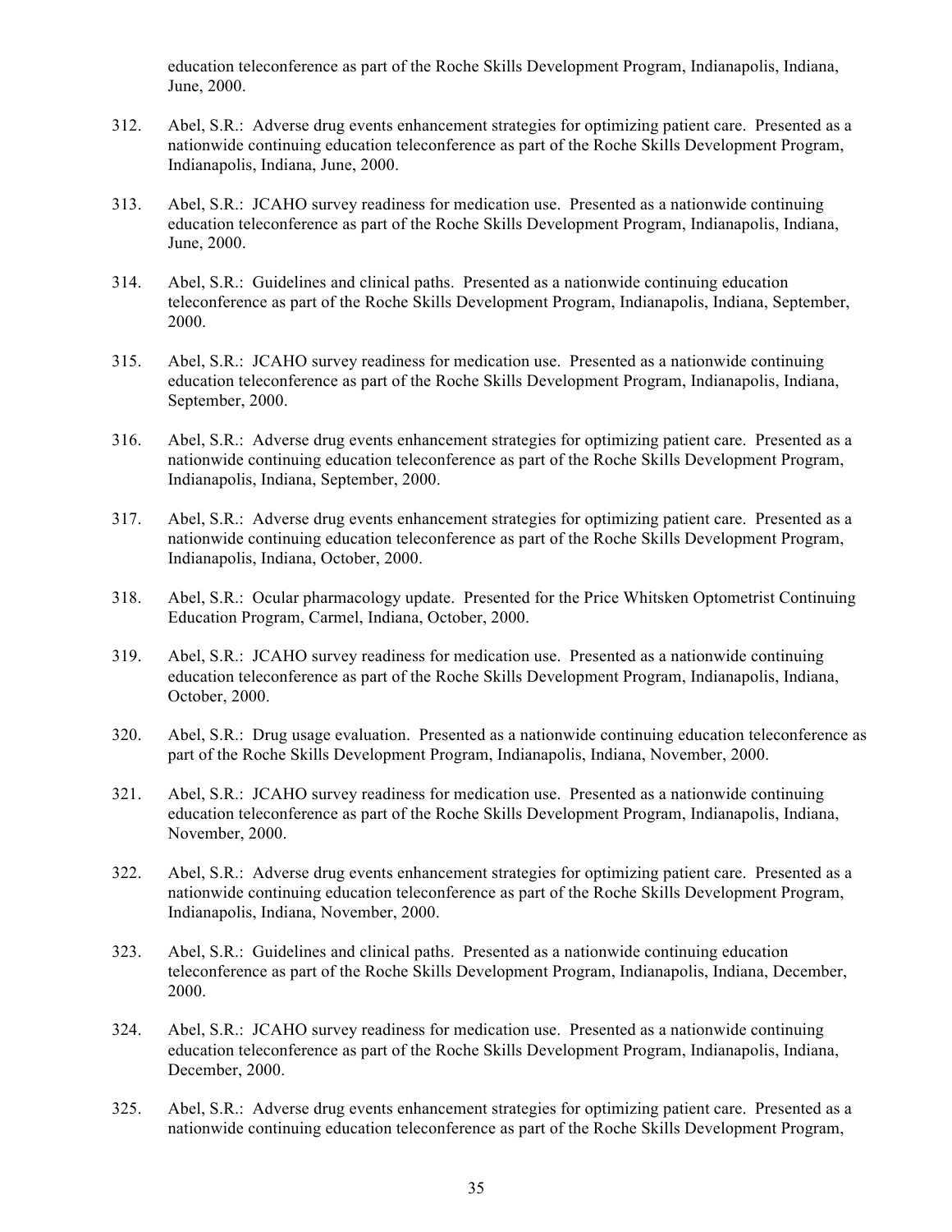education teleconference as part of the Roche Skills Development Program, Indianapolis, Indiana, June, 2000.

312. Abel, S.R.: Adverse drug events enhancement strategies for optimizing patient care. Presented as a nationwide continuing education teleconference as part of the Roche Skills Development Program, Indianapolis, Indiana, June, 2000.

313. Abel, S.R.: JCAHO survey readiness for medication use. Presented as a nationwide continuing education teleconference as part of the Roche Skills Development Program, Indianapolis, Indiana, June, 2000.

314. Abel, S.R.: Guidelines and clinical paths. Presented as a nationwide continuing education teleconference as part of the Roche Skills Development Program, Indianapolis, Indiana, September, 2000.

315. Abel, S.R.: JCAHO survey readiness for medication use. Presented as a nationwide continuing education teleconference as part of the Roche Skills Development Program, Indianapolis, Indiana, September, 2000.

316. Abel, S.R.: Adverse drug events enhancement strategies for optimizing patient care. Presented as a nationwide continuing education teleconference as part of the Roche Skills Development Program, Indianapolis, Indiana, September, 2000.

317. Abel, S.R.: Adverse drug events enhancement strategies for optimizing patient care. Presented as a nationwide continuing education teleconference as part of the Roche Skills Development Program, Indianapolis, Indiana, October, 2000.

318. Abel, S.R.: Ocular pharmacology update. Presented for the Price Whitsken Optometrist Continuing Education Program, Carmel, Indiana, October, 2000.

319. Abel, S.R.: JCAHO survey readiness for medication use. Presented as a nationwide continuing education teleconference as part of the Roche Skills Development Program, Indianapolis, Indiana, October, 2000.

320. Abel, S.R.: Drug usage evaluation. Presented as a nationwide continuing education teleconference as part of the Roche Skills Development Program, Indianapolis, Indiana, November, 2000.

321. Abel, S.R.: JCAHO survey readiness for medication use. Presented as a nationwide continuing education teleconference as part of the Roche Skills Development Program, Indianapolis, Indiana, November, 2000.

322. Abel, S.R.: Adverse drug events enhancement strategies for optimizing patient care. Presented as a nationwide continuing education teleconference as part of the Roche Skills Development Program, Indianapolis, Indiana, November, 2000.

323. Abel, S.R.: Guidelines and clinical paths. Presented as a nationwide continuing education teleconference as part of the Roche Skills Development Program, Indianapolis, Indiana, December, 2000.

324. Abel, S.R.: JCAHO survey readiness for medication use. Presented as a nationwide continuing education teleconference as part of the Roche Skills Development Program, Indianapolis, Indiana, December, 2000.

325. Abel, S.R.: Adverse drug events enhancement strategies for optimizing patient care. Presented as a nationwide continuing education teleconference as part of the Roche Skills Development Program,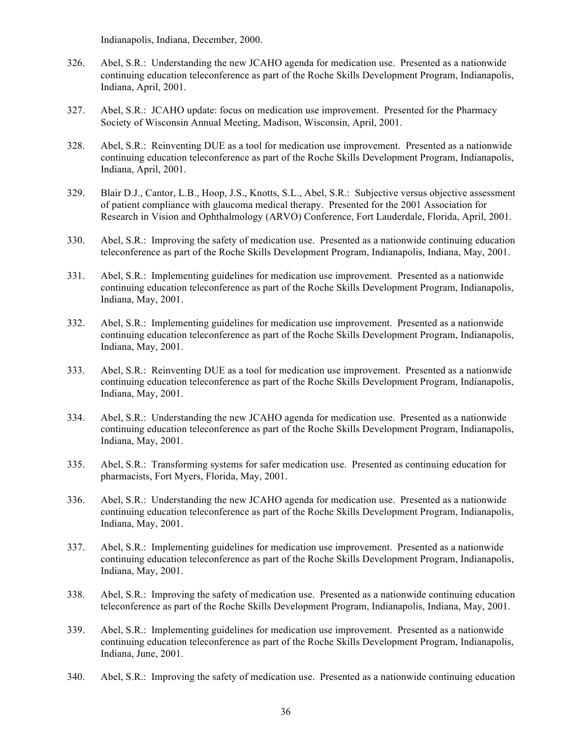Indianapolis, Indiana, December, 2000.

326. Abel, S.R.: Understanding the new JCAHO agenda for medication use. Presented as a nationwide continuing education teleconference as part of the Roche Skills Development Program, Indianapolis, Indiana, April, 2001.

327. Abel, S.R.: JCAHO update: focus on medication use improvement. Presented for the Pharmacy Society of Wisconsin Annual Meeting, Madison, Wisconsin, April, 2001.

328. Abel, S.R.: Reinventing DUE as a tool for medication use improvement. Presented as a nationwide continuing education teleconference as part of the Roche Skills Development Program, Indianapolis, Indiana, April, 2001.

329. Blair D.J., Cantor, L.B., Hoop, J.S., Knotts, S.L., Abel, S.R.: Subjective versus objective assessment of patient compliance with glaucoma medical therapy. Presented for the 2001 Association for Research in Vision and Ophthalmology (ARVO) Conference, Fort Lauderdale, Florida, April, 2001.

330. Abel, S.R.: Improving the safety of medication use. Presented as a nationwide continuing education teleconference as part of the Roche Skills Development Program, Indianapolis, Indiana, May, 2001.

331. Abel, S.R.: Implementing guidelines for medication use improvement. Presented as a nationwide continuing education teleconference as part of the Roche Skills Development Program, Indianapolis, Indiana, May, 2001.

332. Abel, S.R.: Implementing guidelines for medication use improvement. Presented as a nationwide continuing education teleconference as part of the Roche Skills Development Program, Indianapolis, Indiana, May, 2001.

333. Abel, S.R.: Reinventing DUE as a tool for medication use improvement. Presented as a nationwide continuing education teleconference as part of the Roche Skills Development Program, Indianapolis, Indiana, May, 2001.

334. Abel, S.R.: Understanding the new JCAHO agenda for medication use. Presented as a nationwide continuing education teleconference as part of the Roche Skills Development Program, Indianapolis, Indiana, May, 2001.

335. Abel, S.R.: Transforming systems for safer medication use. Presented as continuing education for pharmacists, Fort Myers, Florida, May, 2001.

336. Abel, S.R.: Understanding the new JCAHO agenda for medication use. Presented as a nationwide continuing education teleconference as part of the Roche Skills Development Program, Indianapolis, Indiana, May, 2001.

337. Abel, S.R.: Implementing guidelines for medication use improvement. Presented as a nationwide continuing education teleconference as part of the Roche Skills Development Program, Indianapolis, Indiana, May, 2001.

338. Abel, S.R.: Improving the safety of medication use. Presented as a nationwide continuing education teleconference as part of the Roche Skills Development Program, Indianapolis, Indiana, May, 2001.

339. Abel, S.R.: Implementing guidelines for medication use improvement. Presented as a nationwide continuing education teleconference as part of the Roche Skills Development Program, Indianapolis, Indiana, June, 2001.

340. Abel, S.R.: Improving the safety of medication use. Presented as a nationwide continuing education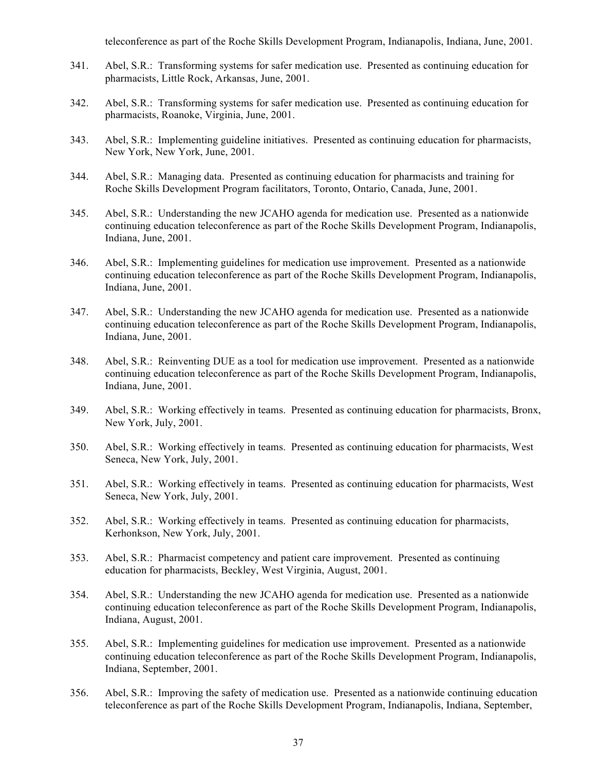teleconference as part of the Roche Skills Development Program, Indianapolis, Indiana, June, 2001.

341. Abel, S.R.: Transforming systems for safer medication use. Presented as continuing education for pharmacists, Little Rock, Arkansas, June, 2001.

342. Abel, S.R.: Transforming systems for safer medication use. Presented as continuing education for pharmacists, Roanoke, Virginia, June, 2001.

343. Abel, S.R.: Implementing guideline initiatives. Presented as continuing education for pharmacists, New York, New York, June, 2001.

344. Abel, S.R.: Managing data. Presented as continuing education for pharmacists and training for Roche Skills Development Program facilitators, Toronto, Ontario, Canada, June, 2001.

345. Abel, S.R.: Understanding the new JCAHO agenda for medication use. Presented as a nationwide continuing education teleconference as part of the Roche Skills Development Program, Indianapolis, Indiana, June, 2001.

346. Abel, S.R.: Implementing guidelines for medication use improvement. Presented as a nationwide continuing education teleconference as part of the Roche Skills Development Program, Indianapolis, Indiana, June, 2001.

347. Abel, S.R.: Understanding the new JCAHO agenda for medication use. Presented as a nationwide continuing education teleconference as part of the Roche Skills Development Program, Indianapolis, Indiana, June, 2001.

348. Abel, S.R.: Reinventing DUE as a tool for medication use improvement. Presented as a nationwide continuing education teleconference as part of the Roche Skills Development Program, Indianapolis, Indiana, June, 2001.

349. Abel, S.R.: Working effectively in teams. Presented as continuing education for pharmacists, Bronx, New York, July, 2001.

350. Abel, S.R.: Working effectively in teams. Presented as continuing education for pharmacists, West Seneca, New York, July, 2001.

351. Abel, S.R.: Working effectively in teams. Presented as continuing education for pharmacists, West Seneca, New York, July, 2001.

352. Abel, S.R.: Working effectively in teams. Presented as continuing education for pharmacists, Kerhonkson, New York, July, 2001.

353. Abel, S.R.: Pharmacist competency and patient care improvement. Presented as continuing education for pharmacists, Beckley, West Virginia, August, 2001.

354. Abel, S.R.: Understanding the new JCAHO agenda for medication use. Presented as a nationwide continuing education teleconference as part of the Roche Skills Development Program, Indianapolis, Indiana, August, 2001.

355. Abel, S.R.: Implementing guidelines for medication use improvement. Presented as a nationwide continuing education teleconference as part of the Roche Skills Development Program, Indianapolis, Indiana, September, 2001.

356. Abel, S.R.: Improving the safety of medication use. Presented as a nationwide continuing education teleconference as part of the Roche Skills Development Program, Indianapolis, Indiana, September,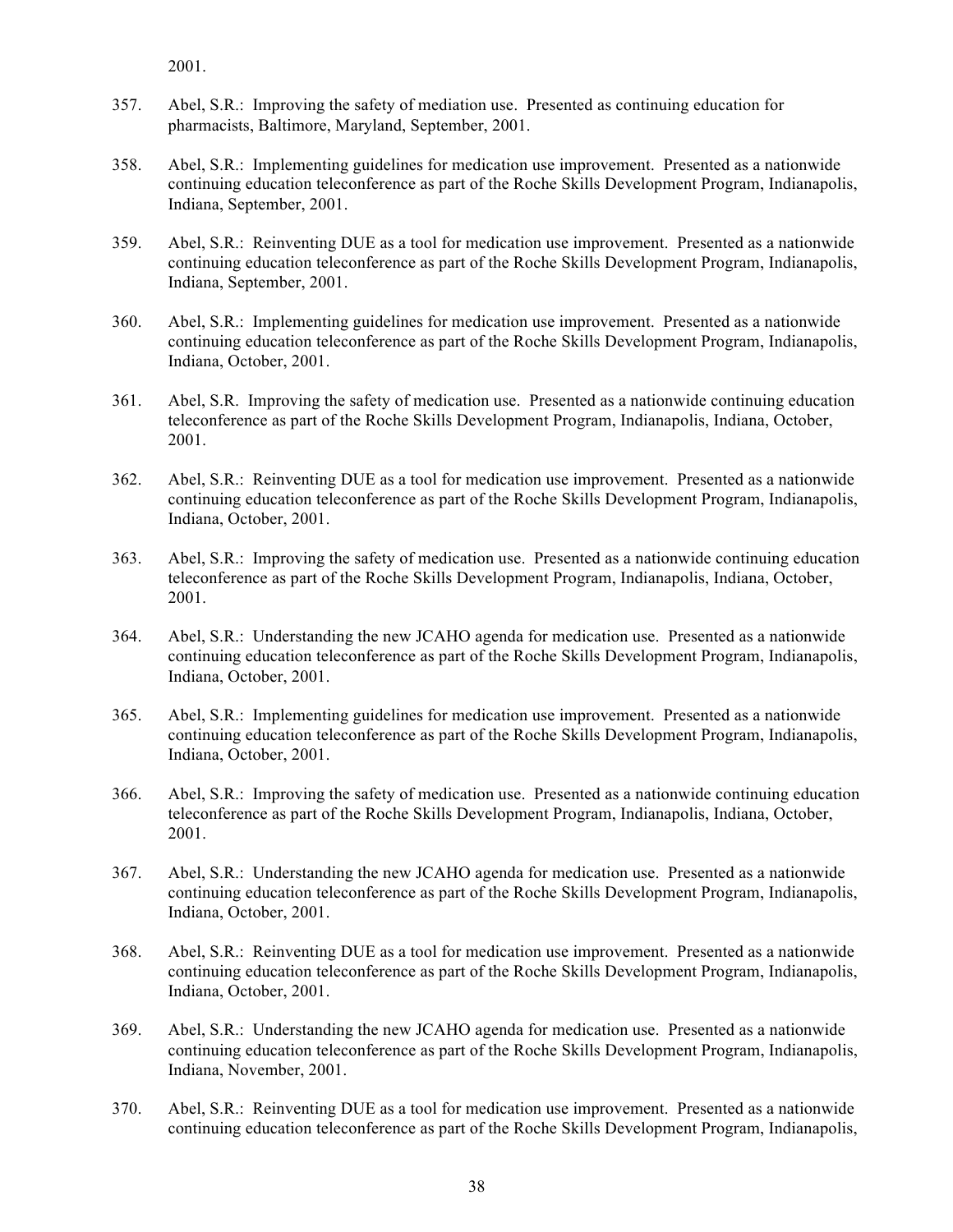2001.

357. Abel, S.R.: Improving the safety of mediation use. Presented as continuing education for pharmacists, Baltimore, Maryland, September, 2001.

358. Abel, S.R.: Implementing guidelines for medication use improvement. Presented as a nationwide continuing education teleconference as part of the Roche Skills Development Program, Indianapolis, Indiana, September, 2001.

359. Abel, S.R.: Reinventing DUE as a tool for medication use improvement. Presented as a nationwide continuing education teleconference as part of the Roche Skills Development Program, Indianapolis, Indiana, September, 2001.

360. Abel, S.R.: Implementing guidelines for medication use improvement. Presented as a nationwide continuing education teleconference as part of the Roche Skills Development Program, Indianapolis, Indiana, October, 2001.

361. Abel, S.R. Improving the safety of medication use. Presented as a nationwide continuing education teleconference as part of the Roche Skills Development Program, Indianapolis, Indiana, October, 2001.

362. Abel, S.R.: Reinventing DUE as a tool for medication use improvement. Presented as a nationwide continuing education teleconference as part of the Roche Skills Development Program, Indianapolis, Indiana, October, 2001.

363. Abel, S.R.: Improving the safety of medication use. Presented as a nationwide continuing education teleconference as part of the Roche Skills Development Program, Indianapolis, Indiana, October, 2001.

364. Abel, S.R.: Understanding the new JCAHO agenda for medication use. Presented as a nationwide continuing education teleconference as part of the Roche Skills Development Program, Indianapolis, Indiana, October, 2001.

365. Abel, S.R.: Implementing guidelines for medication use improvement. Presented as a nationwide continuing education teleconference as part of the Roche Skills Development Program, Indianapolis, Indiana, October, 2001.

366. Abel, S.R.: Improving the safety of medication use. Presented as a nationwide continuing education teleconference as part of the Roche Skills Development Program, Indianapolis, Indiana, October, 2001.

367. Abel, S.R.: Understanding the new JCAHO agenda for medication use. Presented as a nationwide continuing education teleconference as part of the Roche Skills Development Program, Indianapolis, Indiana, October, 2001.

368. Abel, S.R.: Reinventing DUE as a tool for medication use improvement. Presented as a nationwide continuing education teleconference as part of the Roche Skills Development Program, Indianapolis, Indiana, October, 2001.

369. Abel, S.R.: Understanding the new JCAHO agenda for medication use. Presented as a nationwide continuing education teleconference as part of the Roche Skills Development Program, Indianapolis, Indiana, November, 2001.

370. Abel, S.R.: Reinventing DUE as a tool for medication use improvement. Presented as a nationwide continuing education teleconference as part of the Roche Skills Development Program, Indianapolis,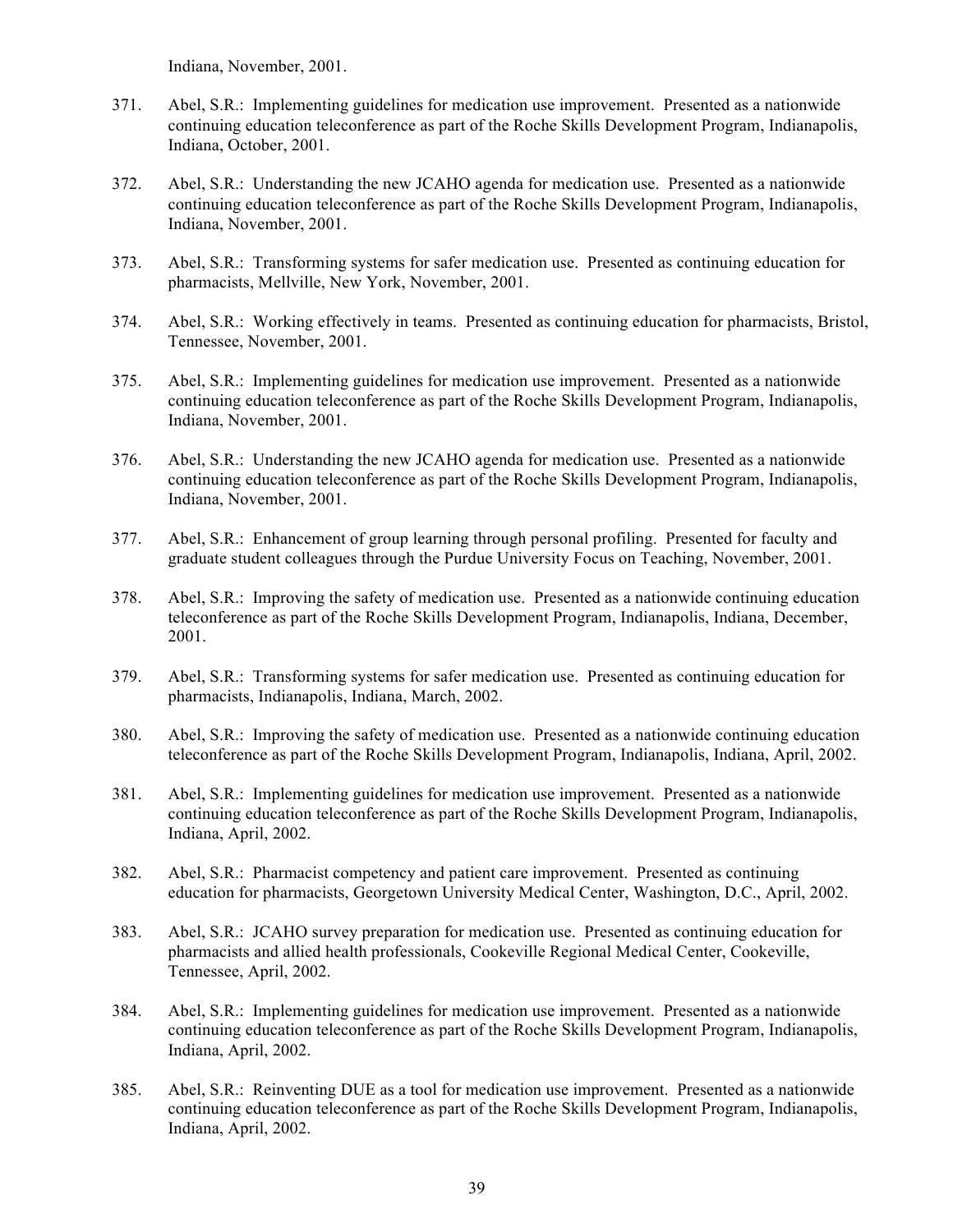Indiana, November, 2001.

371. Abel, S.R.: Implementing guidelines for medication use improvement. Presented as a nationwide continuing education teleconference as part of the Roche Skills Development Program, Indianapolis, Indiana, October, 2001.

372. Abel, S.R.: Understanding the new JCAHO agenda for medication use. Presented as a nationwide continuing education teleconference as part of the Roche Skills Development Program, Indianapolis, Indiana, November, 2001.

373. Abel, S.R.: Transforming systems for safer medication use. Presented as continuing education for pharmacists, Mellville, New York, November, 2001.

374. Abel, S.R.: Working effectively in teams. Presented as continuing education for pharmacists, Bristol, Tennessee, November, 2001.

375. Abel, S.R.: Implementing guidelines for medication use improvement. Presented as a nationwide continuing education teleconference as part of the Roche Skills Development Program, Indianapolis, Indiana, November, 2001.

376. Abel, S.R.: Understanding the new JCAHO agenda for medication use. Presented as a nationwide continuing education teleconference as part of the Roche Skills Development Program, Indianapolis, Indiana, November, 2001.

377. Abel, S.R.: Enhancement of group learning through personal profiling. Presented for faculty and graduate student colleagues through the Purdue University Focus on Teaching, November, 2001.

378. Abel, S.R.: Improving the safety of medication use. Presented as a nationwide continuing education teleconference as part of the Roche Skills Development Program, Indianapolis, Indiana, December, 2001.

379. Abel, S.R.: Transforming systems for safer medication use. Presented as continuing education for pharmacists, Indianapolis, Indiana, March, 2002.

380. Abel, S.R.: Improving the safety of medication use. Presented as a nationwide continuing education teleconference as part of the Roche Skills Development Program, Indianapolis, Indiana, April, 2002.

381. Abel, S.R.: Implementing guidelines for medication use improvement. Presented as a nationwide continuing education teleconference as part of the Roche Skills Development Program, Indianapolis, Indiana, April, 2002.

382. Abel, S.R.: Pharmacist competency and patient care improvement. Presented as continuing education for pharmacists, Georgetown University Medical Center, Washington, D.C., April, 2002.

383. Abel, S.R.: JCAHO survey preparation for medication use. Presented as continuing education for pharmacists and allied health professionals, Cookeville Regional Medical Center, Cookeville, Tennessee, April, 2002.

384. Abel, S.R.: Implementing guidelines for medication use improvement. Presented as a nationwide continuing education teleconference as part of the Roche Skills Development Program, Indianapolis, Indiana, April, 2002.

385. Abel, S.R.: Reinventing DUE as a tool for medication use improvement. Presented as a nationwide continuing education teleconference as part of the Roche Skills Development Program, Indianapolis, Indiana, April, 2002.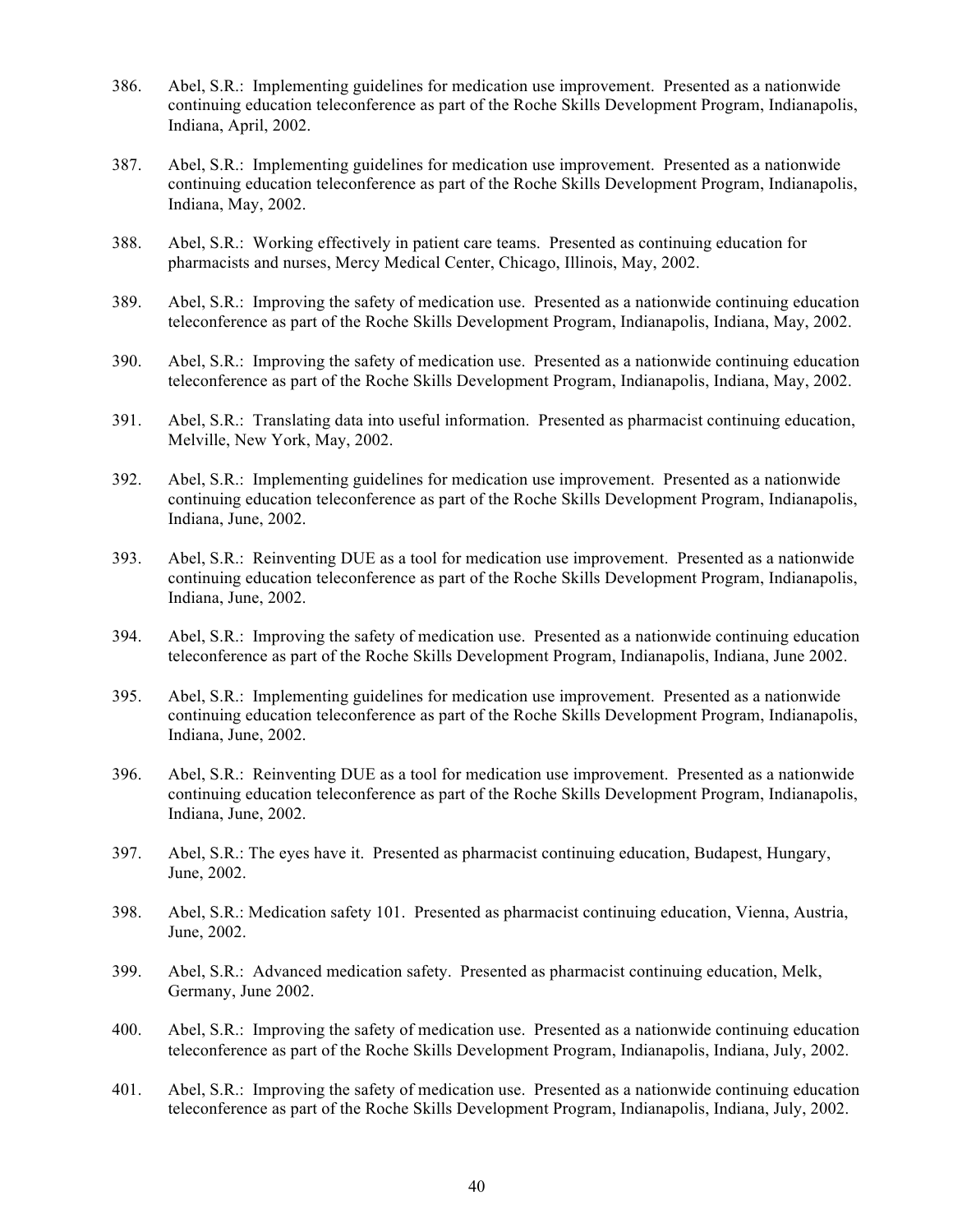386. Abel, S.R.: Implementing guidelines for medication use improvement. Presented as a nationwide continuing education teleconference as part of the Roche Skills Development Program, Indianapolis, Indiana, April, 2002.

387. Abel, S.R.: Implementing guidelines for medication use improvement. Presented as a nationwide continuing education teleconference as part of the Roche Skills Development Program, Indianapolis, Indiana, May, 2002.

388. Abel, S.R.: Working effectively in patient care teams. Presented as continuing education for pharmacists and nurses, Mercy Medical Center, Chicago, Illinois, May, 2002.

389. Abel, S.R.: Improving the safety of medication use. Presented as a nationwide continuing education teleconference as part of the Roche Skills Development Program, Indianapolis, Indiana, May, 2002.

390. Abel, S.R.: Improving the safety of medication use. Presented as a nationwide continuing education teleconference as part of the Roche Skills Development Program, Indianapolis, Indiana, May, 2002.

391. Abel, S.R.: Translating data into useful information. Presented as pharmacist continuing education, Melville, New York, May, 2002.

392. Abel, S.R.: Implementing guidelines for medication use improvement. Presented as a nationwide continuing education teleconference as part of the Roche Skills Development Program, Indianapolis, Indiana, June, 2002.

393. Abel, S.R.: Reinventing DUE as a tool for medication use improvement. Presented as a nationwide continuing education teleconference as part of the Roche Skills Development Program, Indianapolis, Indiana, June, 2002.

394. Abel, S.R.: Improving the safety of medication use. Presented as a nationwide continuing education teleconference as part of the Roche Skills Development Program, Indianapolis, Indiana, June 2002.

395. Abel, S.R.: Implementing guidelines for medication use improvement. Presented as a nationwide continuing education teleconference as part of the Roche Skills Development Program, Indianapolis, Indiana, June, 2002.

396. Abel, S.R.: Reinventing DUE as a tool for medication use improvement. Presented as a nationwide continuing education teleconference as part of the Roche Skills Development Program, Indianapolis, Indiana, June, 2002.

397. Abel, S.R.: The eyes have it. Presented as pharmacist continuing education, Budapest, Hungary, June, 2002.

398. Abel, S.R.: Medication safety 101. Presented as pharmacist continuing education, Vienna, Austria, June, 2002.

399. Abel, S.R.: Advanced medication safety. Presented as pharmacist continuing education, Melk, Germany, June 2002.

400. Abel, S.R.: Improving the safety of medication use. Presented as a nationwide continuing education teleconference as part of the Roche Skills Development Program, Indianapolis, Indiana, July, 2002.

401. Abel, S.R.: Improving the safety of medication use. Presented as a nationwide continuing education teleconference as part of the Roche Skills Development Program, Indianapolis, Indiana, July, 2002.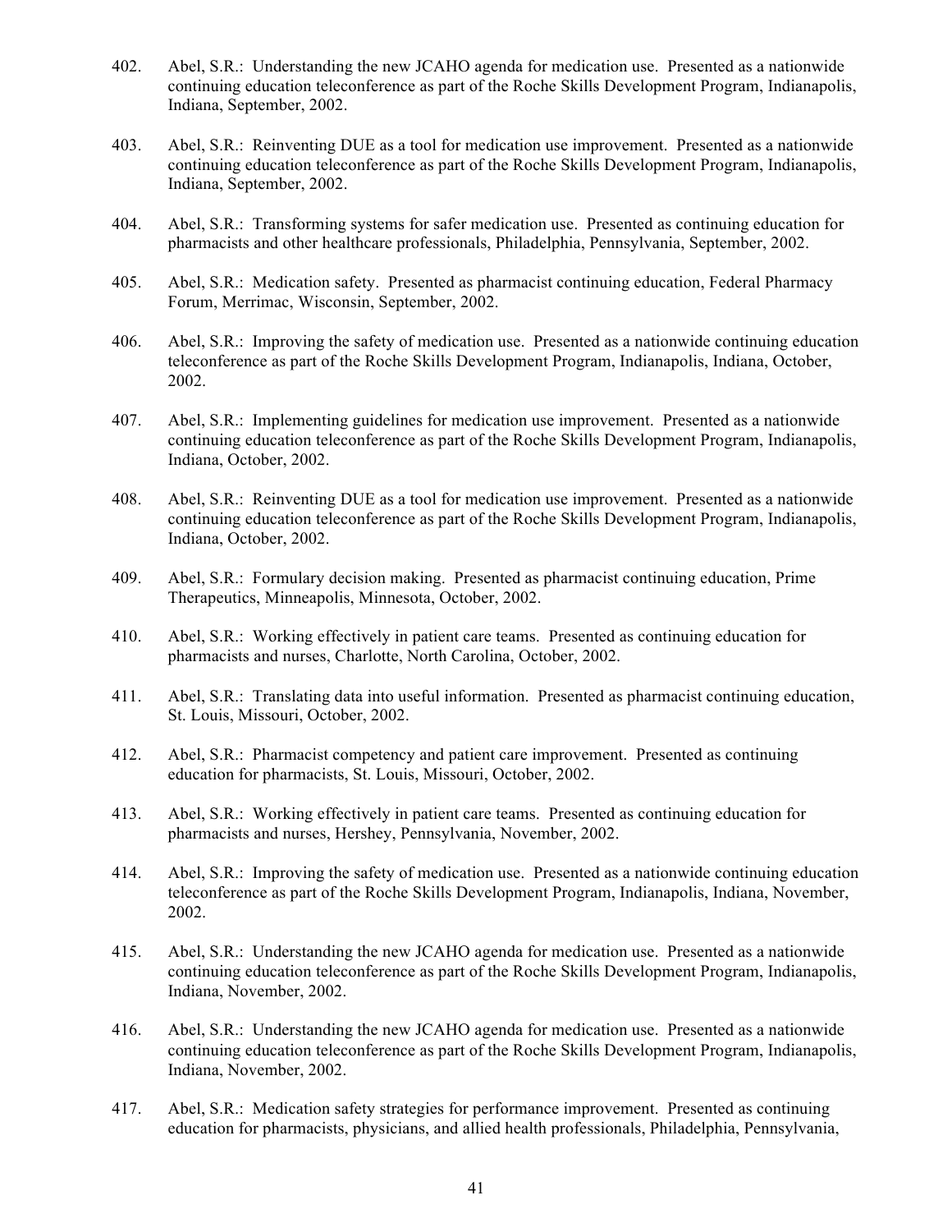402. Abel, S.R.: Understanding the new JCAHO agenda for medication use. Presented as a nationwide continuing education teleconference as part of the Roche Skills Development Program, Indianapolis, Indiana, September, 2002.

403. Abel, S.R.: Reinventing DUE as a tool for medication use improvement. Presented as a nationwide continuing education teleconference as part of the Roche Skills Development Program, Indianapolis, Indiana, September, 2002.

404. Abel, S.R.: Transforming systems for safer medication use. Presented as continuing education for pharmacists and other healthcare professionals, Philadelphia, Pennsylvania, September, 2002.

405. Abel, S.R.: Medication safety. Presented as pharmacist continuing education, Federal Pharmacy Forum, Merrimac, Wisconsin, September, 2002.

406. Abel, S.R.: Improving the safety of medication use. Presented as a nationwide continuing education teleconference as part of the Roche Skills Development Program, Indianapolis, Indiana, October, 2002.

407. Abel, S.R.: Implementing guidelines for medication use improvement. Presented as a nationwide continuing education teleconference as part of the Roche Skills Development Program, Indianapolis, Indiana, October, 2002.

408. Abel, S.R.: Reinventing DUE as a tool for medication use improvement. Presented as a nationwide continuing education teleconference as part of the Roche Skills Development Program, Indianapolis, Indiana, October, 2002.

409. Abel, S.R.: Formulary decision making. Presented as pharmacist continuing education, Prime Therapeutics, Minneapolis, Minnesota, October, 2002.

410. Abel, S.R.: Working effectively in patient care teams. Presented as continuing education for pharmacists and nurses, Charlotte, North Carolina, October, 2002.

411. Abel, S.R.: Translating data into useful information. Presented as pharmacist continuing education, St. Louis, Missouri, October, 2002.

412. Abel, S.R.: Pharmacist competency and patient care improvement. Presented as continuing education for pharmacists, St. Louis, Missouri, October, 2002.

413. Abel, S.R.: Working effectively in patient care teams. Presented as continuing education for pharmacists and nurses, Hershey, Pennsylvania, November, 2002.

414. Abel, S.R.: Improving the safety of medication use. Presented as a nationwide continuing education teleconference as part of the Roche Skills Development Program, Indianapolis, Indiana, November, 2002.

415. Abel, S.R.: Understanding the new JCAHO agenda for medication use. Presented as a nationwide continuing education teleconference as part of the Roche Skills Development Program, Indianapolis, Indiana, November, 2002.

416. Abel, S.R.: Understanding the new JCAHO agenda for medication use. Presented as a nationwide continuing education teleconference as part of the Roche Skills Development Program, Indianapolis, Indiana, November, 2002.

417. Abel, S.R.: Medication safety strategies for performance improvement. Presented as continuing education for pharmacists, physicians, and allied health professionals, Philadelphia, Pennsylvania,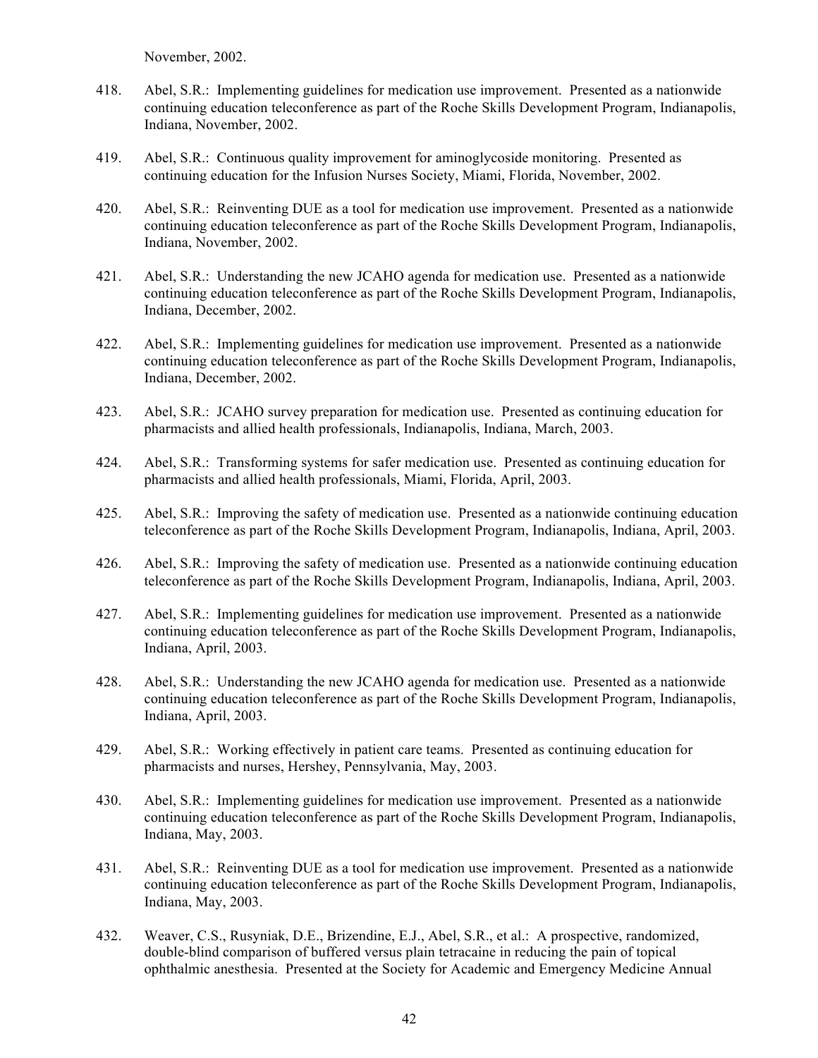November, 2002.

418. Abel, S.R.: Implementing guidelines for medication use improvement. Presented as a nationwide continuing education teleconference as part of the Roche Skills Development Program, Indianapolis, Indiana, November, 2002.

419. Abel, S.R.: Continuous quality improvement for aminoglycoside monitoring. Presented as continuing education for the Infusion Nurses Society, Miami, Florida, November, 2002.

420. Abel, S.R.: Reinventing DUE as a tool for medication use improvement. Presented as a nationwide continuing education teleconference as part of the Roche Skills Development Program, Indianapolis, Indiana, November, 2002.

421. Abel, S.R.: Understanding the new JCAHO agenda for medication use. Presented as a nationwide continuing education teleconference as part of the Roche Skills Development Program, Indianapolis, Indiana, December, 2002.

422. Abel, S.R.: Implementing guidelines for medication use improvement. Presented as a nationwide continuing education teleconference as part of the Roche Skills Development Program, Indianapolis, Indiana, December, 2002.

423. Abel, S.R.: JCAHO survey preparation for medication use. Presented as continuing education for pharmacists and allied health professionals, Indianapolis, Indiana, March, 2003.

424. Abel, S.R.: Transforming systems for safer medication use. Presented as continuing education for pharmacists and allied health professionals, Miami, Florida, April, 2003.

425. Abel, S.R.: Improving the safety of medication use. Presented as a nationwide continuing education teleconference as part of the Roche Skills Development Program, Indianapolis, Indiana, April, 2003.

426. Abel, S.R.: Improving the safety of medication use. Presented as a nationwide continuing education teleconference as part of the Roche Skills Development Program, Indianapolis, Indiana, April, 2003.

427. Abel, S.R.: Implementing guidelines for medication use improvement. Presented as a nationwide continuing education teleconference as part of the Roche Skills Development Program, Indianapolis, Indiana, April, 2003.

428. Abel, S.R.: Understanding the new JCAHO agenda for medication use. Presented as a nationwide continuing education teleconference as part of the Roche Skills Development Program, Indianapolis, Indiana, April, 2003.

429. Abel, S.R.: Working effectively in patient care teams. Presented as continuing education for pharmacists and nurses, Hershey, Pennsylvania, May, 2003.

430. Abel, S.R.: Implementing guidelines for medication use improvement. Presented as a nationwide continuing education teleconference as part of the Roche Skills Development Program, Indianapolis, Indiana, May, 2003.

431. Abel, S.R.: Reinventing DUE as a tool for medication use improvement. Presented as a nationwide continuing education teleconference as part of the Roche Skills Development Program, Indianapolis, Indiana, May, 2003.

432. Weaver, C.S., Rusyniak, D.E., Brizendine, E.J., Abel, S.R., et al.: A prospective, randomized, double-blind comparison of buffered versus plain tetracaine in reducing the pain of topical ophthalmic anesthesia. Presented at the Society for Academic and Emergency Medicine Annual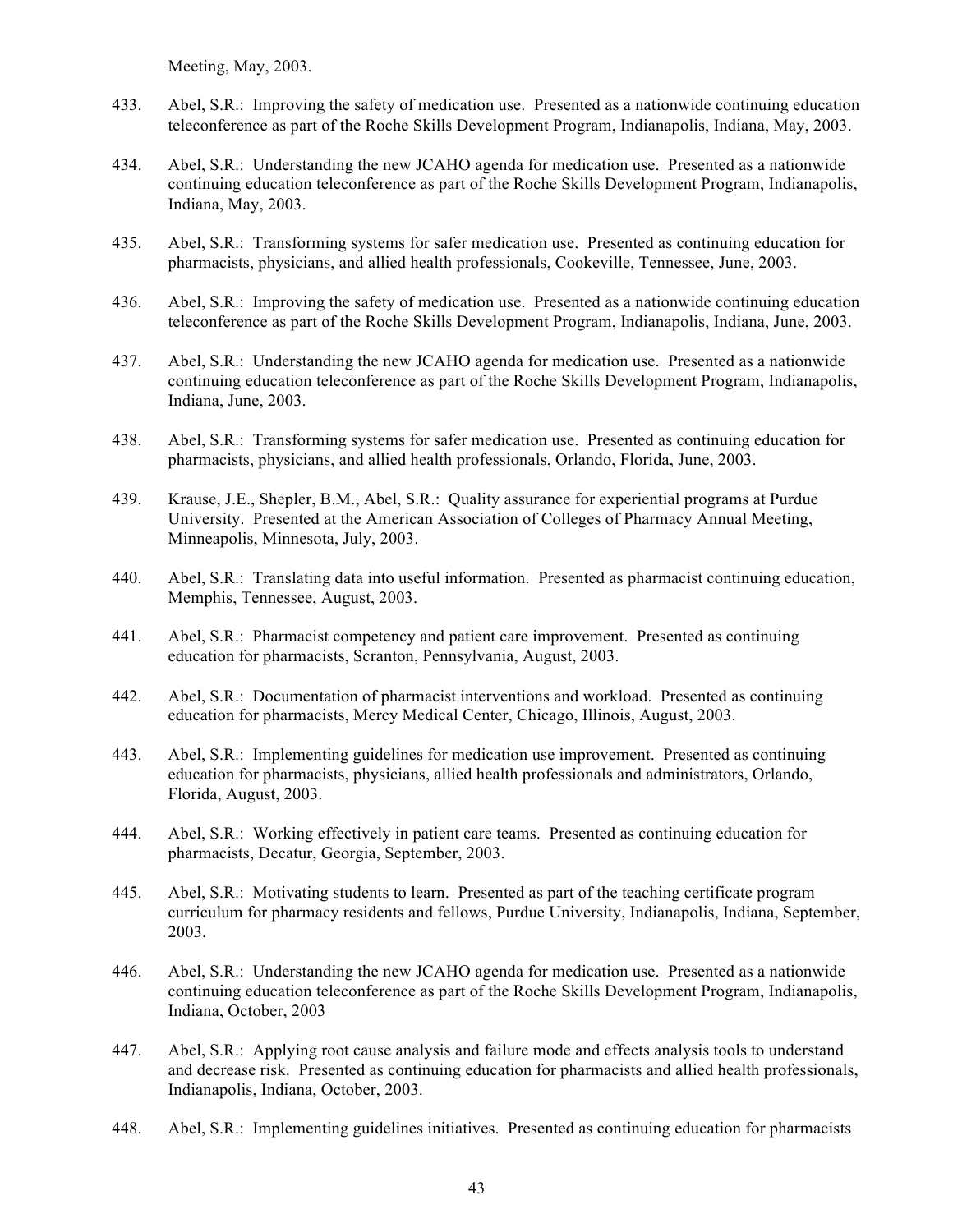Meeting, May, 2003.

433. Abel, S.R.: Improving the safety of medication use. Presented as a nationwide continuing education teleconference as part of the Roche Skills Development Program, Indianapolis, Indiana, May, 2003.

434. Abel, S.R.: Understanding the new JCAHO agenda for medication use. Presented as a nationwide continuing education teleconference as part of the Roche Skills Development Program, Indianapolis, Indiana, May, 2003.

435. Abel, S.R.: Transforming systems for safer medication use. Presented as continuing education for pharmacists, physicians, and allied health professionals, Cookeville, Tennessee, June, 2003.

436. Abel, S.R.: Improving the safety of medication use. Presented as a nationwide continuing education teleconference as part of the Roche Skills Development Program, Indianapolis, Indiana, June, 2003.

437. Abel, S.R.: Understanding the new JCAHO agenda for medication use. Presented as a nationwide continuing education teleconference as part of the Roche Skills Development Program, Indianapolis, Indiana, June, 2003.

438. Abel, S.R.: Transforming systems for safer medication use. Presented as continuing education for pharmacists, physicians, and allied health professionals, Orlando, Florida, June, 2003.

439. Krause, J.E., Shepler, B.M., Abel, S.R.: Quality assurance for experiential programs at Purdue University. Presented at the American Association of Colleges of Pharmacy Annual Meeting, Minneapolis, Minnesota, July, 2003.

440. Abel, S.R.: Translating data into useful information. Presented as pharmacist continuing education, Memphis, Tennessee, August, 2003.

441. Abel, S.R.: Pharmacist competency and patient care improvement. Presented as continuing education for pharmacists, Scranton, Pennsylvania, August, 2003.

442. Abel, S.R.: Documentation of pharmacist interventions and workload. Presented as continuing education for pharmacists, Mercy Medical Center, Chicago, Illinois, August, 2003.

443. Abel, S.R.: Implementing guidelines for medication use improvement. Presented as continuing education for pharmacists, physicians, allied health professionals and administrators, Orlando, Florida, August, 2003.

444. Abel, S.R.: Working effectively in patient care teams. Presented as continuing education for pharmacists, Decatur, Georgia, September, 2003.

445. Abel, S.R.: Motivating students to learn. Presented as part of the teaching certificate program curriculum for pharmacy residents and fellows, Purdue University, Indianapolis, Indiana, September, 2003.

446. Abel, S.R.: Understanding the new JCAHO agenda for medication use. Presented as a nationwide continuing education teleconference as part of the Roche Skills Development Program, Indianapolis, Indiana, October, 2003

447. Abel, S.R.: Applying root cause analysis and failure mode and effects analysis tools to understand and decrease risk. Presented as continuing education for pharmacists and allied health professionals, Indianapolis, Indiana, October, 2003.

448. Abel, S.R.: Implementing guidelines initiatives. Presented as continuing education for pharmacists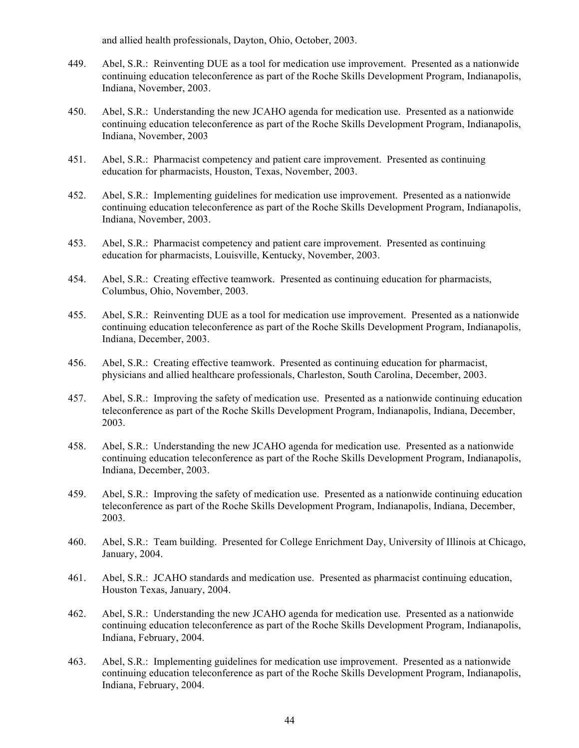and allied health professionals, Dayton, Ohio, October, 2003.

449. Abel, S.R.: Reinventing DUE as a tool for medication use improvement. Presented as a nationwide continuing education teleconference as part of the Roche Skills Development Program, Indianapolis, Indiana, November, 2003.

450. Abel, S.R.: Understanding the new JCAHO agenda for medication use. Presented as a nationwide continuing education teleconference as part of the Roche Skills Development Program, Indianapolis, Indiana, November, 2003

451. Abel, S.R.: Pharmacist competency and patient care improvement. Presented as continuing education for pharmacists, Houston, Texas, November, 2003.

452. Abel, S.R.: Implementing guidelines for medication use improvement. Presented as a nationwide continuing education teleconference as part of the Roche Skills Development Program, Indianapolis, Indiana, November, 2003.

453. Abel, S.R.: Pharmacist competency and patient care improvement. Presented as continuing education for pharmacists, Louisville, Kentucky, November, 2003.

454. Abel, S.R.: Creating effective teamwork. Presented as continuing education for pharmacists, Columbus, Ohio, November, 2003.

455. Abel, S.R.: Reinventing DUE as a tool for medication use improvement. Presented as a nationwide continuing education teleconference as part of the Roche Skills Development Program, Indianapolis, Indiana, December, 2003.

456. Abel, S.R.: Creating effective teamwork. Presented as continuing education for pharmacist, physicians and allied healthcare professionals, Charleston, South Carolina, December, 2003.

457. Abel, S.R.: Improving the safety of medication use. Presented as a nationwide continuing education teleconference as part of the Roche Skills Development Program, Indianapolis, Indiana, December, 2003.

458. Abel, S.R.: Understanding the new JCAHO agenda for medication use. Presented as a nationwide continuing education teleconference as part of the Roche Skills Development Program, Indianapolis, Indiana, December, 2003.

459. Abel, S.R.: Improving the safety of medication use. Presented as a nationwide continuing education teleconference as part of the Roche Skills Development Program, Indianapolis, Indiana, December, 2003.

460. Abel, S.R.: Team building. Presented for College Enrichment Day, University of Illinois at Chicago, January, 2004.

461. Abel, S.R.: JCAHO standards and medication use. Presented as pharmacist continuing education, Houston Texas, January, 2004.

462. Abel, S.R.: Understanding the new JCAHO agenda for medication use. Presented as a nationwide continuing education teleconference as part of the Roche Skills Development Program, Indianapolis, Indiana, February, 2004.

463. Abel, S.R.: Implementing guidelines for medication use improvement. Presented as a nationwide continuing education teleconference as part of the Roche Skills Development Program, Indianapolis, Indiana, February, 2004.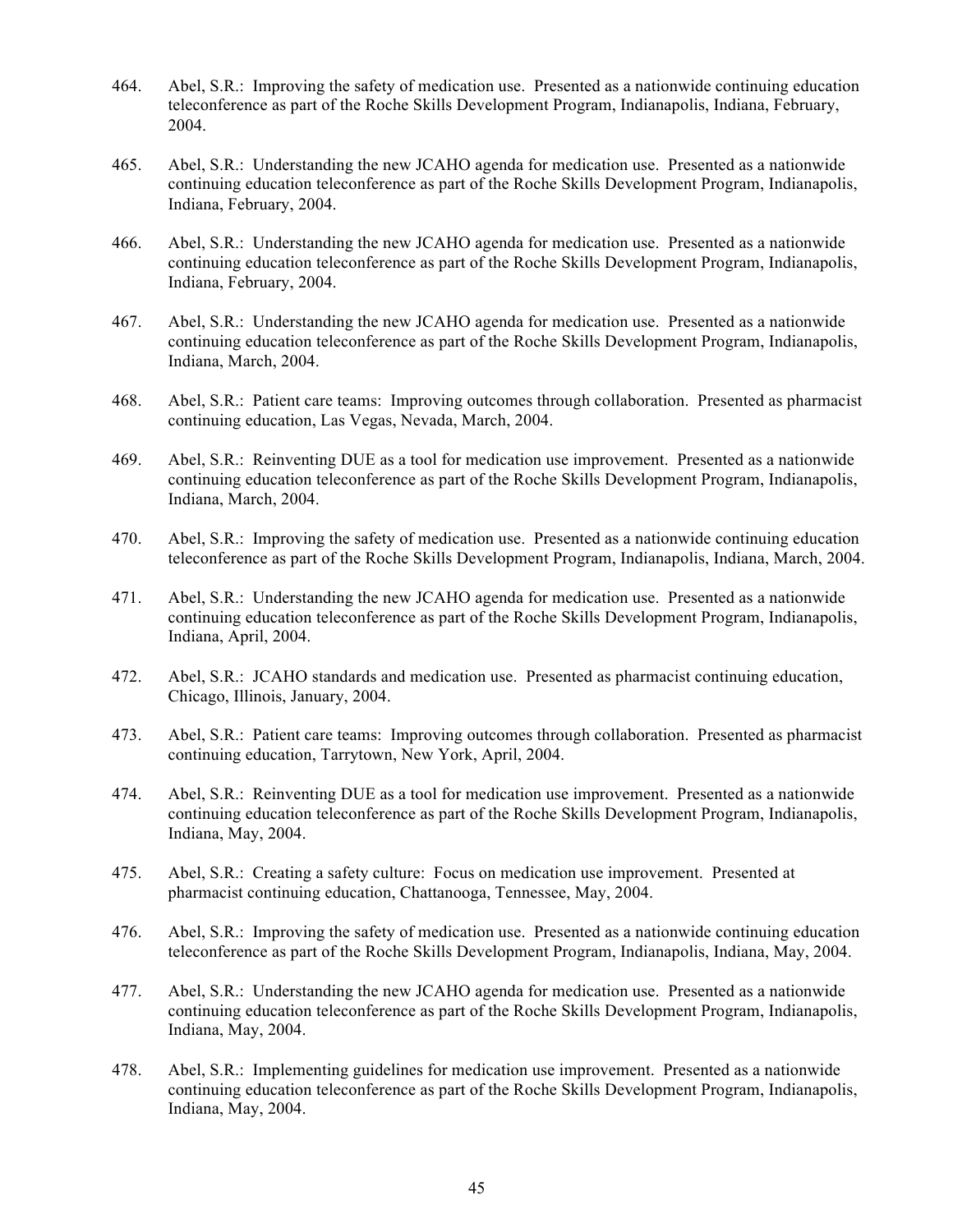464. Abel, S.R.: Improving the safety of medication use. Presented as a nationwide continuing education teleconference as part of the Roche Skills Development Program, Indianapolis, Indiana, February, 2004.

465. Abel, S.R.: Understanding the new JCAHO agenda for medication use. Presented as a nationwide continuing education teleconference as part of the Roche Skills Development Program, Indianapolis, Indiana, February, 2004.

466. Abel, S.R.: Understanding the new JCAHO agenda for medication use. Presented as a nationwide continuing education teleconference as part of the Roche Skills Development Program, Indianapolis, Indiana, February, 2004.

467. Abel, S.R.: Understanding the new JCAHO agenda for medication use. Presented as a nationwide continuing education teleconference as part of the Roche Skills Development Program, Indianapolis, Indiana, March, 2004.

468. Abel, S.R.: Patient care teams: Improving outcomes through collaboration. Presented as pharmacist continuing education, Las Vegas, Nevada, March, 2004.

469. Abel, S.R.: Reinventing DUE as a tool for medication use improvement. Presented as a nationwide continuing education teleconference as part of the Roche Skills Development Program, Indianapolis, Indiana, March, 2004.

470. Abel, S.R.: Improving the safety of medication use. Presented as a nationwide continuing education teleconference as part of the Roche Skills Development Program, Indianapolis, Indiana, March, 2004.

471. Abel, S.R.: Understanding the new JCAHO agenda for medication use. Presented as a nationwide continuing education teleconference as part of the Roche Skills Development Program, Indianapolis, Indiana, April, 2004.

472. Abel, S.R.: JCAHO standards and medication use. Presented as pharmacist continuing education, Chicago, Illinois, January, 2004.

473. Abel, S.R.: Patient care teams: Improving outcomes through collaboration. Presented as pharmacist continuing education, Tarrytown, New York, April, 2004.

474. Abel, S.R.: Reinventing DUE as a tool for medication use improvement. Presented as a nationwide continuing education teleconference as part of the Roche Skills Development Program, Indianapolis, Indiana, May, 2004.

475. Abel, S.R.: Creating a safety culture: Focus on medication use improvement. Presented at pharmacist continuing education, Chattanooga, Tennessee, May, 2004.

476. Abel, S.R.: Improving the safety of medication use. Presented as a nationwide continuing education teleconference as part of the Roche Skills Development Program, Indianapolis, Indiana, May, 2004.

477. Abel, S.R.: Understanding the new JCAHO agenda for medication use. Presented as a nationwide continuing education teleconference as part of the Roche Skills Development Program, Indianapolis, Indiana, May, 2004.

478. Abel, S.R.: Implementing guidelines for medication use improvement. Presented as a nationwide continuing education teleconference as part of the Roche Skills Development Program, Indianapolis, Indiana, May, 2004.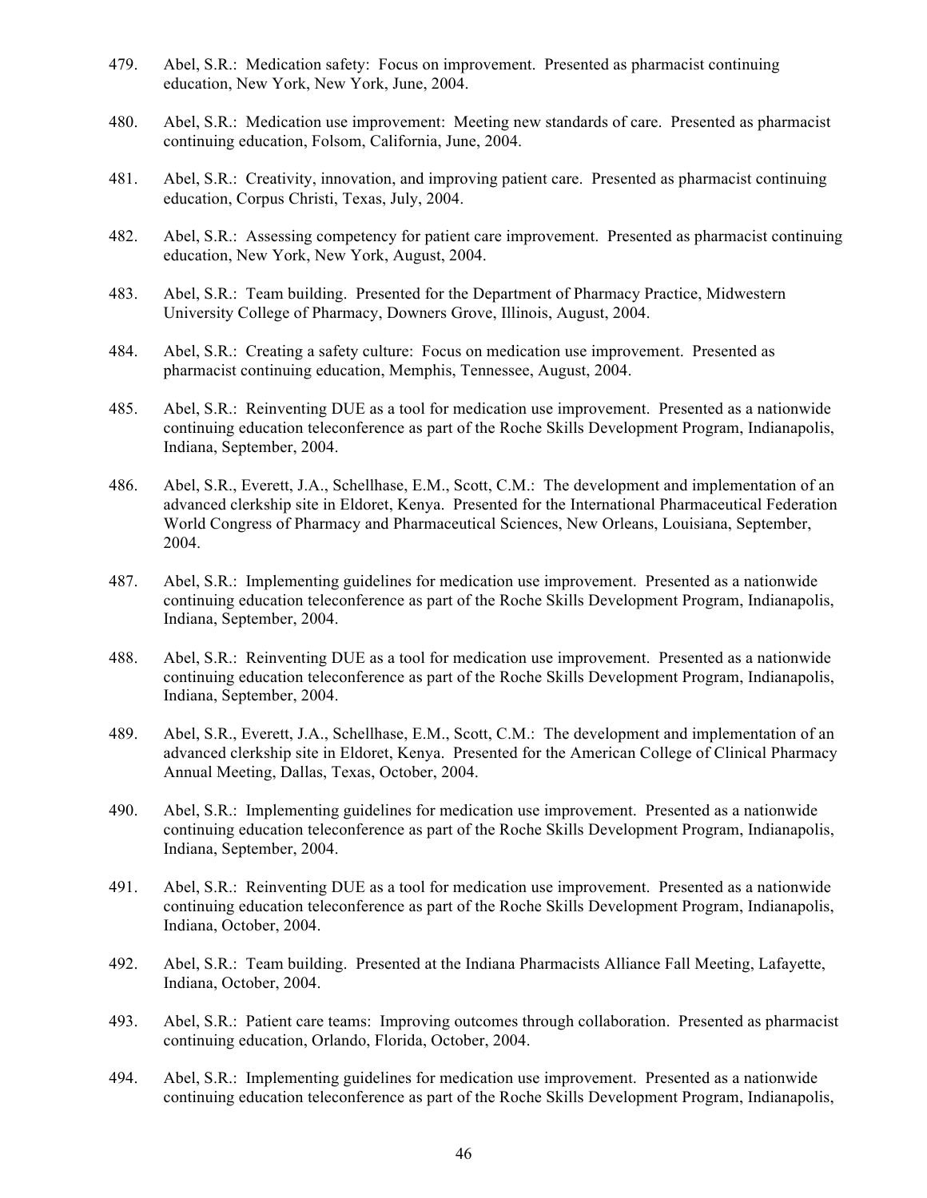479. Abel, S.R.: Medication safety: Focus on improvement. Presented as pharmacist continuing education, New York, New York, June, 2004.

480. Abel, S.R.: Medication use improvement: Meeting new standards of care. Presented as pharmacist continuing education, Folsom, California, June, 2004.

481. Abel, S.R.: Creativity, innovation, and improving patient care. Presented as pharmacist continuing education, Corpus Christi, Texas, July, 2004.

482. Abel, S.R.: Assessing competency for patient care improvement. Presented as pharmacist continuing education, New York, New York, August, 2004.

483. Abel, S.R.: Team building. Presented for the Department of Pharmacy Practice, Midwestern University College of Pharmacy, Downers Grove, Illinois, August, 2004.

484. Abel, S.R.: Creating a safety culture: Focus on medication use improvement. Presented as pharmacist continuing education, Memphis, Tennessee, August, 2004.

485. Abel, S.R.: Reinventing DUE as a tool for medication use improvement. Presented as a nationwide continuing education teleconference as part of the Roche Skills Development Program, Indianapolis, Indiana, September, 2004.

486. Abel, S.R., Everett, J.A., Schellhase, E.M., Scott, C.M.: The development and implementation of an advanced clerkship site in Eldoret, Kenya. Presented for the International Pharmaceutical Federation World Congress of Pharmacy and Pharmaceutical Sciences, New Orleans, Louisiana, September, 2004.

487. Abel, S.R.: Implementing guidelines for medication use improvement. Presented as a nationwide continuing education teleconference as part of the Roche Skills Development Program, Indianapolis, Indiana, September, 2004.

488. Abel, S.R.: Reinventing DUE as a tool for medication use improvement. Presented as a nationwide continuing education teleconference as part of the Roche Skills Development Program, Indianapolis, Indiana, September, 2004.

489. Abel, S.R., Everett, J.A., Schellhase, E.M., Scott, C.M.: The development and implementation of an advanced clerkship site in Eldoret, Kenya. Presented for the American College of Clinical Pharmacy Annual Meeting, Dallas, Texas, October, 2004.

490. Abel, S.R.: Implementing guidelines for medication use improvement. Presented as a nationwide continuing education teleconference as part of the Roche Skills Development Program, Indianapolis, Indiana, September, 2004.

491. Abel, S.R.: Reinventing DUE as a tool for medication use improvement. Presented as a nationwide continuing education teleconference as part of the Roche Skills Development Program, Indianapolis, Indiana, October, 2004.

492. Abel, S.R.: Team building. Presented at the Indiana Pharmacists Alliance Fall Meeting, Lafayette, Indiana, October, 2004.

493. Abel, S.R.: Patient care teams: Improving outcomes through collaboration. Presented as pharmacist continuing education, Orlando, Florida, October, 2004.

494. Abel, S.R.: Implementing guidelines for medication use improvement. Presented as a nationwide continuing education teleconference as part of the Roche Skills Development Program, Indianapolis,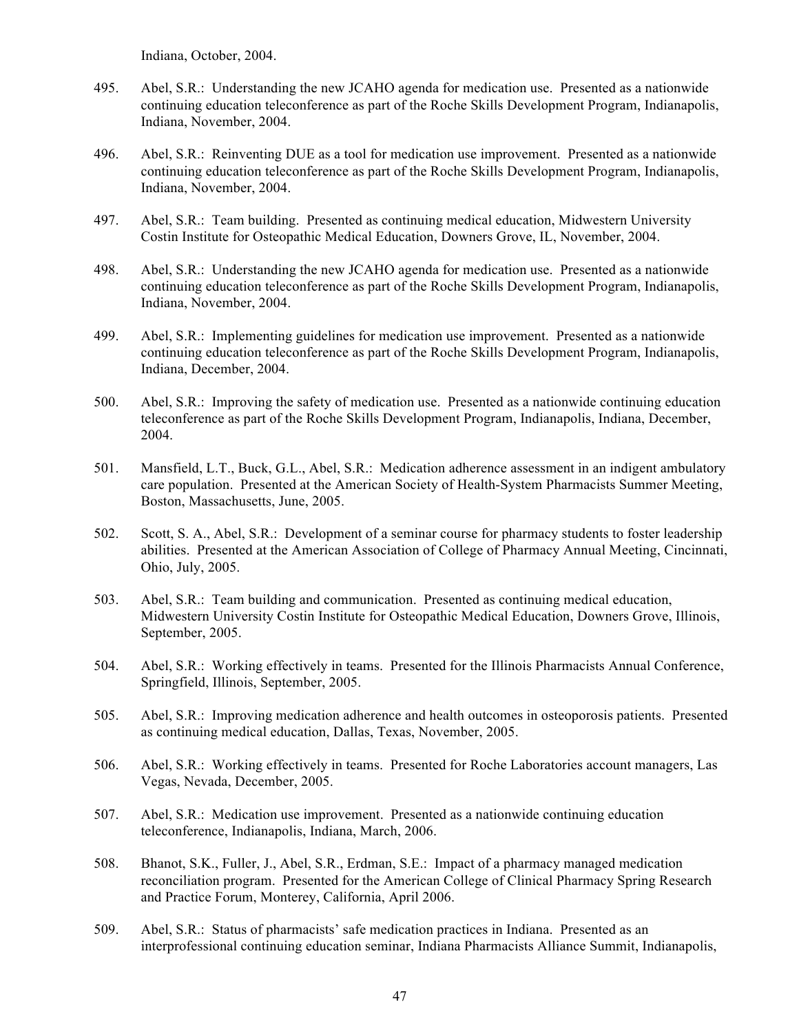Indiana, October, 2004.

495. Abel, S.R.: Understanding the new JCAHO agenda for medication use. Presented as a nationwide continuing education teleconference as part of the Roche Skills Development Program, Indianapolis, Indiana, November, 2004.

496. Abel, S.R.: Reinventing DUE as a tool for medication use improvement. Presented as a nationwide continuing education teleconference as part of the Roche Skills Development Program, Indianapolis, Indiana, November, 2004.

497. Abel, S.R.: Team building. Presented as continuing medical education, Midwestern University Costin Institute for Osteopathic Medical Education, Downers Grove, IL, November, 2004.

498. Abel, S.R.: Understanding the new JCAHO agenda for medication use. Presented as a nationwide continuing education teleconference as part of the Roche Skills Development Program, Indianapolis, Indiana, November, 2004.

499. Abel, S.R.: Implementing guidelines for medication use improvement. Presented as a nationwide continuing education teleconference as part of the Roche Skills Development Program, Indianapolis, Indiana, December, 2004.

500. Abel, S.R.: Improving the safety of medication use. Presented as a nationwide continuing education teleconference as part of the Roche Skills Development Program, Indianapolis, Indiana, December, 2004.

501. Mansfield, L.T., Buck, G.L., Abel, S.R.: Medication adherence assessment in an indigent ambulatory care population. Presented at the American Society of Health-System Pharmacists Summer Meeting, Boston, Massachusetts, June, 2005.

502. Scott, S. A., Abel, S.R.: Development of a seminar course for pharmacy students to foster leadership abilities. Presented at the American Association of College of Pharmacy Annual Meeting, Cincinnati, Ohio, July, 2005.

503. Abel, S.R.: Team building and communication. Presented as continuing medical education, Midwestern University Costin Institute for Osteopathic Medical Education, Downers Grove, Illinois, September, 2005.

504. Abel, S.R.: Working effectively in teams. Presented for the Illinois Pharmacists Annual Conference, Springfield, Illinois, September, 2005.

505. Abel, S.R.: Improving medication adherence and health outcomes in osteoporosis patients. Presented as continuing medical education, Dallas, Texas, November, 2005.

506. Abel, S.R.: Working effectively in teams. Presented for Roche Laboratories account managers, Las Vegas, Nevada, December, 2005.

507. Abel, S.R.: Medication use improvement. Presented as a nationwide continuing education teleconference, Indianapolis, Indiana, March, 2006.

508. Bhanot, S.K., Fuller, J., Abel, S.R., Erdman, S.E.: Impact of a pharmacy managed medication reconciliation program. Presented for the American College of Clinical Pharmacy Spring Research and Practice Forum, Monterey, California, April 2006.

509. Abel, S.R.: Status of pharmacists' safe medication practices in Indiana. Presented as an interprofessional continuing education seminar, Indiana Pharmacists Alliance Summit, Indianapolis,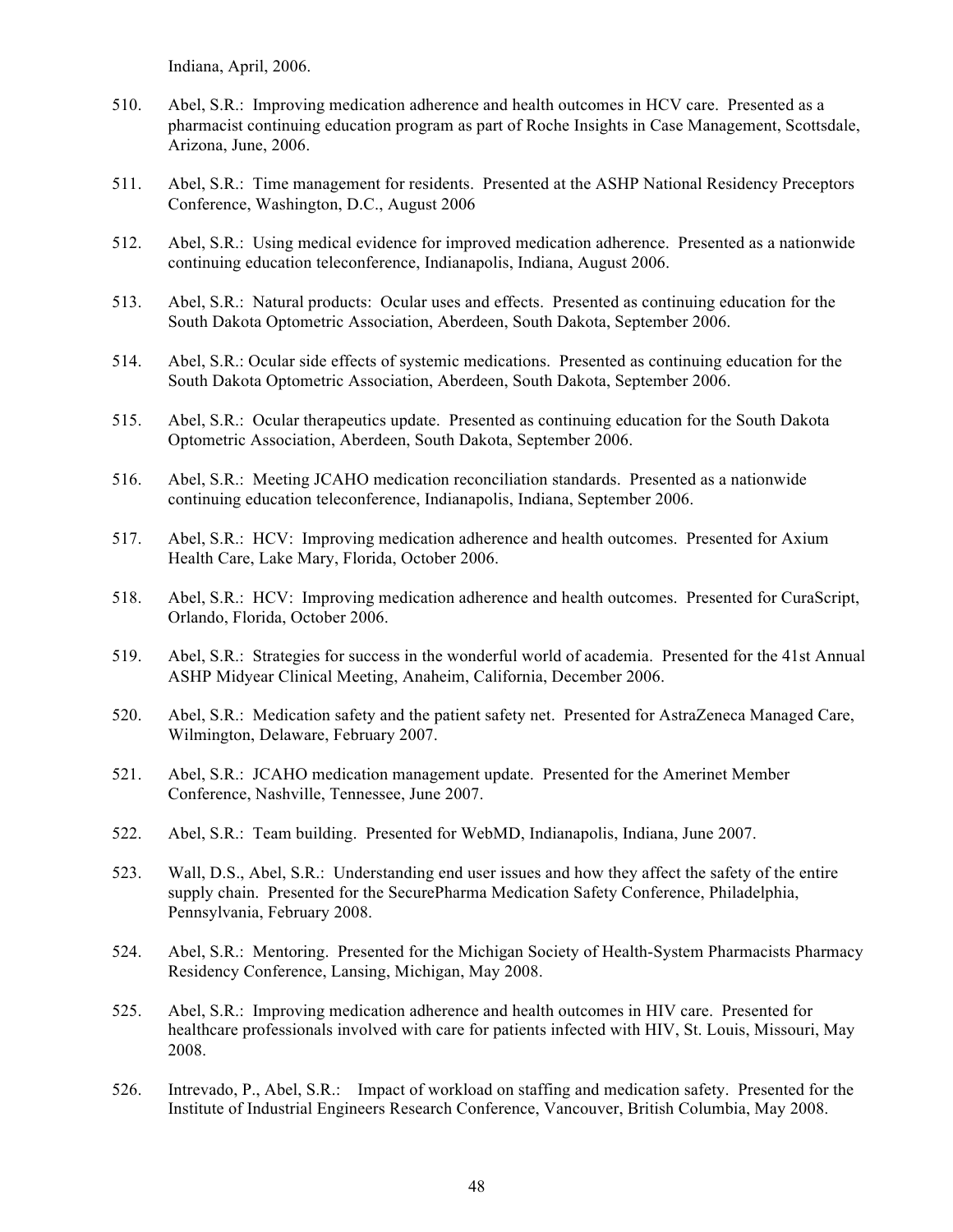Indiana, April, 2006.

510. Abel, S.R.: Improving medication adherence and health outcomes in HCV care. Presented as a pharmacist continuing education program as part of Roche Insights in Case Management, Scottsdale, Arizona, June, 2006.

511. Abel, S.R.: Time management for residents. Presented at the ASHP National Residency Preceptors Conference, Washington, D.C., August 2006

512. Abel, S.R.: Using medical evidence for improved medication adherence. Presented as a nationwide continuing education teleconference, Indianapolis, Indiana, August 2006.

513. Abel, S.R.: Natural products: Ocular uses and effects. Presented as continuing education for the South Dakota Optometric Association, Aberdeen, South Dakota, September 2006.

514. Abel, S.R.: Ocular side effects of systemic medications. Presented as continuing education for the South Dakota Optometric Association, Aberdeen, South Dakota, September 2006.

515. Abel, S.R.: Ocular therapeutics update. Presented as continuing education for the South Dakota Optometric Association, Aberdeen, South Dakota, September 2006.

516. Abel, S.R.: Meeting JCAHO medication reconciliation standards. Presented as a nationwide continuing education teleconference, Indianapolis, Indiana, September 2006.

517. Abel, S.R.: HCV: Improving medication adherence and health outcomes. Presented for Axium Health Care, Lake Mary, Florida, October 2006.

518. Abel, S.R.: HCV: Improving medication adherence and health outcomes. Presented for CuraScript, Orlando, Florida, October 2006.

519. Abel, S.R.: Strategies for success in the wonderful world of academia. Presented for the 41st Annual ASHP Midyear Clinical Meeting, Anaheim, California, December 2006.

520. Abel, S.R.: Medication safety and the patient safety net. Presented for AstraZeneca Managed Care, Wilmington, Delaware, February 2007.

521. Abel, S.R.: JCAHO medication management update. Presented for the Amerinet Member Conference, Nashville, Tennessee, June 2007.

522. Abel, S.R.: Team building. Presented for WebMD, Indianapolis, Indiana, June 2007.

523. Wall, D.S., Abel, S.R.: Understanding end user issues and how they affect the safety of the entire supply chain. Presented for the SecurePharma Medication Safety Conference, Philadelphia, Pennsylvania, February 2008.

524. Abel, S.R.: Mentoring. Presented for the Michigan Society of Health-System Pharmacists Pharmacy Residency Conference, Lansing, Michigan, May 2008.

525. Abel, S.R.: Improving medication adherence and health outcomes in HIV care. Presented for healthcare professionals involved with care for patients infected with HIV, St. Louis, Missouri, May 2008.

526. Intrevado, P., Abel, S.R.: Impact of workload on staffing and medication safety. Presented for the Institute of Industrial Engineers Research Conference, Vancouver, British Columbia, May 2008.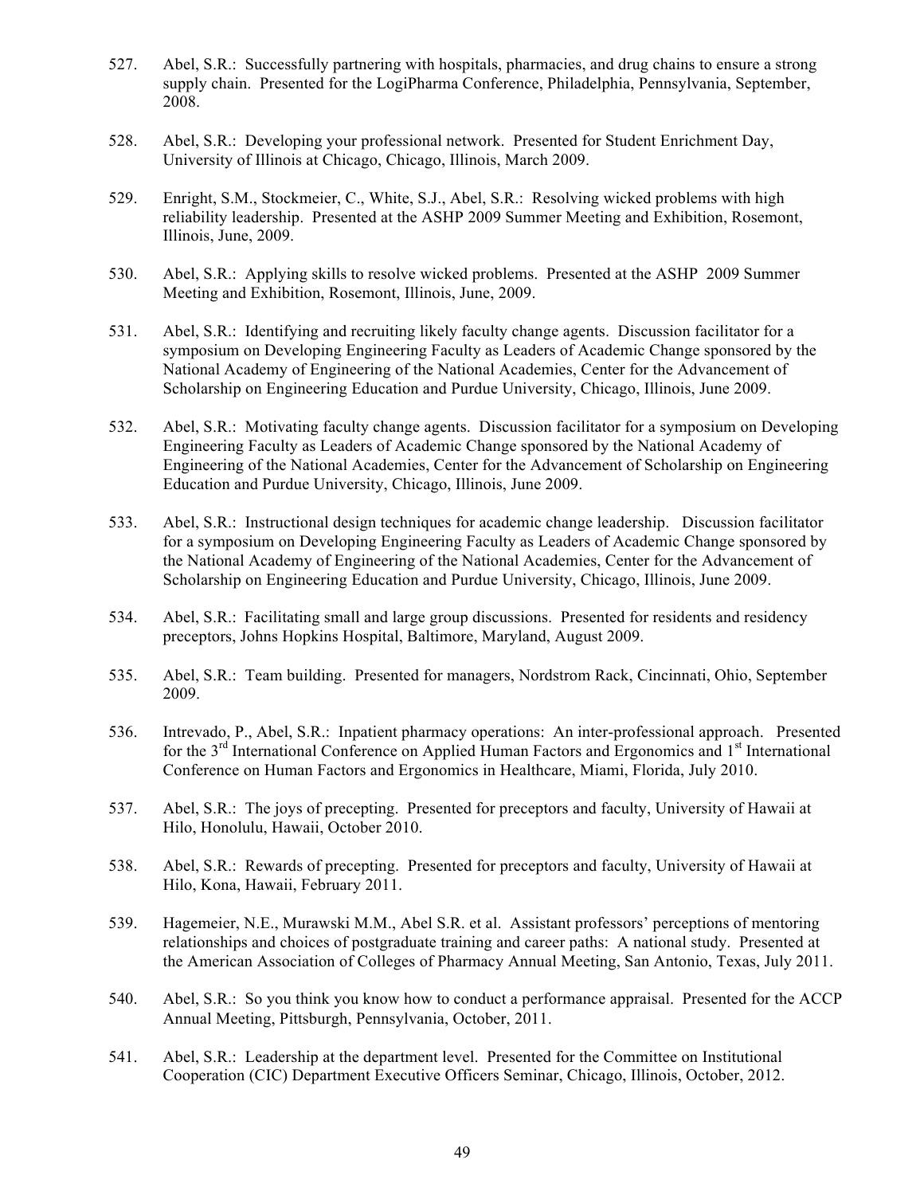527. Abel, S.R.: Successfully partnering with hospitals, pharmacies, and drug chains to ensure a strong supply chain. Presented for the LogiPharma Conference, Philadelphia, Pennsylvania, September, 2008.

528. Abel, S.R.: Developing your professional network. Presented for Student Enrichment Day, University of Illinois at Chicago, Chicago, Illinois, March 2009.

529. Enright, S.M., Stockmeier, C., White, S.J., Abel, S.R.: Resolving wicked problems with high reliability leadership. Presented at the ASHP 2009 Summer Meeting and Exhibition, Rosemont, Illinois, June, 2009.

530. Abel, S.R.: Applying skills to resolve wicked problems. Presented at the ASHP 2009 Summer Meeting and Exhibition, Rosemont, Illinois, June, 2009.

531. Abel, S.R.: Identifying and recruiting likely faculty change agents. Discussion facilitator for a symposium on Developing Engineering Faculty as Leaders of Academic Change sponsored by the National Academy of Engineering of the National Academies, Center for the Advancement of Scholarship on Engineering Education and Purdue University, Chicago, Illinois, June 2009.

532. Abel, S.R.: Motivating faculty change agents. Discussion facilitator for a symposium on Developing Engineering Faculty as Leaders of Academic Change sponsored by the National Academy of Engineering of the National Academies, Center for the Advancement of Scholarship on Engineering Education and Purdue University, Chicago, Illinois, June 2009.

533. Abel, S.R.: Instructional design techniques for academic change leadership. Discussion facilitator for a symposium on Developing Engineering Faculty as Leaders of Academic Change sponsored by the National Academy of Engineering of the National Academies, Center for the Advancement of Scholarship on Engineering Education and Purdue University, Chicago, Illinois, June 2009.

534. Abel, S.R.: Facilitating small and large group discussions. Presented for residents and residency preceptors, Johns Hopkins Hospital, Baltimore, Maryland, August 2009.

535. Abel, S.R.: Team building. Presented for managers, Nordstrom Rack, Cincinnati, Ohio, September 2009.

536. Intrevado, P., Abel, S.R.: Inpatient pharmacy operations: An inter-professional approach. Presented for the 3rd International Conference on Applied Human Factors and Ergonomics and 1st International Conference on Human Factors and Ergonomics in Healthcare, Miami, Florida, July 2010.

537. Abel, S.R.: The joys of precepting. Presented for preceptors and faculty, University of Hawaii at Hilo, Honolulu, Hawaii, October 2010.

538. Abel, S.R.: Rewards of precepting. Presented for preceptors and faculty, University of Hawaii at Hilo, Kona, Hawaii, February 2011.

539. Hagemeier, N.E., Murawski M.M., Abel S.R. et al. Assistant professors' perceptions of mentoring relationships and choices of postgraduate training and career paths: A national study. Presented at the American Association of Colleges of Pharmacy Annual Meeting, San Antonio, Texas, July 2011.

540. Abel, S.R.: So you think you know how to conduct a performance appraisal. Presented for the ACCP Annual Meeting, Pittsburgh, Pennsylvania, October, 2011.

541. Abel, S.R.: Leadership at the department level. Presented for the Committee on Institutional Cooperation (CIC) Department Executive Officers Seminar, Chicago, Illinois, October, 2012.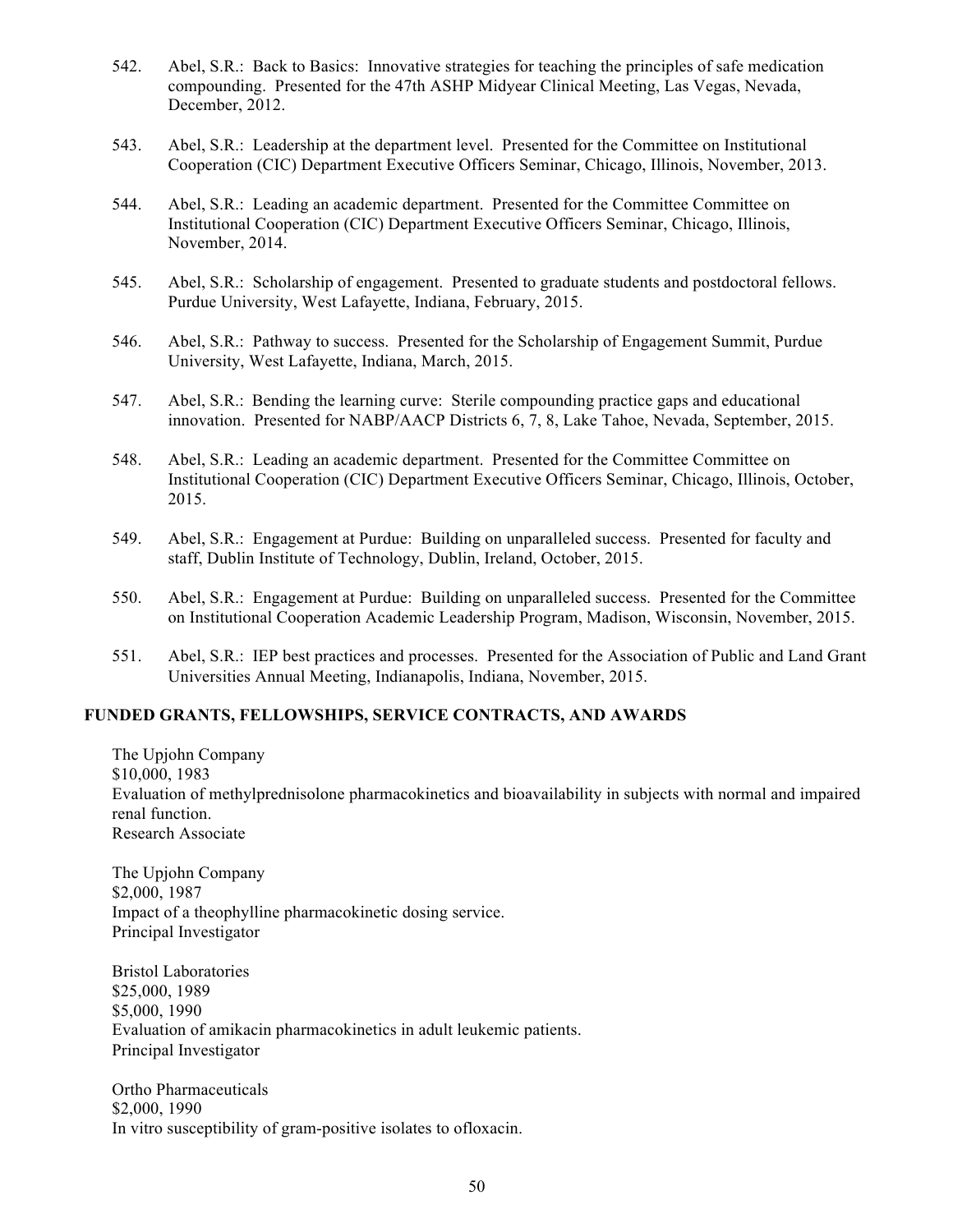542. Abel, S.R.: Back to Basics: Innovative strategies for teaching the principles of safe medication compounding. Presented for the 47th ASHP Midyear Clinical Meeting, Las Vegas, Nevada, December, 2012.

543. Abel, S.R.: Leadership at the department level. Presented for the Committee on Institutional Cooperation (CIC) Department Executive Officers Seminar, Chicago, Illinois, November, 2013.

544. Abel, S.R.: Leading an academic department. Presented for the Committee Committee on Institutional Cooperation (CIC) Department Executive Officers Seminar, Chicago, Illinois, November, 2014.

545. Abel, S.R.: Scholarship of engagement. Presented to graduate students and postdoctoral fellows. Purdue University, West Lafayette, Indiana, February, 2015.

546. Abel, S.R.: Pathway to success. Presented for the Scholarship of Engagement Summit, Purdue University, West Lafayette, Indiana, March, 2015.

547. Abel, S.R.: Bending the learning curve: Sterile compounding practice gaps and educational innovation. Presented for NABP/AACP Districts 6, 7, 8, Lake Tahoe, Nevada, September, 2015.

548. Abel, S.R.: Leading an academic department. Presented for the Committee Committee on Institutional Cooperation (CIC) Department Executive Officers Seminar, Chicago, Illinois, October, 2015.

549. Abel, S.R.: Engagement at Purdue: Building on unparalleled success. Presented for faculty and staff, Dublin Institute of Technology, Dublin, Ireland, October, 2015.

550. Abel, S.R.: Engagement at Purdue: Building on unparalleled success. Presented for the Committee on Institutional Cooperation Academic Leadership Program, Madison, Wisconsin, November, 2015.

551. Abel, S.R.: IEP best practices and processes. Presented for the Association of Public and Land Grant Universities Annual Meeting, Indianapolis, Indiana, November, 2015.

## FUNDED GRANTS, FELLOWSHIPS, SERVICE CONTRACTS, AND AWARDS

The Upjohn Company
$10,000, 1983
Evaluation of methylprednisolone pharmacokinetics and bioavailability in subjects with normal and impaired renal function.
Research Associate

The Upjohn Company
$2,000, 1987
Impact of a theophylline pharmacokinetic dosing service.
Principal Investigator

Bristol Laboratories
$25,000, 1989
$5,000, 1990
Evaluation of amikacin pharmacokinetics in adult leukemic patients.
Principal Investigator

Ortho Pharmaceuticals
$2,000, 1990
In vitro susceptibility of gram-positive isolates to ofloxacin.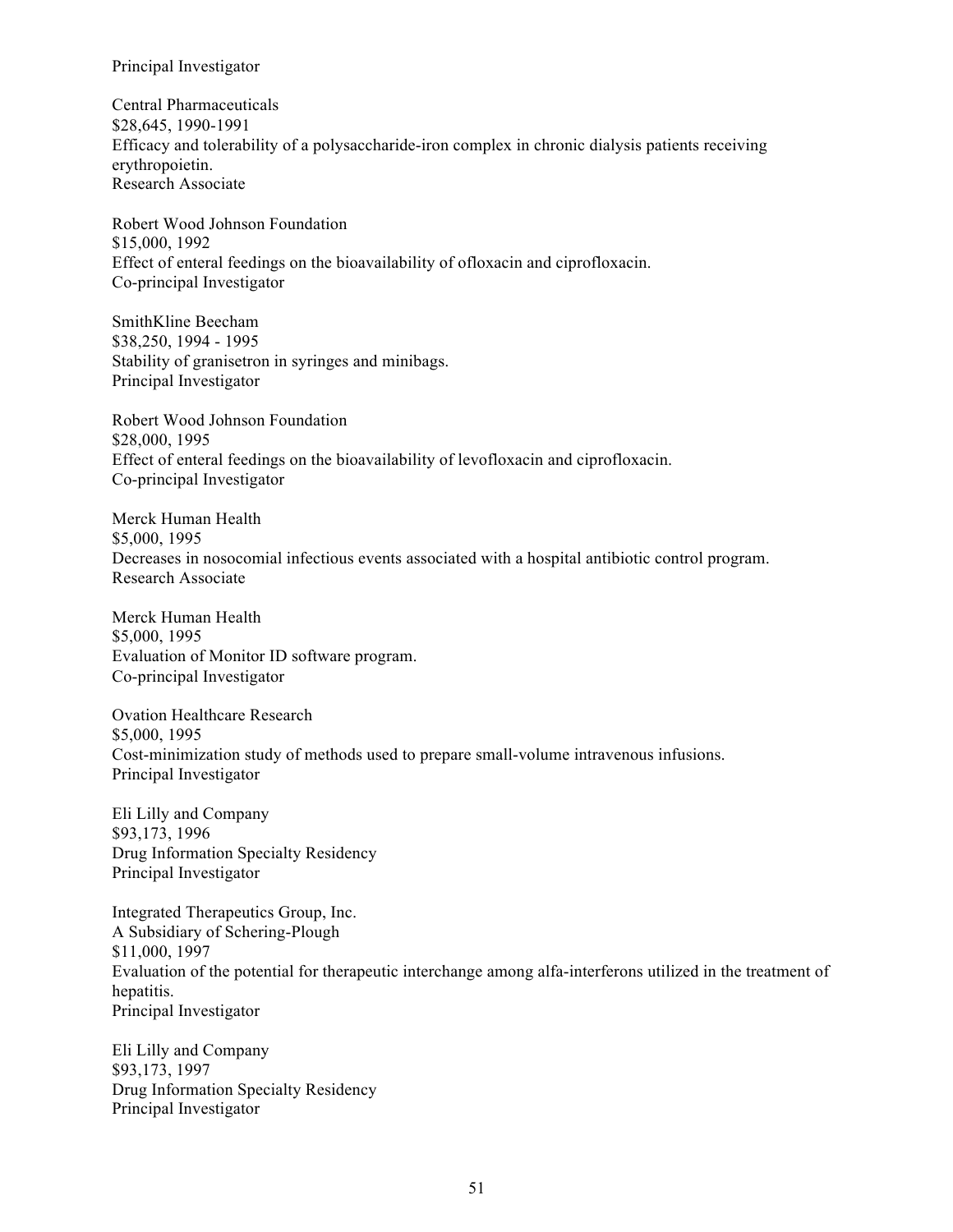Principal Investigator

Central Pharmaceuticals
$28,645, 1990-1991
Efficacy and tolerability of a polysaccharide-iron complex in chronic dialysis patients receiving erythropoietin.
Research Associate

Robert Wood Johnson Foundation
$15,000, 1992
Effect of enteral feedings on the bioavailability of ofloxacin and ciprofloxacin.
Co-principal Investigator

SmithKline Beecham
$38,250, 1994 - 1995
Stability of granisetron in syringes and minibags.
Principal Investigator

Robert Wood Johnson Foundation
$28,000, 1995
Effect of enteral feedings on the bioavailability of levofloxacin and ciprofloxacin.
Co-principal Investigator

Merck Human Health
$5,000, 1995
Decreases in nosocomial infectious events associated with a hospital antibiotic control program.
Research Associate

Merck Human Health
$5,000, 1995
Evaluation of Monitor ID software program.
Co-principal Investigator

Ovation Healthcare Research
$5,000, 1995
Cost-minimization study of methods used to prepare small-volume intravenous infusions.
Principal Investigator

Eli Lilly and Company
$93,173, 1996
Drug Information Specialty Residency
Principal Investigator

Integrated Therapeutics Group, Inc.
A Subsidiary of Schering-Plough
$11,000, 1997
Evaluation of the potential for therapeutic interchange among alfa-interferons utilized in the treatment of hepatitis.
Principal Investigator

Eli Lilly and Company
$93,173, 1997
Drug Information Specialty Residency
Principal Investigator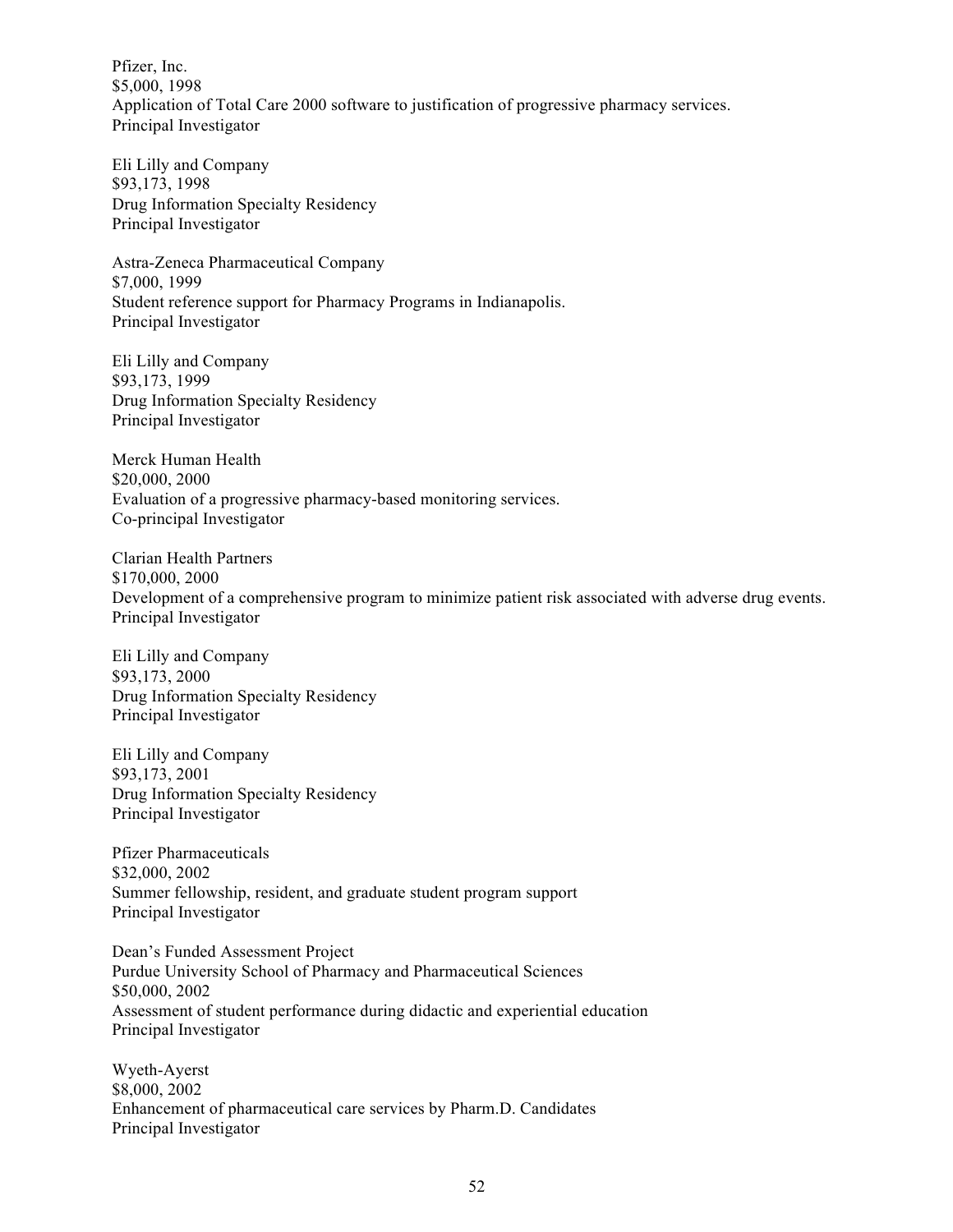Pfizer, Inc.
$5,000, 1998
Application of Total Care 2000 software to justification of progressive pharmacy services.
Principal Investigator

Eli Lilly and Company
$93,173, 1998
Drug Information Specialty Residency
Principal Investigator

Astra-Zeneca Pharmaceutical Company
$7,000, 1999
Student reference support for Pharmacy Programs in Indianapolis.
Principal Investigator

Eli Lilly and Company
$93,173, 1999
Drug Information Specialty Residency
Principal Investigator

Merck Human Health
$20,000, 2000
Evaluation of a progressive pharmacy-based monitoring services.
Co-principal Investigator

Clarian Health Partners
$170,000, 2000
Development of a comprehensive program to minimize patient risk associated with adverse drug events.
Principal Investigator

Eli Lilly and Company
$93,173, 2000
Drug Information Specialty Residency
Principal Investigator

Eli Lilly and Company
$93,173, 2001
Drug Information Specialty Residency
Principal Investigator

Pfizer Pharmaceuticals
$32,000, 2002
Summer fellowship, resident, and graduate student program support
Principal Investigator

Dean's Funded Assessment Project
Purdue University School of Pharmacy and Pharmaceutical Sciences
$50,000, 2002
Assessment of student performance during didactic and experiential education
Principal Investigator

Wyeth-Ayerst
$8,000, 2002
Enhancement of pharmaceutical care services by Pharm.D. Candidates
Principal Investigator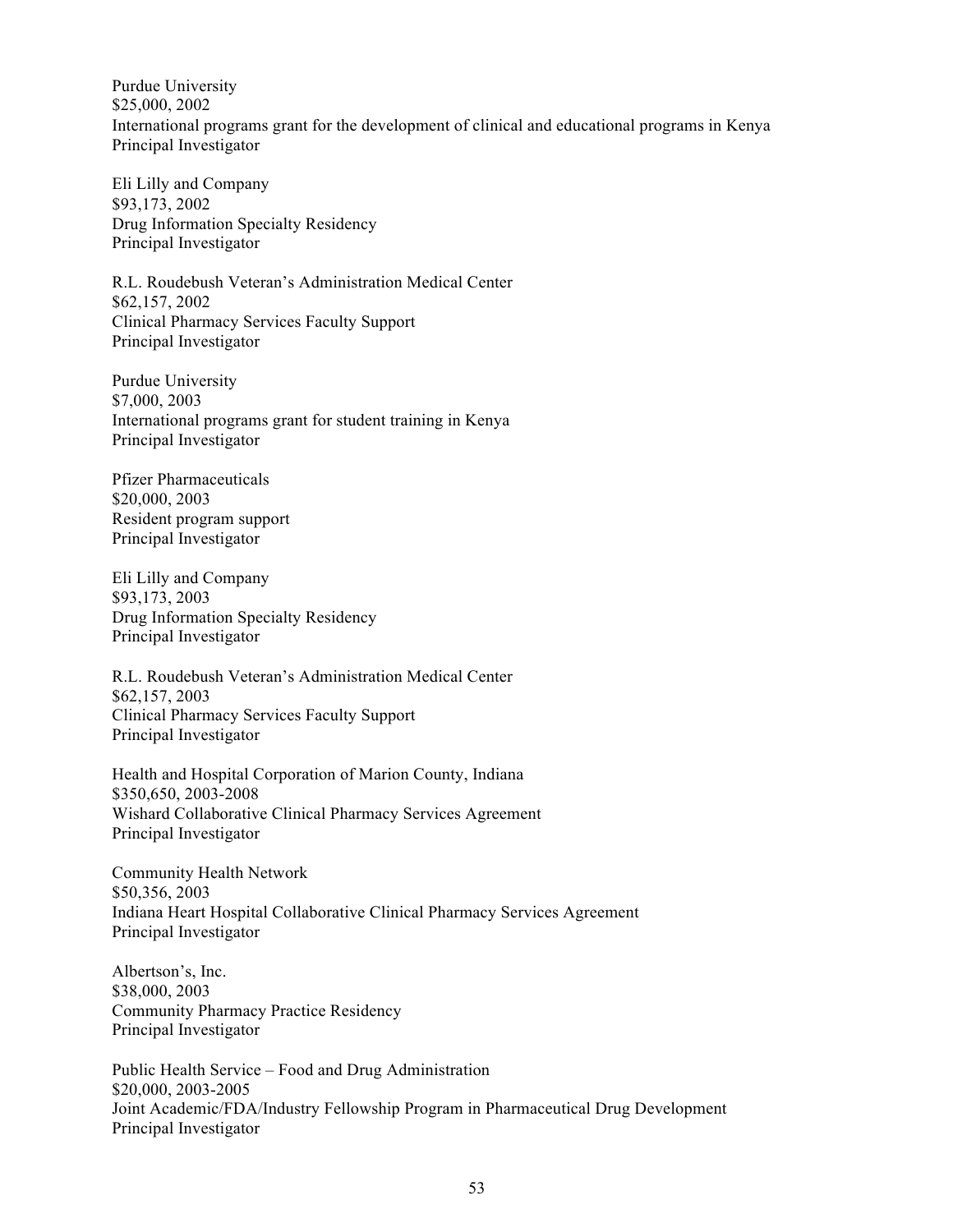Purdue University
$25,000, 2002
International programs grant for the development of clinical and educational programs in Kenya
Principal Investigator

Eli Lilly and Company
$93,173, 2002
Drug Information Specialty Residency
Principal Investigator

R.L. Roudebush Veteran's Administration Medical Center
$62,157, 2002
Clinical Pharmacy Services Faculty Support
Principal Investigator

Purdue University
$7,000, 2003
International programs grant for student training in Kenya
Principal Investigator

Pfizer Pharmaceuticals
$20,000, 2003
Resident program support
Principal Investigator

Eli Lilly and Company
$93,173, 2003
Drug Information Specialty Residency
Principal Investigator

R.L. Roudebush Veteran's Administration Medical Center
$62,157, 2003
Clinical Pharmacy Services Faculty Support
Principal Investigator

Health and Hospital Corporation of Marion County, Indiana
$350,650, 2003-2008
Wishard Collaborative Clinical Pharmacy Services Agreement
Principal Investigator

Community Health Network
$50,356, 2003
Indiana Heart Hospital Collaborative Clinical Pharmacy Services Agreement
Principal Investigator

Albertson's, Inc.
$38,000, 2003
Community Pharmacy Practice Residency
Principal Investigator

Public Health Service – Food and Drug Administration
$20,000, 2003-2005
Joint Academic/FDA/Industry Fellowship Program in Pharmaceutical Drug Development
Principal Investigator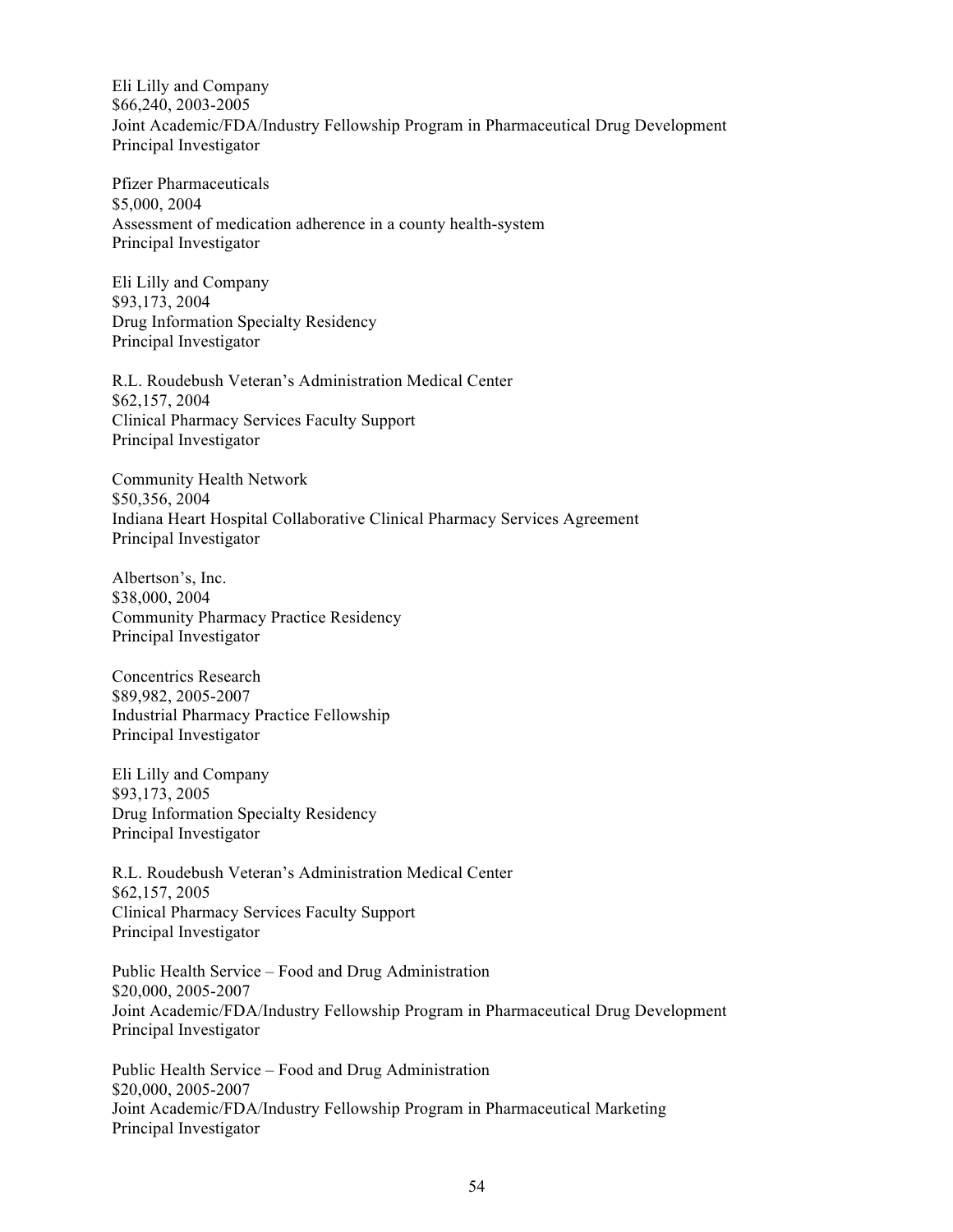Eli Lilly and Company
$66,240, 2003-2005
Joint Academic/FDA/Industry Fellowship Program in Pharmaceutical Drug Development
Principal Investigator

Pfizer Pharmaceuticals
$5,000, 2004
Assessment of medication adherence in a county health-system
Principal Investigator

Eli Lilly and Company
$93,173, 2004
Drug Information Specialty Residency
Principal Investigator

R.L. Roudebush Veteran's Administration Medical Center
$62,157, 2004
Clinical Pharmacy Services Faculty Support
Principal Investigator

Community Health Network
$50,356, 2004
Indiana Heart Hospital Collaborative Clinical Pharmacy Services Agreement
Principal Investigator

Albertson's, Inc.
$38,000, 2004
Community Pharmacy Practice Residency
Principal Investigator

Concentrics Research
$89,982, 2005-2007
Industrial Pharmacy Practice Fellowship
Principal Investigator

Eli Lilly and Company
$93,173, 2005
Drug Information Specialty Residency
Principal Investigator

R.L. Roudebush Veteran's Administration Medical Center
$62,157, 2005
Clinical Pharmacy Services Faculty Support
Principal Investigator

Public Health Service – Food and Drug Administration
$20,000, 2005-2007
Joint Academic/FDA/Industry Fellowship Program in Pharmaceutical Drug Development
Principal Investigator

Public Health Service – Food and Drug Administration
$20,000, 2005-2007
Joint Academic/FDA/Industry Fellowship Program in Pharmaceutical Marketing
Principal Investigator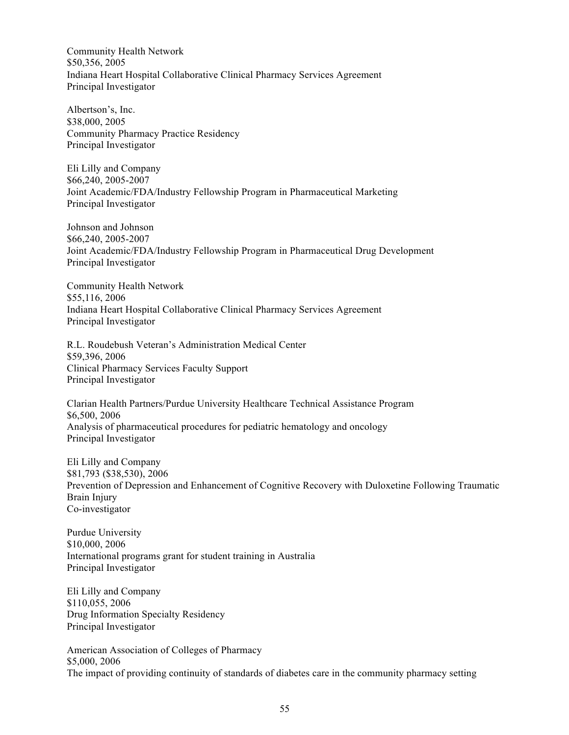Community Health Network
$50,356, 2005
Indiana Heart Hospital Collaborative Clinical Pharmacy Services Agreement
Principal Investigator

Albertson's, Inc.
$38,000, 2005
Community Pharmacy Practice Residency
Principal Investigator

Eli Lilly and Company
$66,240, 2005-2007
Joint Academic/FDA/Industry Fellowship Program in Pharmaceutical Marketing
Principal Investigator

Johnson and Johnson
$66,240, 2005-2007
Joint Academic/FDA/Industry Fellowship Program in Pharmaceutical Drug Development
Principal Investigator

Community Health Network
$55,116, 2006
Indiana Heart Hospital Collaborative Clinical Pharmacy Services Agreement
Principal Investigator

R.L. Roudebush Veteran's Administration Medical Center
$59,396, 2006
Clinical Pharmacy Services Faculty Support
Principal Investigator

Clarian Health Partners/Purdue University Healthcare Technical Assistance Program
$6,500, 2006
Analysis of pharmaceutical procedures for pediatric hematology and oncology
Principal Investigator

Eli Lilly and Company
$81,793 ($38,530), 2006
Prevention of Depression and Enhancement of Cognitive Recovery with Duloxetine Following Traumatic Brain Injury
Co-investigator

Purdue University
$10,000, 2006
International programs grant for student training in Australia
Principal Investigator

Eli Lilly and Company
$110,055, 2006
Drug Information Specialty Residency
Principal Investigator

American Association of Colleges of Pharmacy
$5,000, 2006
The impact of providing continuity of standards of diabetes care in the community pharmacy setting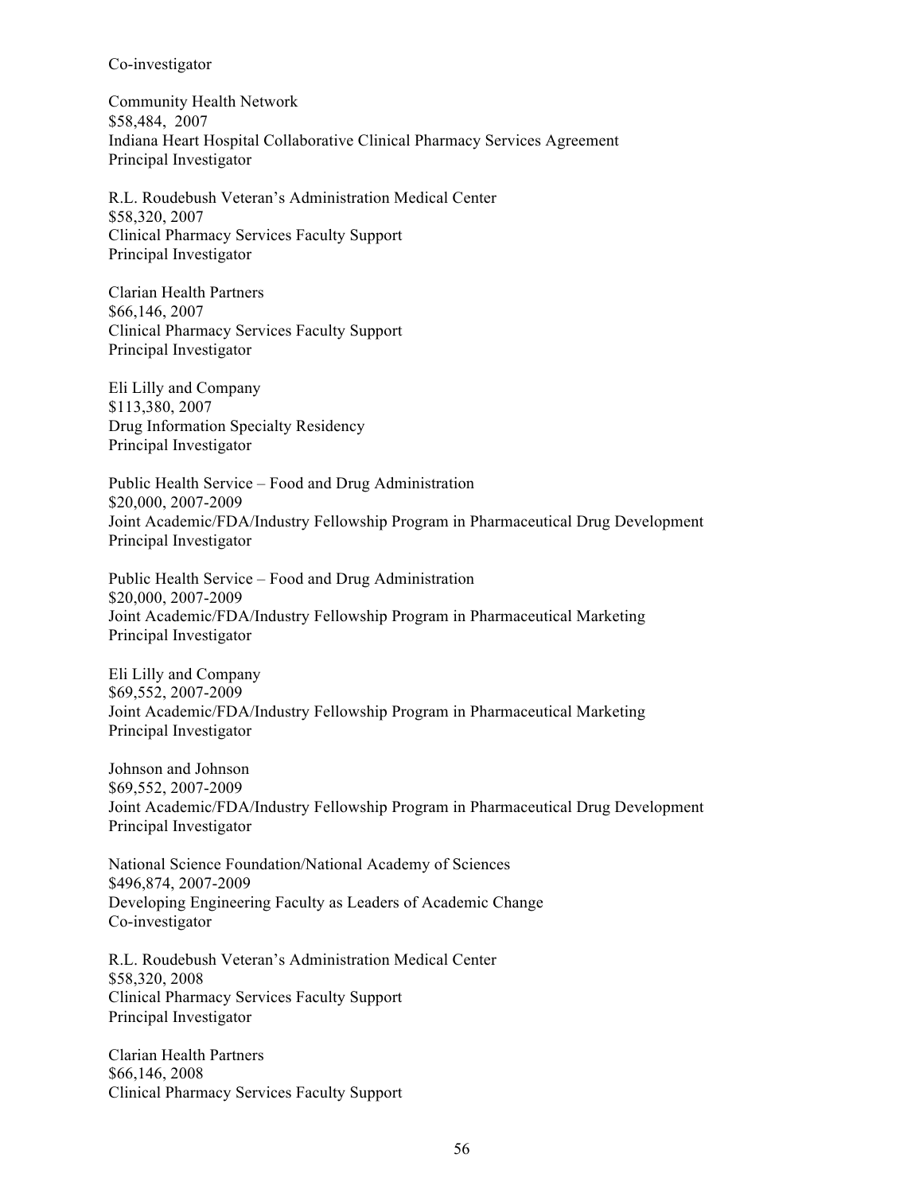Co-investigator

Community Health Network
$58,484, 2007
Indiana Heart Hospital Collaborative Clinical Pharmacy Services Agreement
Principal Investigator

R.L. Roudebush Veteran's Administration Medical Center
$58,320, 2007
Clinical Pharmacy Services Faculty Support
Principal Investigator

Clarian Health Partners
$66,146, 2007
Clinical Pharmacy Services Faculty Support
Principal Investigator

Eli Lilly and Company
$113,380, 2007
Drug Information Specialty Residency
Principal Investigator

Public Health Service – Food and Drug Administration
$20,000, 2007-2009
Joint Academic/FDA/Industry Fellowship Program in Pharmaceutical Drug Development
Principal Investigator

Public Health Service – Food and Drug Administration
$20,000, 2007-2009
Joint Academic/FDA/Industry Fellowship Program in Pharmaceutical Marketing
Principal Investigator

Eli Lilly and Company
$69,552, 2007-2009
Joint Academic/FDA/Industry Fellowship Program in Pharmaceutical Marketing
Principal Investigator

Johnson and Johnson
$69,552, 2007-2009
Joint Academic/FDA/Industry Fellowship Program in Pharmaceutical Drug Development
Principal Investigator

National Science Foundation/National Academy of Sciences
$496,874, 2007-2009
Developing Engineering Faculty as Leaders of Academic Change
Co-investigator

R.L. Roudebush Veteran's Administration Medical Center
$58,320, 2008
Clinical Pharmacy Services Faculty Support
Principal Investigator

Clarian Health Partners
$66,146, 2008
Clinical Pharmacy Services Faculty Support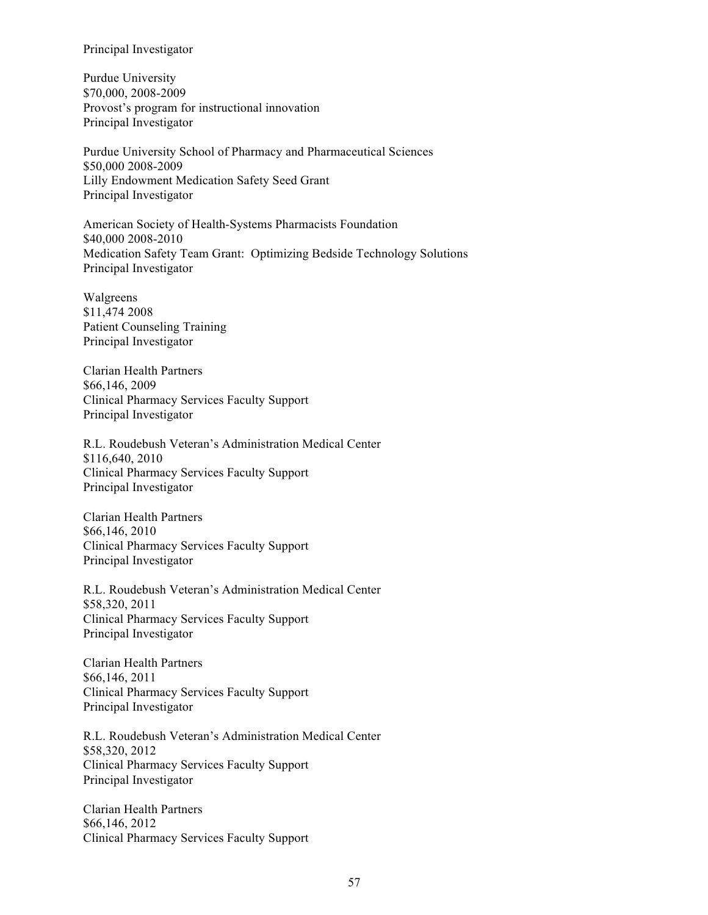Principal Investigator

Purdue University  
$70,000, 2008-2009  
Provost's program for instructional innovation  
Principal Investigator

Purdue University School of Pharmacy and Pharmaceutical Sciences  
$50,000 2008-2009  
Lilly Endowment Medication Safety Seed Grant  
Principal Investigator

American Society of Health-Systems Pharmacists Foundation  
$40,000 2008-2010  
Medication Safety Team Grant: Optimizing Bedside Technology Solutions  
Principal Investigator

Walgreens  
$11,474 2008  
Patient Counseling Training  
Principal Investigator

Clarian Health Partners  
$66,146, 2009  
Clinical Pharmacy Services Faculty Support  
Principal Investigator

R.L. Roudebush Veteran's Administration Medical Center  
$116,640, 2010  
Clinical Pharmacy Services Faculty Support  
Principal Investigator

Clarian Health Partners  
$66,146, 2010  
Clinical Pharmacy Services Faculty Support  
Principal Investigator

R.L. Roudebush Veteran's Administration Medical Center  
$58,320, 2011  
Clinical Pharmacy Services Faculty Support  
Principal Investigator

Clarian Health Partners  
$66,146, 2011  
Clinical Pharmacy Services Faculty Support  
Principal Investigator

R.L. Roudebush Veteran's Administration Medical Center  
$58,320, 2012  
Clinical Pharmacy Services Faculty Support  
Principal Investigator

Clarian Health Partners  
$66,146, 2012  
Clinical Pharmacy Services Faculty Support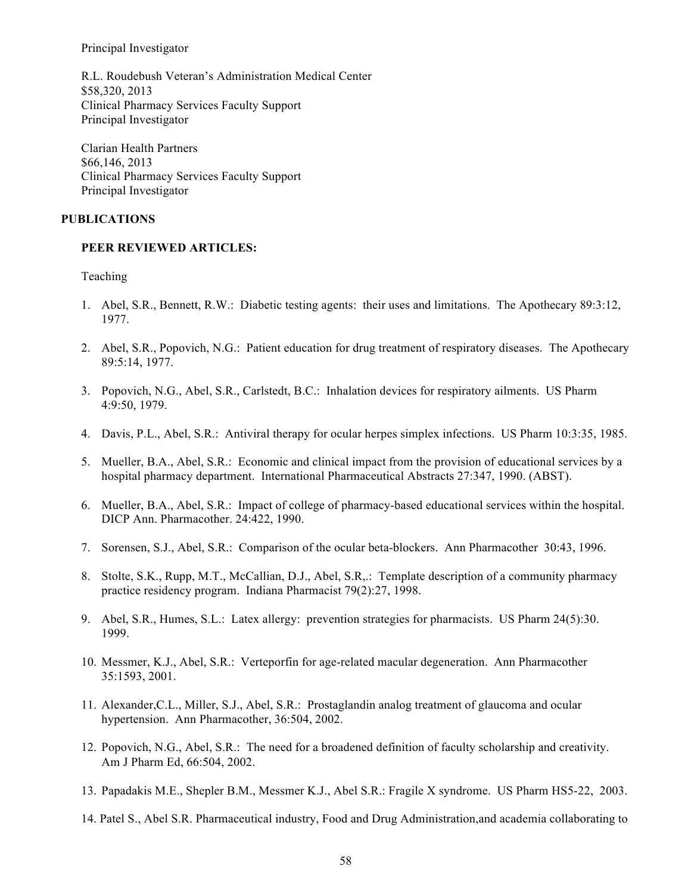Principal Investigator

R.L. Roudebush Veteran's Administration Medical Center
$58,320, 2013
Clinical Pharmacy Services Faculty Support
Principal Investigator

Clarian Health Partners
$66,146, 2013
Clinical Pharmacy Services Faculty Support
Principal Investigator

## PUBLICATIONS

### PEER REVIEWED ARTICLES:

Teaching

1. Abel, S.R., Bennett, R.W.: Diabetic testing agents: their uses and limitations. The Apothecary 89:3:12, 1977.
2. Abel, S.R., Popovich, N.G.: Patient education for drug treatment of respiratory diseases. The Apothecary 89:5:14, 1977.
3. Popovich, N.G., Abel, S.R., Carlstedt, B.C.: Inhalation devices for respiratory ailments. US Pharm 4:9:50, 1979.
4. Davis, P.L., Abel, S.R.: Antiviral therapy for ocular herpes simplex infections. US Pharm 10:3:35, 1985.
5. Mueller, B.A., Abel, S.R.: Economic and clinical impact from the provision of educational services by a hospital pharmacy department. International Pharmaceutical Abstracts 27:347, 1990. (ABST).
6. Mueller, B.A., Abel, S.R.: Impact of college of pharmacy-based educational services within the hospital. DICP Ann. Pharmacother. 24:422, 1990.
7. Sorensen, S.J., Abel, S.R.: Comparison of the ocular beta-blockers. Ann Pharmacother 30:43, 1996.
8. Stolte, S.K., Rupp, M.T., McCallian, D.J., Abel, S.R,.: Template description of a community pharmacy practice residency program. Indiana Pharmacist 79(2):27, 1998.
9. Abel, S.R., Humes, S.L.: Latex allergy: prevention strategies for pharmacists. US Pharm 24(5):30. 1999.
10. Messmer, K.J., Abel, S.R.: Verteporfin for age-related macular degeneration. Ann Pharmacother 35:1593, 2001.
11. Alexander,C.L., Miller, S.J., Abel, S.R.: Prostaglandin analog treatment of glaucoma and ocular hypertension. Ann Pharmacother, 36:504, 2002.
12. Popovich, N.G., Abel, S.R.: The need for a broadened definition of faculty scholarship and creativity. Am J Pharm Ed, 66:504, 2002.
13. Papadakis M.E., Shepler B.M., Messmer K.J., Abel S.R.: Fragile X syndrome. US Pharm HS5-22, 2003.
14. Patel S., Abel S.R. Pharmaceutical industry, Food and Drug Administration,and academia collaborating to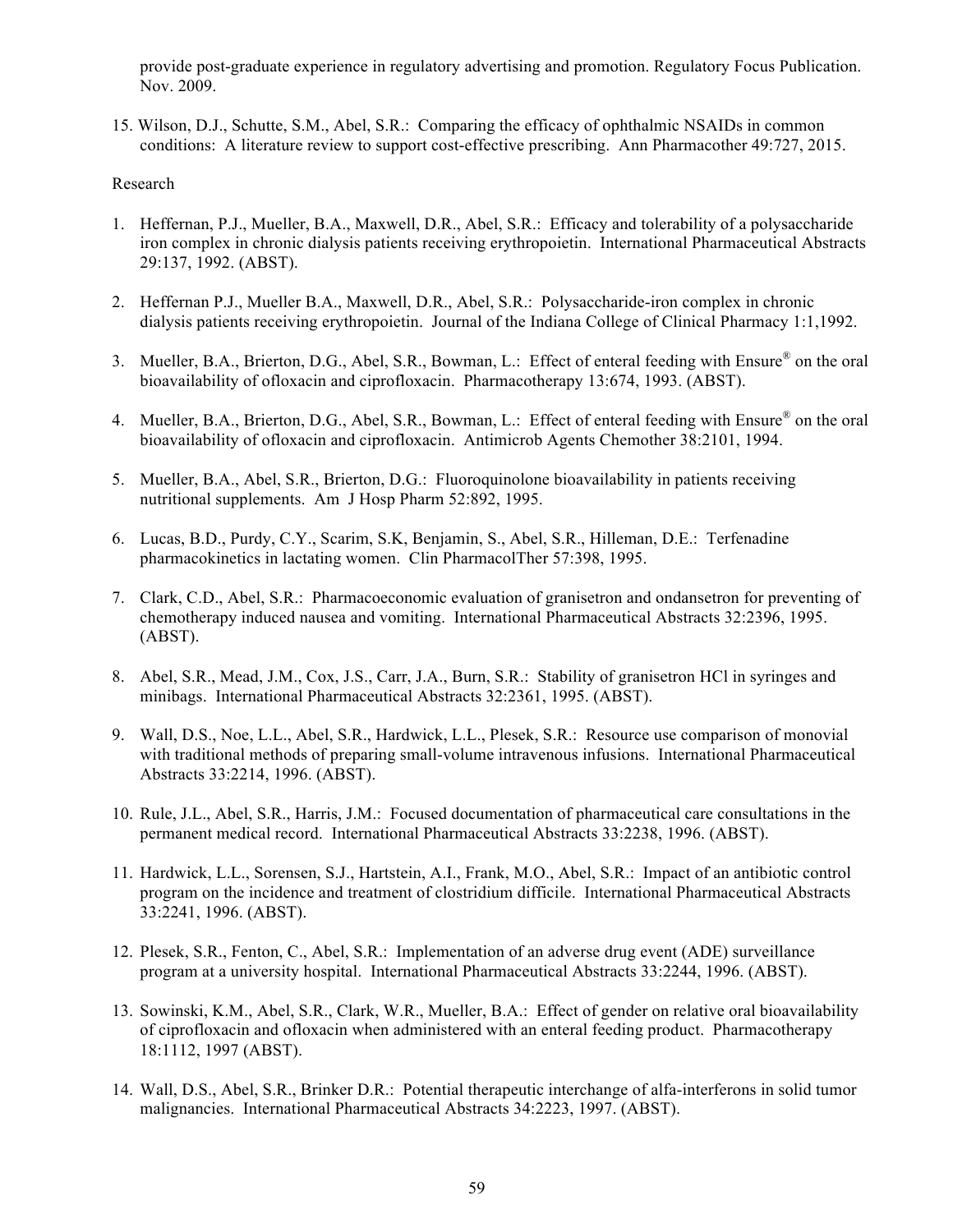provide post-graduate experience in regulatory advertising and promotion. Regulatory Focus Publication. Nov. 2009.

15. Wilson, D.J., Schutte, S.M., Abel, S.R.: Comparing the efficacy of ophthalmic NSAIDs in common conditions: A literature review to support cost-effective prescribing. Ann Pharmacother 49:727, 2015.

Research

1. Heffernan, P.J., Mueller, B.A., Maxwell, D.R., Abel, S.R.: Efficacy and tolerability of a polysaccharide iron complex in chronic dialysis patients receiving erythropoietin. International Pharmaceutical Abstracts 29:137, 1992. (ABST).

2. Heffernan P.J., Mueller B.A., Maxwell, D.R., Abel, S.R.: Polysaccharide-iron complex in chronic dialysis patients receiving erythropoietin. Journal of the Indiana College of Clinical Pharmacy 1:1,1992.

3. Mueller, B.A., Brierton, D.G., Abel, S.R., Bowman, L.: Effect of enteral feeding with Ensure® on the oral bioavailability of ofloxacin and ciprofloxacin. Pharmacotherapy 13:674, 1993. (ABST).

4. Mueller, B.A., Brierton, D.G., Abel, S.R., Bowman, L.: Effect of enteral feeding with Ensure® on the oral bioavailability of ofloxacin and ciprofloxacin. Antimicrob Agents Chemother 38:2101, 1994.

5. Mueller, B.A., Abel, S.R., Brierton, D.G.: Fluoroquinolone bioavailability in patients receiving nutritional supplements. Am J Hosp Pharm 52:892, 1995.

6. Lucas, B.D., Purdy, C.Y., Scarim, S.K, Benjamin, S., Abel, S.R., Hilleman, D.E.: Terfenadine pharmacokinetics in lactating women. Clin PharmacolTher 57:398, 1995.

7. Clark, C.D., Abel, S.R.: Pharmacoeconomic evaluation of granisetron and ondansetron for preventing of chemotherapy induced nausea and vomiting. International Pharmaceutical Abstracts 32:2396, 1995. (ABST).

8. Abel, S.R., Mead, J.M., Cox, J.S., Carr, J.A., Burn, S.R.: Stability of granisetron HCl in syringes and minibags. International Pharmaceutical Abstracts 32:2361, 1995. (ABST).

9. Wall, D.S., Noe, L.L., Abel, S.R., Hardwick, L.L., Plesek, S.R.: Resource use comparison of monovial with traditional methods of preparing small-volume intravenous infusions. International Pharmaceutical Abstracts 33:2214, 1996. (ABST).

10. Rule, J.L., Abel, S.R., Harris, J.M.: Focused documentation of pharmaceutical care consultations in the permanent medical record. International Pharmaceutical Abstracts 33:2238, 1996. (ABST).

11. Hardwick, L.L., Sorensen, S.J., Hartstein, A.I., Frank, M.O., Abel, S.R.: Impact of an antibiotic control program on the incidence and treatment of clostridium difficile. International Pharmaceutical Abstracts 33:2241, 1996. (ABST).

12. Plesek, S.R., Fenton, C., Abel, S.R.: Implementation of an adverse drug event (ADE) surveillance program at a university hospital. International Pharmaceutical Abstracts 33:2244, 1996. (ABST).

13. Sowinski, K.M., Abel, S.R., Clark, W.R., Mueller, B.A.: Effect of gender on relative oral bioavailability of ciprofloxacin and ofloxacin when administered with an enteral feeding product. Pharmacotherapy 18:1112, 1997 (ABST).

14. Wall, D.S., Abel, S.R., Brinker D.R.: Potential therapeutic interchange of alfa-interferons in solid tumor malignancies. International Pharmaceutical Abstracts 34:2223, 1997. (ABST).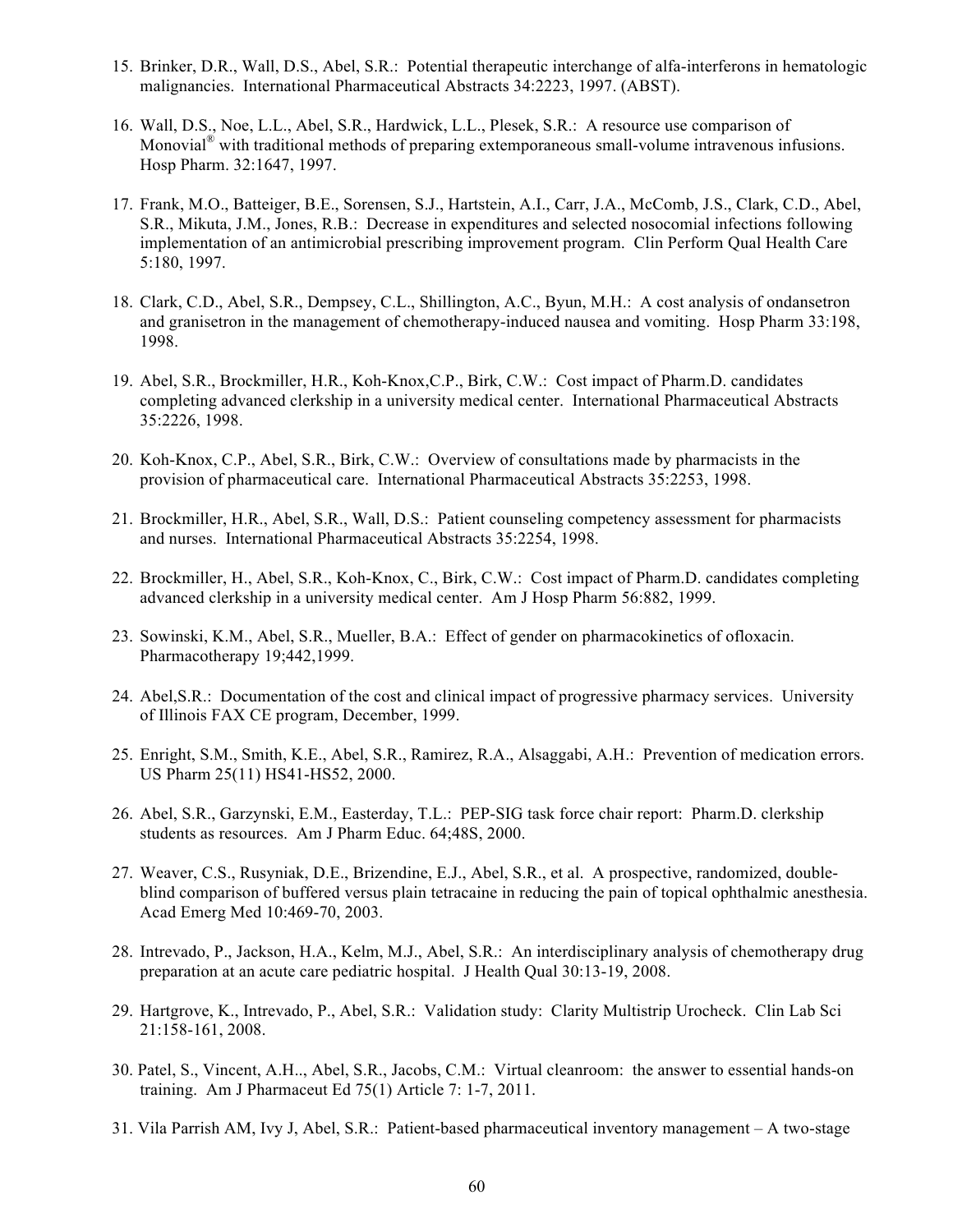15. Brinker, D.R., Wall, D.S., Abel, S.R.: Potential therapeutic interchange of alfa-interferons in hematologic malignancies. International Pharmaceutical Abstracts 34:2223, 1997. (ABST).

16. Wall, D.S., Noe, L.L., Abel, S.R., Hardwick, L.L., Plesek, S.R.: A resource use comparison of Monovial® with traditional methods of preparing extemporaneous small-volume intravenous infusions. Hosp Pharm. 32:1647, 1997.

17. Frank, M.O., Batteiger, B.E., Sorensen, S.J., Hartstein, A.I., Carr, J.A., McComb, J.S., Clark, C.D., Abel, S.R., Mikuta, J.M., Jones, R.B.: Decrease in expenditures and selected nosocomial infections following implementation of an antimicrobial prescribing improvement program. Clin Perform Qual Health Care 5:180, 1997.

18. Clark, C.D., Abel, S.R., Dempsey, C.L., Shillington, A.C., Byun, M.H.: A cost analysis of ondansetron and granisetron in the management of chemotherapy-induced nausea and vomiting. Hosp Pharm 33:198, 1998.

19. Abel, S.R., Brockmiller, H.R., Koh-Knox,C.P., Birk, C.W.: Cost impact of Pharm.D. candidates completing advanced clerkship in a university medical center. International Pharmaceutical Abstracts 35:2226, 1998.

20. Koh-Knox, C.P., Abel, S.R., Birk, C.W.: Overview of consultations made by pharmacists in the provision of pharmaceutical care. International Pharmaceutical Abstracts 35:2253, 1998.

21. Brockmiller, H.R., Abel, S.R., Wall, D.S.: Patient counseling competency assessment for pharmacists and nurses. International Pharmaceutical Abstracts 35:2254, 1998.

22. Brockmiller, H., Abel, S.R., Koh-Knox, C., Birk, C.W.: Cost impact of Pharm.D. candidates completing advanced clerkship in a university medical center. Am J Hosp Pharm 56:882, 1999.

23. Sowinski, K.M., Abel, S.R., Mueller, B.A.: Effect of gender on pharmacokinetics of ofloxacin. Pharmacotherapy 19;442,1999.

24. Abel,S.R.: Documentation of the cost and clinical impact of progressive pharmacy services. University of Illinois FAX CE program, December, 1999.

25. Enright, S.M., Smith, K.E., Abel, S.R., Ramirez, R.A., Alsaggabi, A.H.: Prevention of medication errors. US Pharm 25(11) HS41-HS52, 2000.

26. Abel, S.R., Garzynski, E.M., Easterday, T.L.: PEP-SIG task force chair report: Pharm.D. clerkship students as resources. Am J Pharm Educ. 64;48S, 2000.

27. Weaver, C.S., Rusyniak, D.E., Brizendine, E.J., Abel, S.R., et al. A prospective, randomized, double-blind comparison of buffered versus plain tetracaine in reducing the pain of topical ophthalmic anesthesia. Acad Emerg Med 10:469-70, 2003.

28. Intrevado, P., Jackson, H.A., Kelm, M.J., Abel, S.R.: An interdisciplinary analysis of chemotherapy drug preparation at an acute care pediatric hospital. J Health Qual 30:13-19, 2008.

29. Hartgrove, K., Intrevado, P., Abel, S.R.: Validation study: Clarity Multistrip Urocheck. Clin Lab Sci 21:158-161, 2008.

30. Patel, S., Vincent, A.H.., Abel, S.R., Jacobs, C.M.: Virtual cleanroom: the answer to essential hands-on training. Am J Pharmaceut Ed 75(1) Article 7: 1-7, 2011.

31. Vila Parrish AM, Ivy J, Abel, S.R.: Patient-based pharmaceutical inventory management – A two-stage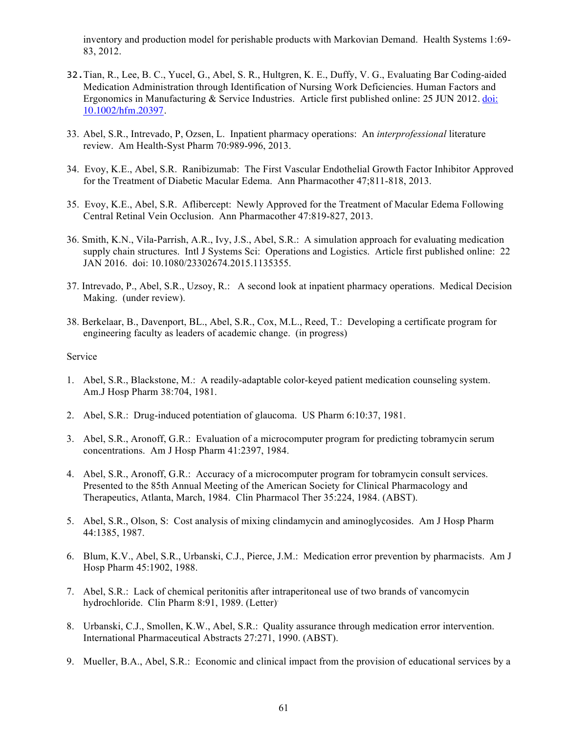inventory and production model for perishable products with Markovian Demand. Health Systems 1:69-83, 2012.

32. Tian, R., Lee, B. C., Yucel, G., Abel, S. R., Hultgren, K. E., Duffy, V. G., Evaluating Bar Coding-aided Medication Administration through Identification of Nursing Work Deficiencies. Human Factors and Ergonomics in Manufacturing & Service Industries. Article first published online: 25 JUN 2012. doi: 10.1002/hfm.20397.

33. Abel, S.R., Intrevado, P, Ozsen, L. Inpatient pharmacy operations: An *interprofessional* literature review. Am Health-Syst Pharm 70:989-996, 2013.

34. Evoy, K.E., Abel, S.R. Ranibizumab: The First Vascular Endothelial Growth Factor Inhibitor Approved for the Treatment of Diabetic Macular Edema. Ann Pharmacother 47;811-818, 2013.

35. Evoy, K.E., Abel, S.R. Aflibercept: Newly Approved for the Treatment of Macular Edema Following Central Retinal Vein Occlusion. Ann Pharmacother 47:819-827, 2013.

36. Smith, K.N., Vila-Parrish, A.R., Ivy, J.S., Abel, S.R.: A simulation approach for evaluating medication supply chain structures. Intl J Systems Sci: Operations and Logistics. Article first published online: 22 JAN 2016. doi: 10.1080/23302674.2015.1135355.

37. Intrevado, P., Abel, S.R., Uzsoy, R.: A second look at inpatient pharmacy operations. Medical Decision Making. (under review).

38. Berkelaar, B., Davenport, BL., Abel, S.R., Cox, M.L., Reed, T.: Developing a certificate program for engineering faculty as leaders of academic change. (in progress)

Service

1. Abel, S.R., Blackstone, M.: A readily-adaptable color-keyed patient medication counseling system. Am.J Hosp Pharm 38:704, 1981.

2. Abel, S.R.: Drug-induced potentiation of glaucoma. US Pharm 6:10:37, 1981.

3. Abel, S.R., Aronoff, G.R.: Evaluation of a microcomputer program for predicting tobramycin serum concentrations. Am J Hosp Pharm 41:2397, 1984.

4. Abel, S.R., Aronoff, G.R.: Accuracy of a microcomputer program for tobramycin consult services. Presented to the 85th Annual Meeting of the American Society for Clinical Pharmacology and Therapeutics, Atlanta, March, 1984. Clin Pharmacol Ther 35:224, 1984. (ABST).

5. Abel, S.R., Olson, S: Cost analysis of mixing clindamycin and aminoglycosides. Am J Hosp Pharm 44:1385, 1987.

6. Blum, K.V., Abel, S.R., Urbanski, C.J., Pierce, J.M.: Medication error prevention by pharmacists. Am J Hosp Pharm 45:1902, 1988.

7. Abel, S.R.: Lack of chemical peritonitis after intraperitoneal use of two brands of vancomycin hydrochloride. Clin Pharm 8:91, 1989. (Letter).

8. Urbanski, C.J., Smollen, K.W., Abel, S.R.: Quality assurance through medication error intervention. International Pharmaceutical Abstracts 27:271, 1990. (ABST).

9. Mueller, B.A., Abel, S.R.: Economic and clinical impact from the provision of educational services by a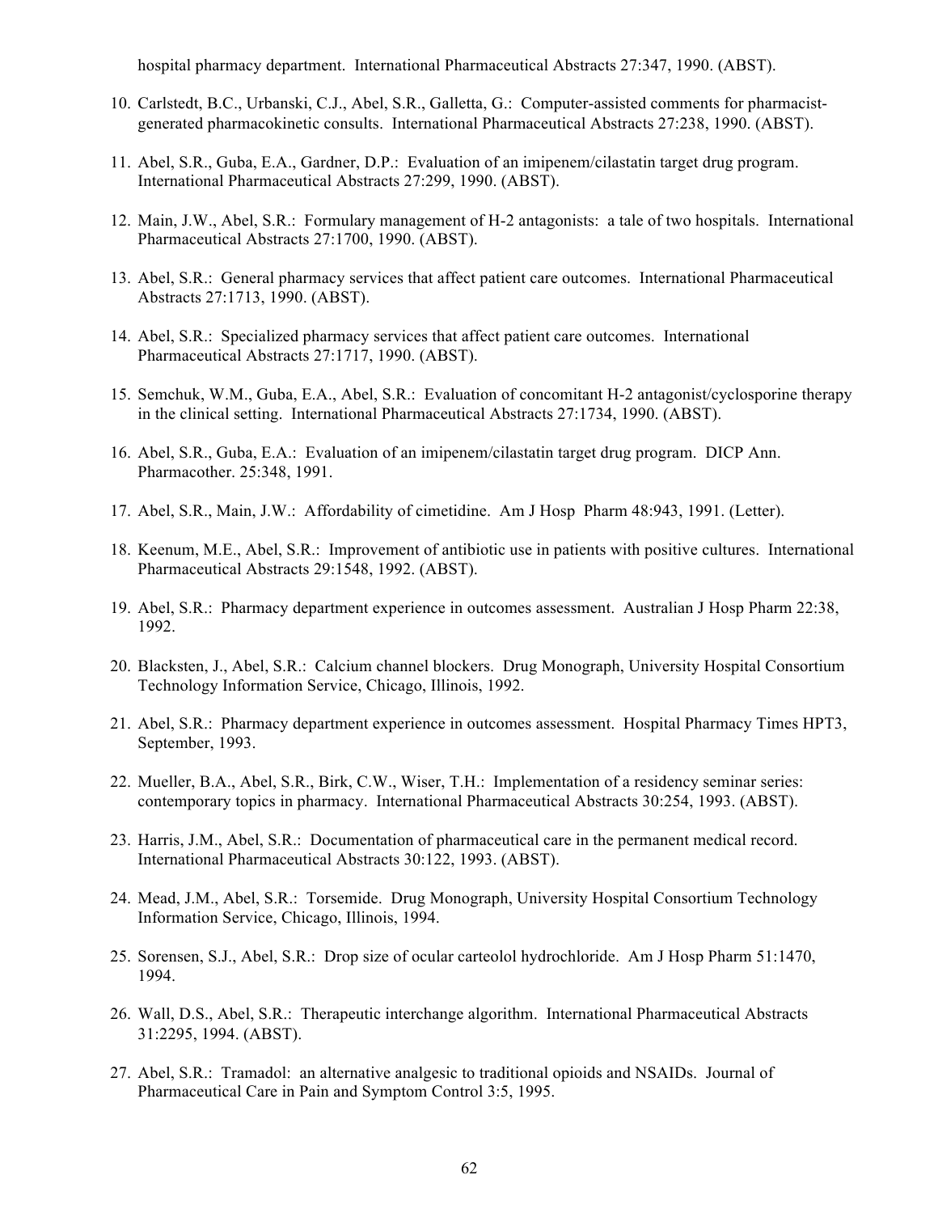hospital pharmacy department. International Pharmaceutical Abstracts 27:347, 1990. (ABST).

10. Carlstedt, B.C., Urbanski, C.J., Abel, S.R., Galletta, G.: Computer-assisted comments for pharmacist-generated pharmacokinetic consults. International Pharmaceutical Abstracts 27:238, 1990. (ABST).

11. Abel, S.R., Guba, E.A., Gardner, D.P.: Evaluation of an imipenem/cilastatin target drug program. International Pharmaceutical Abstracts 27:299, 1990. (ABST).

12. Main, J.W., Abel, S.R.: Formulary management of H-2 antagonists: a tale of two hospitals. International Pharmaceutical Abstracts 27:1700, 1990. (ABST).

13. Abel, S.R.: General pharmacy services that affect patient care outcomes. International Pharmaceutical Abstracts 27:1713, 1990. (ABST).

14. Abel, S.R.: Specialized pharmacy services that affect patient care outcomes. International Pharmaceutical Abstracts 27:1717, 1990. (ABST).

15. Semchuk, W.M., Guba, E.A., Abel, S.R.: Evaluation of concomitant H-2 antagonist/cyclosporine therapy in the clinical setting. International Pharmaceutical Abstracts 27:1734, 1990. (ABST).

16. Abel, S.R., Guba, E.A.: Evaluation of an imipenem/cilastatin target drug program. DICP Ann. Pharmacother. 25:348, 1991.

17. Abel, S.R., Main, J.W.: Affordability of cimetidine. Am J Hosp Pharm 48:943, 1991. (Letter).

18. Keenum, M.E., Abel, S.R.: Improvement of antibiotic use in patients with positive cultures. International Pharmaceutical Abstracts 29:1548, 1992. (ABST).

19. Abel, S.R.: Pharmacy department experience in outcomes assessment. Australian J Hosp Pharm 22:38, 1992.

20. Blacksten, J., Abel, S.R.: Calcium channel blockers. Drug Monograph, University Hospital Consortium Technology Information Service, Chicago, Illinois, 1992.

21. Abel, S.R.: Pharmacy department experience in outcomes assessment. Hospital Pharmacy Times HPT3, September, 1993.

22. Mueller, B.A., Abel, S.R., Birk, C.W., Wiser, T.H.: Implementation of a residency seminar series: contemporary topics in pharmacy. International Pharmaceutical Abstracts 30:254, 1993. (ABST).

23. Harris, J.M., Abel, S.R.: Documentation of pharmaceutical care in the permanent medical record. International Pharmaceutical Abstracts 30:122, 1993. (ABST).

24. Mead, J.M., Abel, S.R.: Torsemide. Drug Monograph, University Hospital Consortium Technology Information Service, Chicago, Illinois, 1994.

25. Sorensen, S.J., Abel, S.R.: Drop size of ocular carteolol hydrochloride. Am J Hosp Pharm 51:1470, 1994.

26. Wall, D.S., Abel, S.R.: Therapeutic interchange algorithm. International Pharmaceutical Abstracts 31:2295, 1994. (ABST).

27. Abel, S.R.: Tramadol: an alternative analgesic to traditional opioids and NSAIDs. Journal of Pharmaceutical Care in Pain and Symptom Control 3:5, 1995.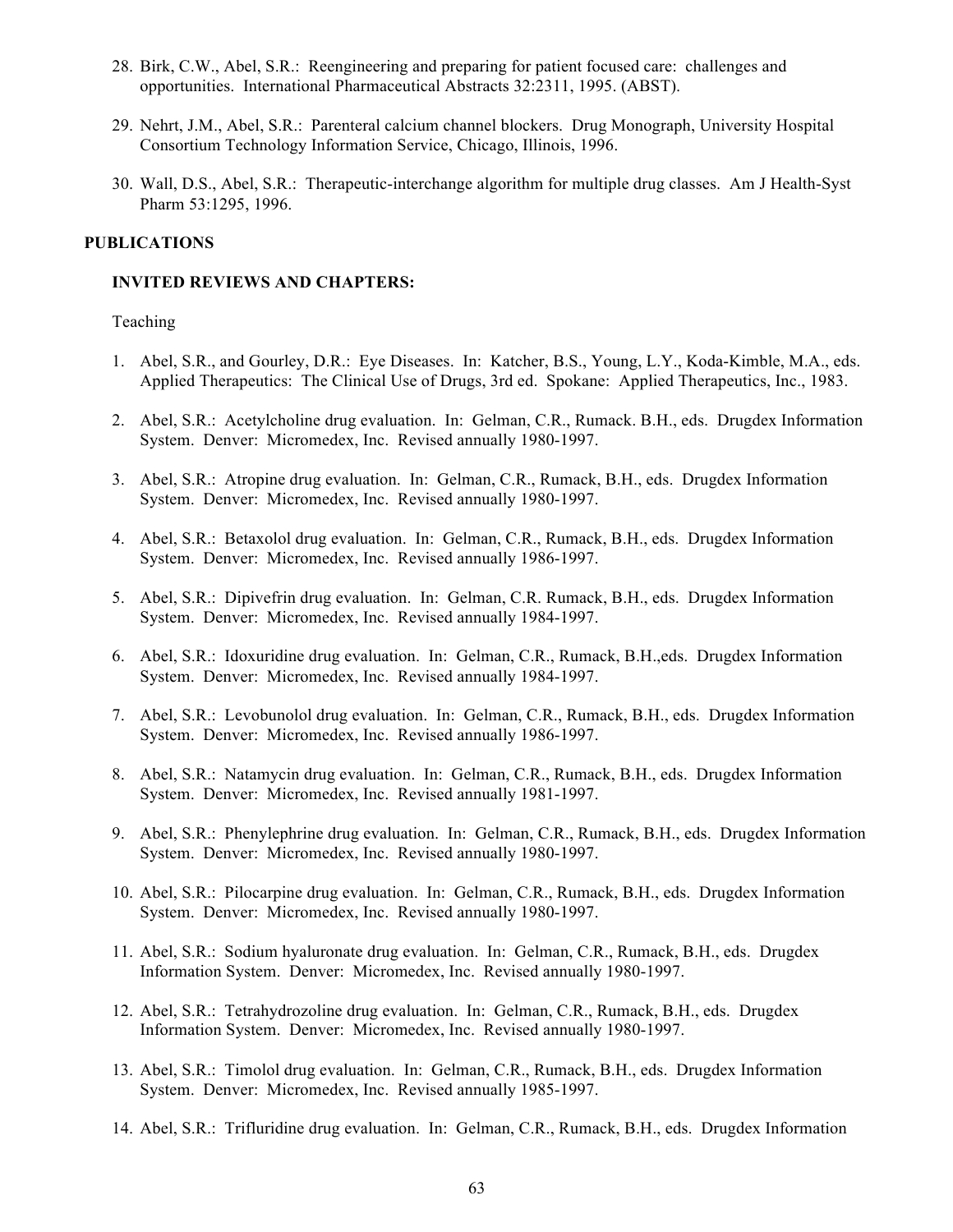28. Birk, C.W., Abel, S.R.: Reengineering and preparing for patient focused care: challenges and opportunities. International Pharmaceutical Abstracts 32:2311, 1995. (ABST).

29. Nehrt, J.M., Abel, S.R.: Parenteral calcium channel blockers. Drug Monograph, University Hospital Consortium Technology Information Service, Chicago, Illinois, 1996.

30. Wall, D.S., Abel, S.R.: Therapeutic-interchange algorithm for multiple drug classes. Am J Health-Syst Pharm 53:1295, 1996.

## PUBLICATIONS

### INVITED REVIEWS AND CHAPTERS:

Teaching

1. Abel, S.R., and Gourley, D.R.: Eye Diseases. In: Katcher, B.S., Young, L.Y., Koda-Kimble, M.A., eds. Applied Therapeutics: The Clinical Use of Drugs, 3rd ed. Spokane: Applied Therapeutics, Inc., 1983.

2. Abel, S.R.: Acetylcholine drug evaluation. In: Gelman, C.R., Rumack. B.H., eds. Drugdex Information System. Denver: Micromedex, Inc. Revised annually 1980-1997.

3. Abel, S.R.: Atropine drug evaluation. In: Gelman, C.R., Rumack, B.H., eds. Drugdex Information System. Denver: Micromedex, Inc. Revised annually 1980-1997.

4. Abel, S.R.: Betaxolol drug evaluation. In: Gelman, C.R., Rumack, B.H., eds. Drugdex Information System. Denver: Micromedex, Inc. Revised annually 1986-1997.

5. Abel, S.R.: Dipivefrin drug evaluation. In: Gelman, C.R. Rumack, B.H., eds. Drugdex Information System. Denver: Micromedex, Inc. Revised annually 1984-1997.

6. Abel, S.R.: Idoxuridine drug evaluation. In: Gelman, C.R., Rumack, B.H.,eds. Drugdex Information System. Denver: Micromedex, Inc. Revised annually 1984-1997.

7. Abel, S.R.: Levobunolol drug evaluation. In: Gelman, C.R., Rumack, B.H., eds. Drugdex Information System. Denver: Micromedex, Inc. Revised annually 1986-1997.

8. Abel, S.R.: Natamycin drug evaluation. In: Gelman, C.R., Rumack, B.H., eds. Drugdex Information System. Denver: Micromedex, Inc. Revised annually 1981-1997.

9. Abel, S.R.: Phenylephrine drug evaluation. In: Gelman, C.R., Rumack, B.H., eds. Drugdex Information System. Denver: Micromedex, Inc. Revised annually 1980-1997.

10. Abel, S.R.: Pilocarpine drug evaluation. In: Gelman, C.R., Rumack, B.H., eds. Drugdex Information System. Denver: Micromedex, Inc. Revised annually 1980-1997.

11. Abel, S.R.: Sodium hyaluronate drug evaluation. In: Gelman, C.R., Rumack, B.H., eds. Drugdex Information System. Denver: Micromedex, Inc. Revised annually 1980-1997.

12. Abel, S.R.: Tetrahydrozoline drug evaluation. In: Gelman, C.R., Rumack, B.H., eds. Drugdex Information System. Denver: Micromedex, Inc. Revised annually 1980-1997.

13. Abel, S.R.: Timolol drug evaluation. In: Gelman, C.R., Rumack, B.H., eds. Drugdex Information System. Denver: Micromedex, Inc. Revised annually 1985-1997.

14. Abel, S.R.: Trifluridine drug evaluation. In: Gelman, C.R., Rumack, B.H., eds. Drugdex Information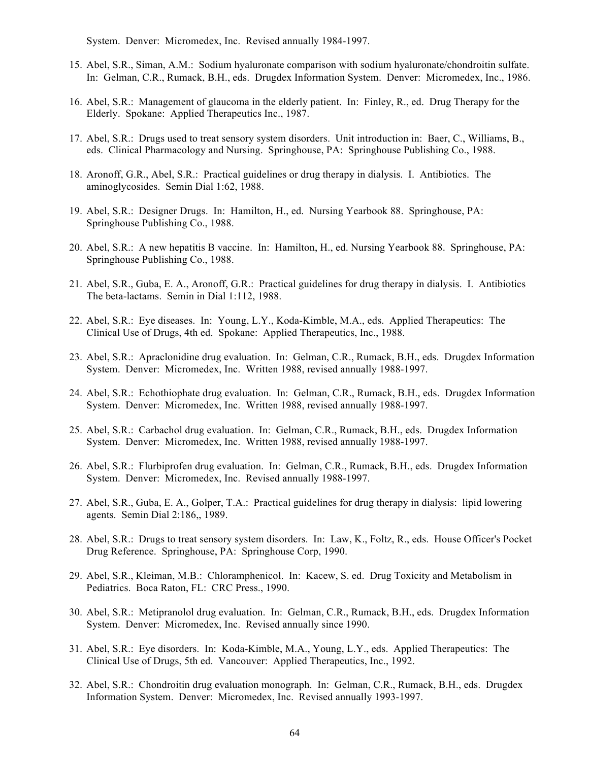System. Denver: Micromedex, Inc. Revised annually 1984-1997.

15. Abel, S.R., Siman, A.M.: Sodium hyaluronate comparison with sodium hyaluronate/chondroitin sulfate. In: Gelman, C.R., Rumack, B.H., eds. Drugdex Information System. Denver: Micromedex, Inc., 1986.

16. Abel, S.R.: Management of glaucoma in the elderly patient. In: Finley, R., ed. Drug Therapy for the Elderly. Spokane: Applied Therapeutics Inc., 1987.

17. Abel, S.R.: Drugs used to treat sensory system disorders. Unit introduction in: Baer, C., Williams, B., eds. Clinical Pharmacology and Nursing. Springhouse, PA: Springhouse Publishing Co., 1988.

18. Aronoff, G.R., Abel, S.R.: Practical guidelines or drug therapy in dialysis. I. Antibiotics. The aminoglycosides. Semin Dial 1:62, 1988.

19. Abel, S.R.: Designer Drugs. In: Hamilton, H., ed. Nursing Yearbook 88. Springhouse, PA: Springhouse Publishing Co., 1988.

20. Abel, S.R.: A new hepatitis B vaccine. In: Hamilton, H., ed. Nursing Yearbook 88. Springhouse, PA: Springhouse Publishing Co., 1988.

21. Abel, S.R., Guba, E. A., Aronoff, G.R.: Practical guidelines for drug therapy in dialysis. I. Antibiotics The beta-lactams. Semin in Dial 1:112, 1988.

22. Abel, S.R.: Eye diseases. In: Young, L.Y., Koda-Kimble, M.A., eds. Applied Therapeutics: The Clinical Use of Drugs, 4th ed. Spokane: Applied Therapeutics, Inc., 1988.

23. Abel, S.R.: Apraclonidine drug evaluation. In: Gelman, C.R., Rumack, B.H., eds. Drugdex Information System. Denver: Micromedex, Inc. Written 1988, revised annually 1988-1997.

24. Abel, S.R.: Echothiophate drug evaluation. In: Gelman, C.R., Rumack, B.H., eds. Drugdex Information System. Denver: Micromedex, Inc. Written 1988, revised annually 1988-1997.

25. Abel, S.R.: Carbachol drug evaluation. In: Gelman, C.R., Rumack, B.H., eds. Drugdex Information System. Denver: Micromedex, Inc. Written 1988, revised annually 1988-1997.

26. Abel, S.R.: Flurbiprofen drug evaluation. In: Gelman, C.R., Rumack, B.H., eds. Drugdex Information System. Denver: Micromedex, Inc. Revised annually 1988-1997.

27. Abel, S.R., Guba, E. A., Golper, T.A.: Practical guidelines for drug therapy in dialysis: lipid lowering agents. Semin Dial 2:186,, 1989.

28. Abel, S.R.: Drugs to treat sensory system disorders. In: Law, K., Foltz, R., eds. House Officer's Pocket Drug Reference. Springhouse, PA: Springhouse Corp, 1990.

29. Abel, S.R., Kleiman, M.B.: Chloramphenicol. In: Kacew, S. ed. Drug Toxicity and Metabolism in Pediatrics. Boca Raton, FL: CRC Press., 1990.

30. Abel, S.R.: Metipranolol drug evaluation. In: Gelman, C.R., Rumack, B.H., eds. Drugdex Information System. Denver: Micromedex, Inc. Revised annually since 1990.

31. Abel, S.R.: Eye disorders. In: Koda-Kimble, M.A., Young, L.Y., eds. Applied Therapeutics: The Clinical Use of Drugs, 5th ed. Vancouver: Applied Therapeutics, Inc., 1992.

32. Abel, S.R.: Chondroitin drug evaluation monograph. In: Gelman, C.R., Rumack, B.H., eds. Drugdex Information System. Denver: Micromedex, Inc. Revised annually 1993-1997.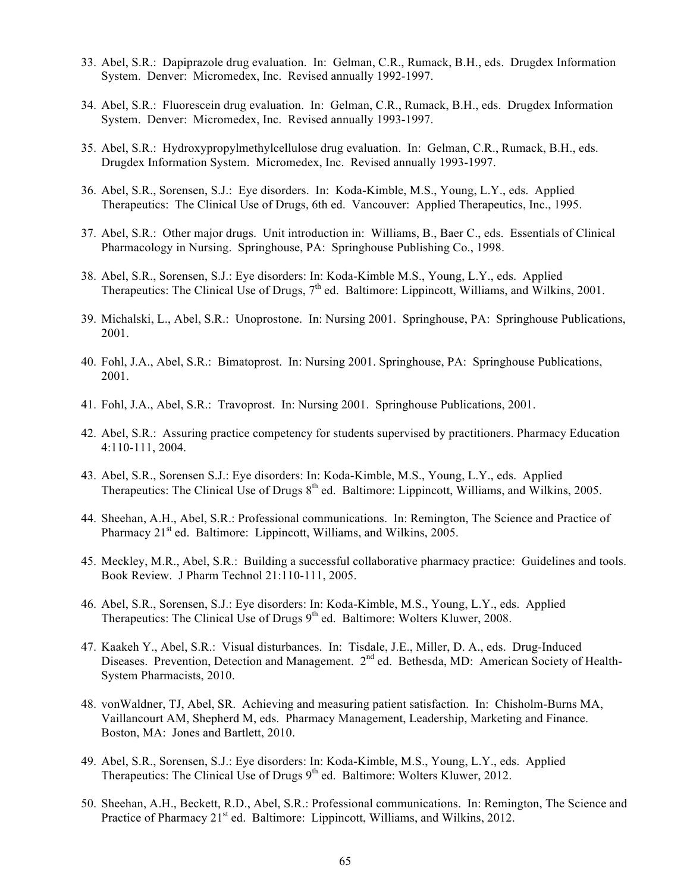33. Abel, S.R.: Dapiprazole drug evaluation. In: Gelman, C.R., Rumack, B.H., eds. Drugdex Information System. Denver: Micromedex, Inc. Revised annually 1992-1997.

34. Abel, S.R.: Fluorescein drug evaluation. In: Gelman, C.R., Rumack, B.H., eds. Drugdex Information System. Denver: Micromedex, Inc. Revised annually 1993-1997.

35. Abel, S.R.: Hydroxypropylmethylcellulose drug evaluation. In: Gelman, C.R., Rumack, B.H., eds. Drugdex Information System. Micromedex, Inc. Revised annually 1993-1997.

36. Abel, S.R., Sorensen, S.J.: Eye disorders. In: Koda-Kimble, M.S., Young, L.Y., eds. Applied Therapeutics: The Clinical Use of Drugs, 6th ed. Vancouver: Applied Therapeutics, Inc., 1995.

37. Abel, S.R.: Other major drugs. Unit introduction in: Williams, B., Baer C., eds. Essentials of Clinical Pharmacology in Nursing. Springhouse, PA: Springhouse Publishing Co., 1998.

38. Abel, S.R., Sorensen, S.J.: Eye disorders: In: Koda-Kimble M.S., Young, L.Y., eds. Applied Therapeutics: The Clinical Use of Drugs, 7th ed. Baltimore: Lippincott, Williams, and Wilkins, 2001.

39. Michalski, L., Abel, S.R.: Unoprostone. In: Nursing 2001. Springhouse, PA: Springhouse Publications, 2001.

40. Fohl, J.A., Abel, S.R.: Bimatoprost. In: Nursing 2001. Springhouse, PA: Springhouse Publications, 2001.

41. Fohl, J.A., Abel, S.R.: Travoprost. In: Nursing 2001. Springhouse Publications, 2001.

42. Abel, S.R.: Assuring practice competency for students supervised by practitioners. Pharmacy Education 4:110-111, 2004.

43. Abel, S.R., Sorensen S.J.: Eye disorders: In: Koda-Kimble, M.S., Young, L.Y., eds. Applied Therapeutics: The Clinical Use of Drugs 8th ed. Baltimore: Lippincott, Williams, and Wilkins, 2005.

44. Sheehan, A.H., Abel, S.R.: Professional communications. In: Remington, The Science and Practice of Pharmacy 21st ed. Baltimore: Lippincott, Williams, and Wilkins, 2005.

45. Meckley, M.R., Abel, S.R.: Building a successful collaborative pharmacy practice: Guidelines and tools. Book Review. J Pharm Technol 21:110-111, 2005.

46. Abel, S.R., Sorensen, S.J.: Eye disorders: In: Koda-Kimble, M.S., Young, L.Y., eds. Applied Therapeutics: The Clinical Use of Drugs 9th ed. Baltimore: Wolters Kluwer, 2008.

47. Kaakeh Y., Abel, S.R.: Visual disturbances. In: Tisdale, J.E., Miller, D. A., eds. Drug-Induced Diseases. Prevention, Detection and Management. 2nd ed. Bethesda, MD: American Society of Health-System Pharmacists, 2010.

48. vonWaldner, TJ, Abel, SR. Achieving and measuring patient satisfaction. In: Chisholm-Burns MA, Vaillancourt AM, Shepherd M, eds. Pharmacy Management, Leadership, Marketing and Finance. Boston, MA: Jones and Bartlett, 2010.

49. Abel, S.R., Sorensen, S.J.: Eye disorders: In: Koda-Kimble, M.S., Young, L.Y., eds. Applied Therapeutics: The Clinical Use of Drugs 9th ed. Baltimore: Wolters Kluwer, 2012.

50. Sheehan, A.H., Beckett, R.D., Abel, S.R.: Professional communications. In: Remington, The Science and Practice of Pharmacy 21st ed. Baltimore: Lippincott, Williams, and Wilkins, 2012.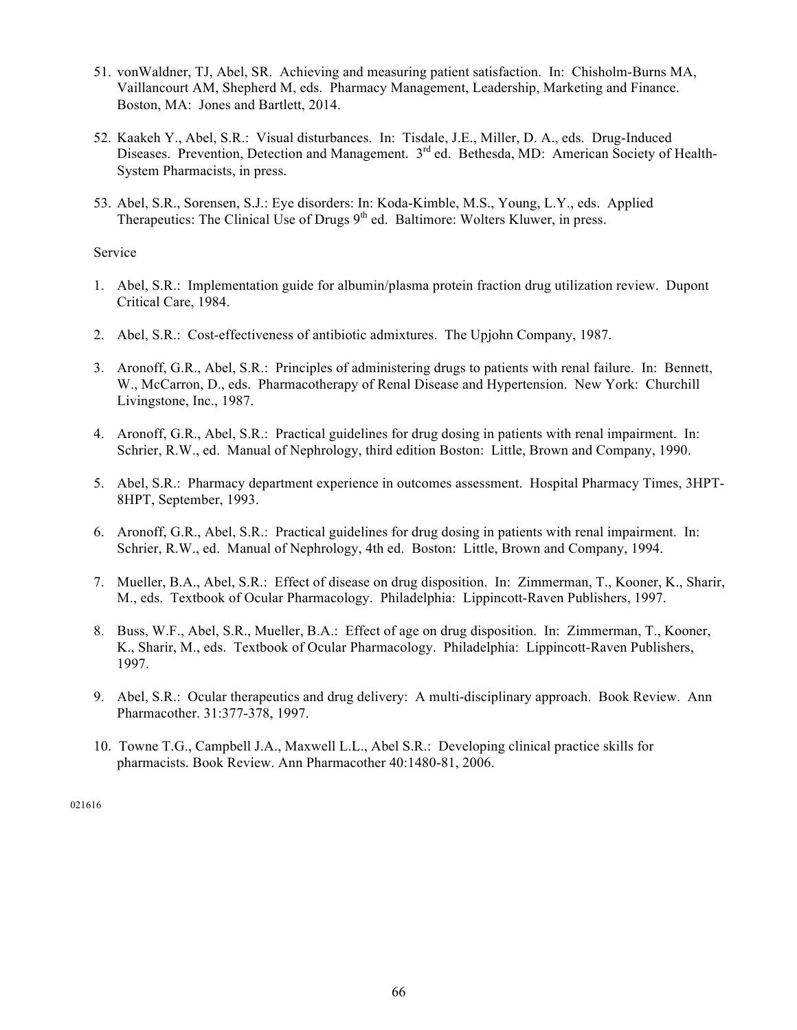51. vonWaldner, TJ, Abel, SR. Achieving and measuring patient satisfaction. In: Chisholm-Burns MA, Vaillancourt AM, Shepherd M, eds. Pharmacy Management, Leadership, Marketing and Finance. Boston, MA: Jones and Bartlett, 2014.

52. Kaakeh Y., Abel, S.R.: Visual disturbances. In: Tisdale, J.E., Miller, D. A., eds. Drug-Induced Diseases. Prevention, Detection and Management. 3rd ed. Bethesda, MD: American Society of Health-System Pharmacists, in press.

53. Abel, S.R., Sorensen, S.J.: Eye disorders: In: Koda-Kimble, M.S., Young, L.Y., eds. Applied Therapeutics: The Clinical Use of Drugs 9th ed. Baltimore: Wolters Kluwer, in press.

Service

1. Abel, S.R.: Implementation guide for albumin/plasma protein fraction drug utilization review. Dupont Critical Care, 1984.

2. Abel, S.R.: Cost-effectiveness of antibiotic admixtures. The Upjohn Company, 1987.

3. Aronoff, G.R., Abel, S.R.: Principles of administering drugs to patients with renal failure. In: Bennett, W., McCarron, D., eds. Pharmacotherapy of Renal Disease and Hypertension. New York: Churchill Livingstone, Inc., 1987.

4. Aronoff, G.R., Abel, S.R.: Practical guidelines for drug dosing in patients with renal impairment. In: Schrier, R.W., ed. Manual of Nephrology, third edition Boston: Little, Brown and Company, 1990.

5. Abel, S.R.: Pharmacy department experience in outcomes assessment. Hospital Pharmacy Times, 3HPT-8HPT, September, 1993.

6. Aronoff, G.R., Abel, S.R.: Practical guidelines for drug dosing in patients with renal impairment. In: Schrier, R.W., ed. Manual of Nephrology, 4th ed. Boston: Little, Brown and Company, 1994.

7. Mueller, B.A., Abel, S.R.: Effect of disease on drug disposition. In: Zimmerman, T., Kooner, K., Sharir, M., eds. Textbook of Ocular Pharmacology. Philadelphia: Lippincott-Raven Publishers, 1997.

8. Buss, W.F., Abel, S.R., Mueller, B.A.: Effect of age on drug disposition. In: Zimmerman, T., Kooner, K., Sharir, M., eds. Textbook of Ocular Pharmacology. Philadelphia: Lippincott-Raven Publishers, 1997.

9. Abel, S.R.: Ocular therapeutics and drug delivery: A multi-disciplinary approach. Book Review. Ann Pharmacother. 31:377-378, 1997.

10. Towne T.G., Campbell J.A., Maxwell L.L., Abel S.R.: Developing clinical practice skills for pharmacists. Book Review. Ann Pharmacother 40:1480-81, 2006.

021616